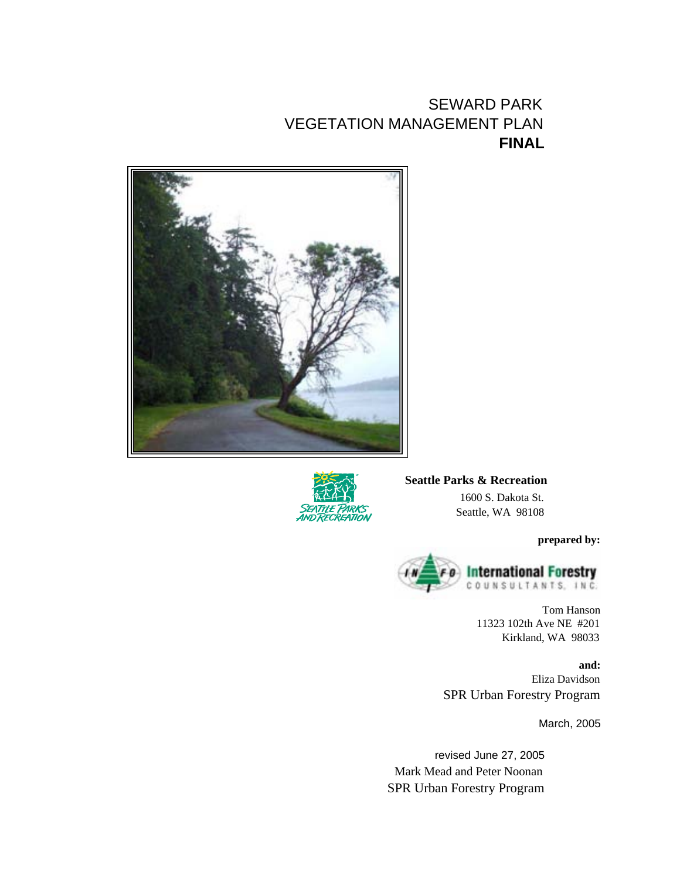# SEWARD PARK
# VEGETATION MANAGEMENT PLAN
# **FINAL**

**Seattle Parks & Recreation**

1600 S. Dakota St.
Seattle, WA 98108

**prepared by:**

International Forestry Counsultants, Inc.

Tom Hanson
11323 102th Ave NE #201
Kirkland, WA 98033

**and:**

Eliza Davidson
SPR Urban Forestry Program

March, 2005

revised June 27, 2005
Mark Mead and Peter Noonan
SPR Urban Forestry Program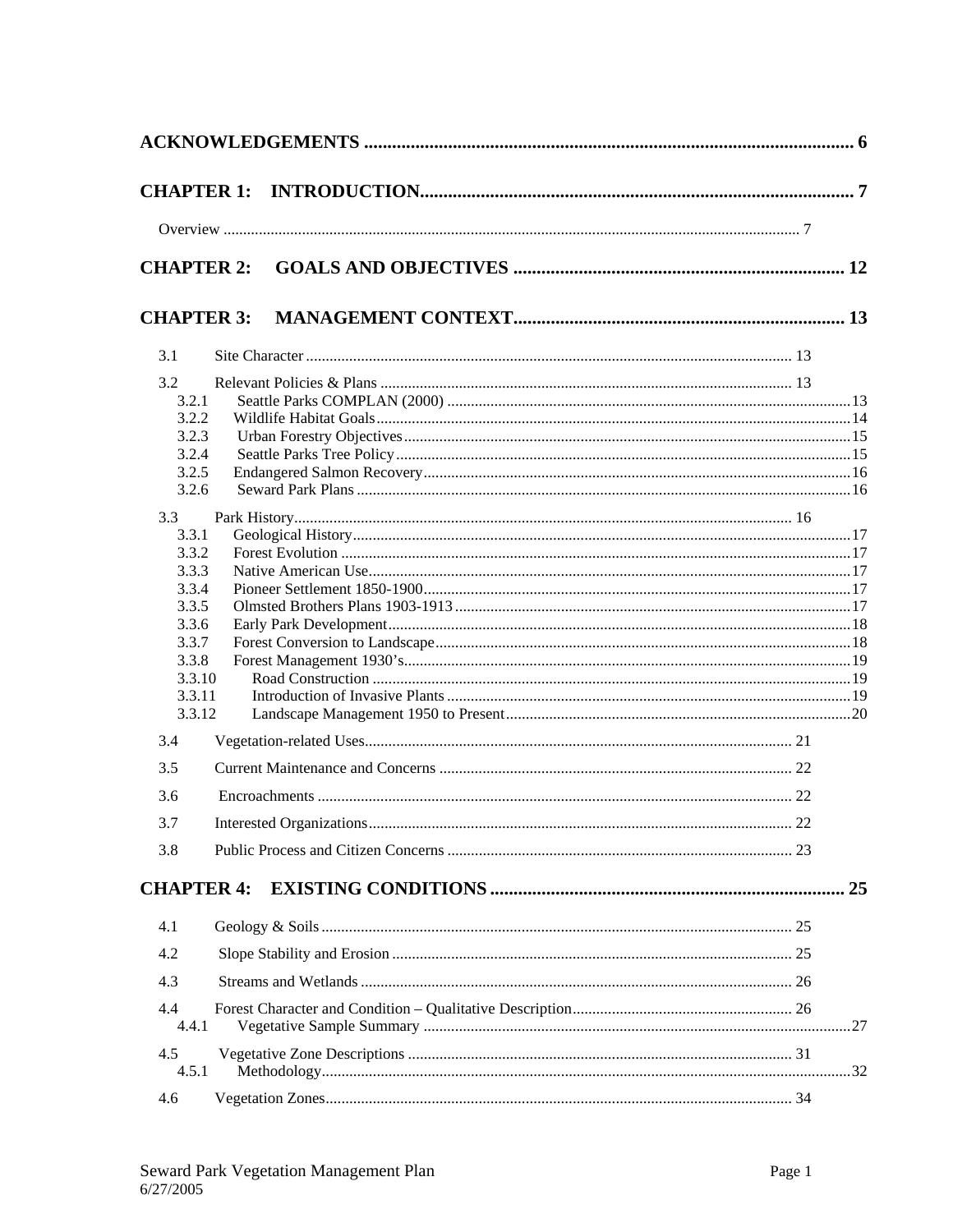**ACKNOWLEDGEMENTS** ........................................................................................................ 6

**CHAPTER 1: INTRODUCTION**............................................................................................. 7

Overview ........................................................................................................................................ 7

**CHAPTER 2: GOALS AND OBJECTIVES** ...................................................................... 12

**CHAPTER 3: MANAGEMENT CONTEXT**...................................................................... 13

3.1 Site Character ........................................................................................................... 13

3.2 Relevant Policies & Plans ........................................................................................ 13

- 3.2.1 Seattle Parks COMPLAN (2000) ......................................................................13
- 3.2.2 Wildlife Habitat Goals.........................................................................................14
- 3.2.3 Urban Forestry Objectives..................................................................................15
- 3.2.4 Seattle Parks Tree Policy....................................................................................15
- 3.2.5 Endangered Salmon Recovery............................................................................16
- 3.2.6 Seward Park Plans .............................................................................................16

3.3 Park History............................................................................................................. 16

- 3.3.1 Geological History..............................................................................................17
- 3.3.2 Forest Evolution .................................................................................................17
- 3.3.3 Native American Use..........................................................................................17
- 3.3.4 Pioneer Settlement 1850-1900............................................................................17
- 3.3.5 Olmsted Brothers Plans 1903-1913....................................................................17
- 3.3.6 Early Park Development.....................................................................................18
- 3.3.7 Forest Conversion to Landscape.........................................................................18
- 3.3.8 Forest Management 1930's.................................................................................19
- 3.3.10 Road Construction .........................................................................................19
- 3.3.11 Introduction of Invasive Plants .......................................................................19
- 3.3.12 Landscape Management 1950 to Present.......................................................20

3.4 Vegetation-related Uses........................................................................................... 21

3.5 Current Maintenance and Concerns ......................................................................... 22

3.6 Encroachments ........................................................................................................ 22

3.7 Interested Organizations........................................................................................... 22

3.8 Public Process and Citizen Concerns ....................................................................... 23

**CHAPTER 4: EXISTING CONDITIONS** ........................................................................... 25

4.1 Geology & Soils ....................................................................................................... 25

4.2 Slope Stability and Erosion ..................................................................................... 25

4.3 Streams and Wetlands ............................................................................................. 26

4.4 Forest Character and Condition – Qualitative Description........................................................ 26

- 4.4.1 Vegetative Sample Summary .............................................................................27

4.5 Vegetative Zone Descriptions ................................................................................. 31

- 4.5.1 Methodology.......................................................................................................32

4.6 Vegetation Zones...................................................................................................... 34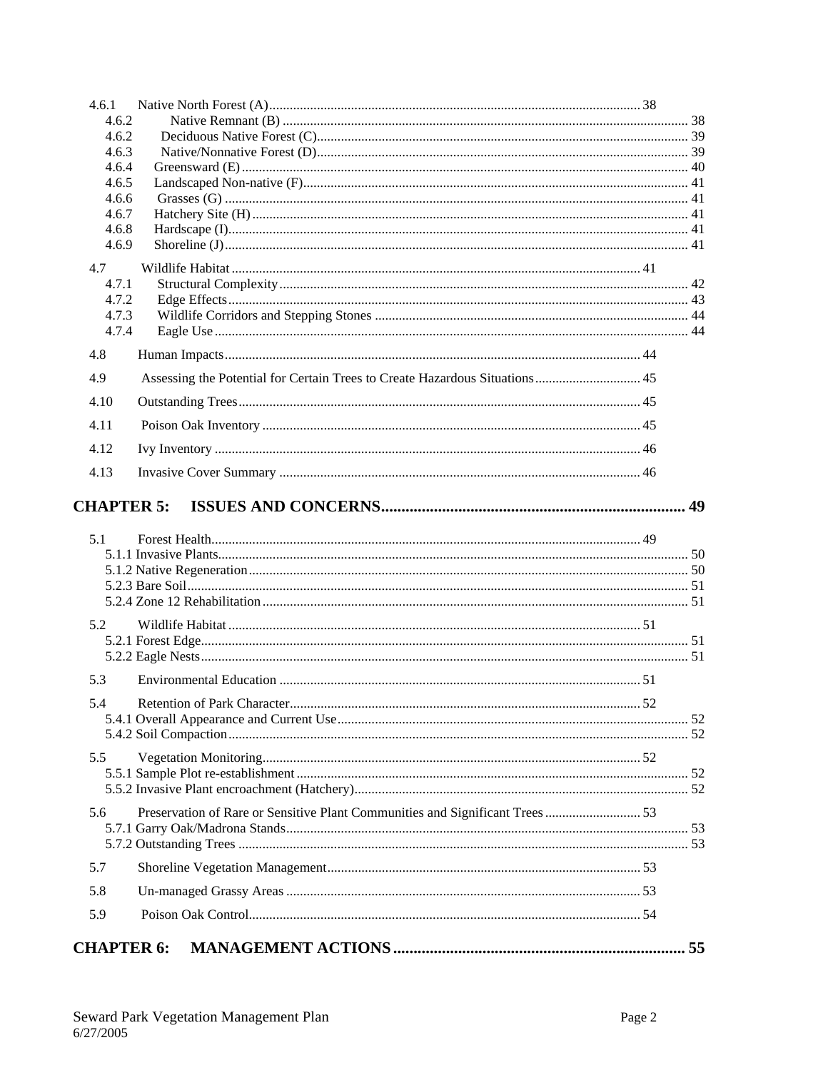4.6.1 Native North Forest (A) ........ 38
4.6.2 Native Remnant (B) ........ 38
4.6.2 Deciduous Native Forest (C) ........ 39
4.6.3 Native/Nonnative Forest (D) ........ 39
4.6.4 Greensward (E) ........ 40
4.6.5 Landscaped Non-native (F) ........ 41
4.6.6 Grasses (G) ........ 41
4.6.7 Hatchery Site (H) ........ 41
4.6.8 Hardscape (I) ........ 41
4.6.9 Shoreline (J) ........ 41

4.7 Wildlife Habitat ........ 41
4.7.1 Structural Complexity ........ 42
4.7.2 Edge Effects ........ 43
4.7.3 Wildlife Corridors and Stepping Stones ........ 44
4.7.4 Eagle Use ........ 44

4.8 Human Impacts ........ 44

4.9 Assessing the Potential for Certain Trees to Create Hazardous Situations ........ 45

4.10 Outstanding Trees ........ 45

4.11 Poison Oak Inventory ........ 45

4.12 Ivy Inventory ........ 46

4.13 Invasive Cover Summary ........ 46

**CHAPTER 5: ISSUES AND CONCERNS ........ 49**

5.1 Forest Health ........ 49
5.1.1 Invasive Plants ........ 50
5.1.2 Native Regeneration ........ 50
5.2.3 Bare Soil ........ 51
5.2.4 Zone 12 Rehabilitation ........ 51

5.2 Wildlife Habitat ........ 51
5.2.1 Forest Edge ........ 51
5.2.2 Eagle Nests ........ 51

5.3 Environmental Education ........ 51

5.4 Retention of Park Character ........ 52
5.4.1 Overall Appearance and Current Use ........ 52
5.4.2 Soil Compaction ........ 52

5.5 Vegetation Monitoring ........ 52
5.5.1 Sample Plot re-establishment ........ 52
5.5.2 Invasive Plant encroachment (Hatchery) ........ 52

5.6 Preservation of Rare or Sensitive Plant Communities and Significant Trees ........ 53
5.7.1 Garry Oak/Madrona Stands ........ 53
5.7.2 Outstanding Trees ........ 53

5.7 Shoreline Vegetation Management ........ 53

5.8 Un-managed Grassy Areas ........ 53

5.9 Poison Oak Control ........ 54

**CHAPTER 6: MANAGEMENT ACTIONS ........ 55**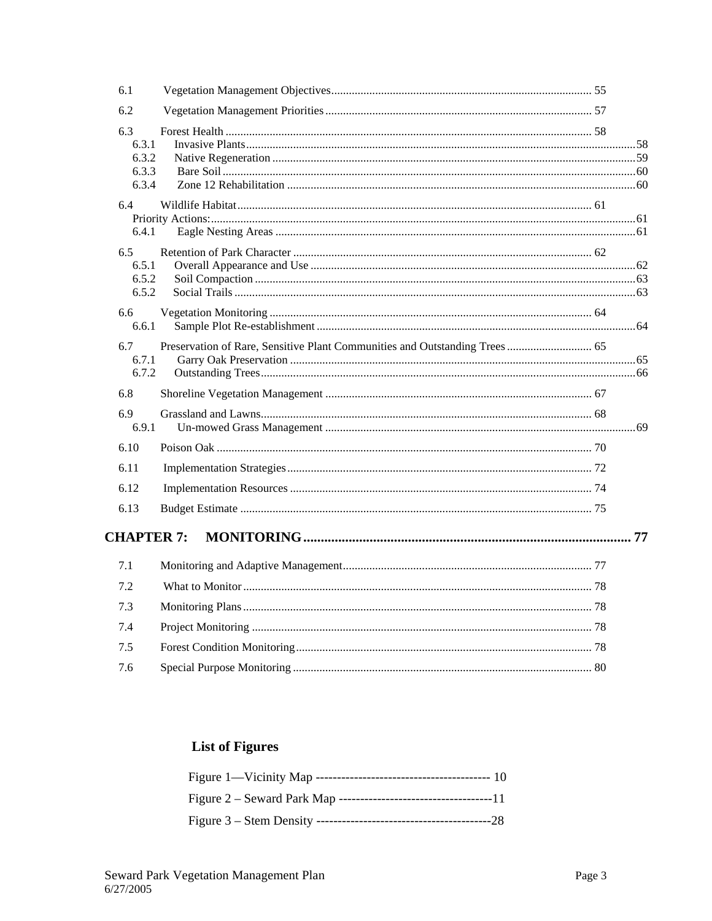6.1 Vegetation Management Objectives ........ 55

6.2 Vegetation Management Priorities ........ 57

6.3 Forest Health ........ 58
- 6.3.1 Invasive Plants ........ 58
- 6.3.2 Native Regeneration ........ 59
- 6.3.3 Bare Soil ........ 60
- 6.3.4 Zone 12 Rehabilitation ........ 60

6.4 Wildlife Habitat ........ 61
- Priority Actions: ........ 61
- 6.4.1 Eagle Nesting Areas ........ 61

6.5 Retention of Park Character ........ 62
- 6.5.1 Overall Appearance and Use ........ 62
- 6.5.2 Soil Compaction ........ 63
- 6.5.2 Social Trails ........ 63

6.6 Vegetation Monitoring ........ 64
- 6.6.1 Sample Plot Re-establishment ........ 64

6.7 Preservation of Rare, Sensitive Plant Communities and Outstanding Trees ........ 65
- 6.7.1 Garry Oak Preservation ........ 65
- 6.7.2 Outstanding Trees ........ 66

6.8 Shoreline Vegetation Management ........ 67

6.9 Grassland and Lawns ........ 68
- 6.9.1 Un-mowed Grass Management ........ 69

6.10 Poison Oak ........ 70

6.11 Implementation Strategies ........ 72

6.12 Implementation Resources ........ 74

6.13 Budget Estimate ........ 75

**CHAPTER 7: MONITORING ........ 77**

7.1 Monitoring and Adaptive Management ........ 77

7.2 What to Monitor ........ 78

7.3 Monitoring Plans ........ 78

7.4 Project Monitoring ........ 78

7.5 Forest Condition Monitoring ........ 78

7.6 Special Purpose Monitoring ........ 80

## List of Figures

Figure 1—Vicinity Map ---------------------------------------- 10

Figure 2 – Seward Park Map ------------------------------------11

Figure 3 – Stem Density ----------------------------------------28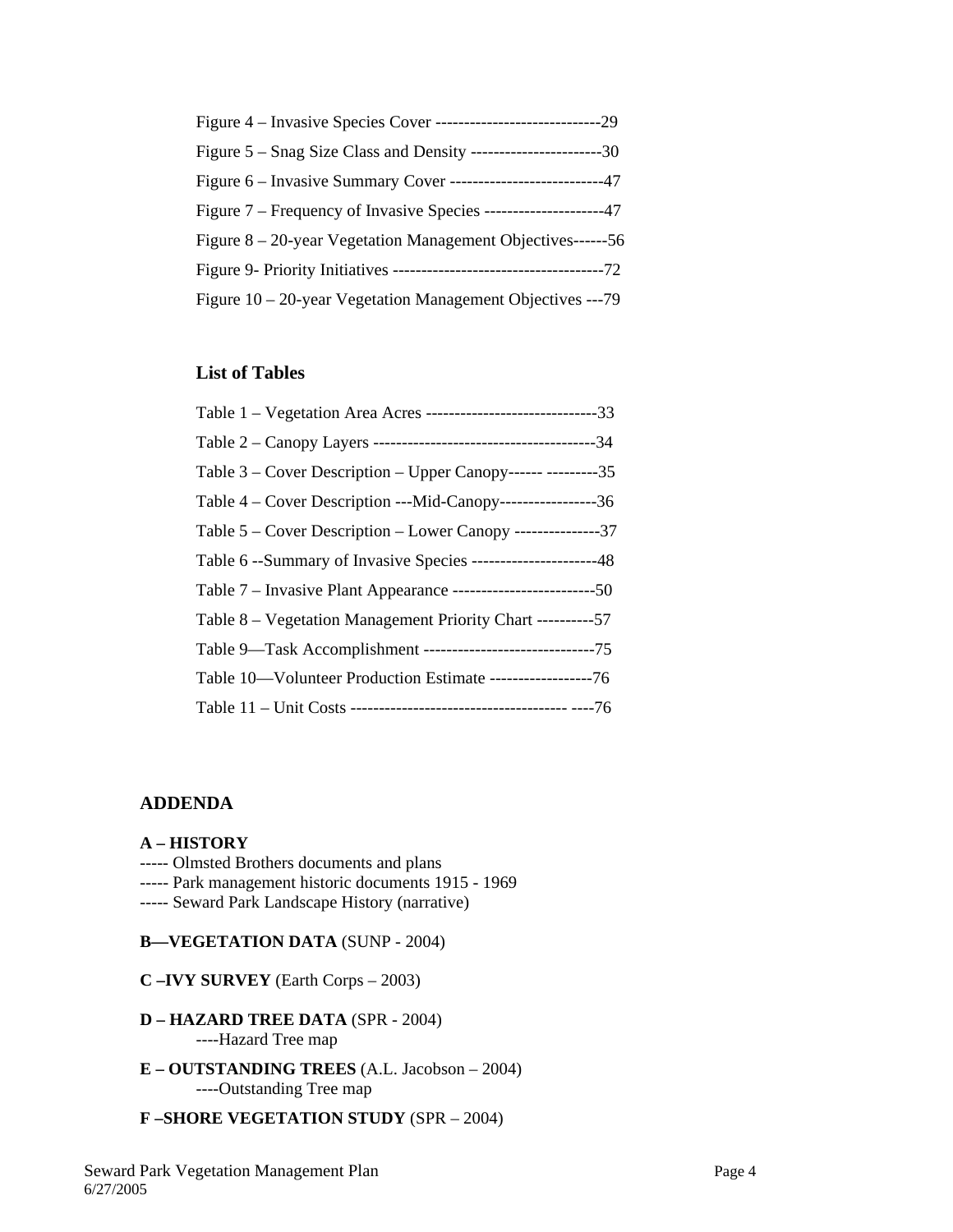Figure 4 – Invasive Species Cover -----------------------------29
Figure 5 – Snag Size Class and Density -----------------------30
Figure 6 – Invasive Summary Cover ---------------------------47
Figure 7 – Frequency of Invasive Species ---------------------47
Figure 8 – 20-year Vegetation Management Objectives------56
Figure 9- Priority Initiatives -------------------------------------72
Figure 10 – 20-year Vegetation Management Objectives ---79

**List of Tables**

Table 1 – Vegetation Area Acres ------------------------------33
Table 2 – Canopy Layers --------------------------------------34
Table 3 – Cover Description – Upper Canopy------ ---------35
Table 4 – Cover Description ---Mid-Canopy-----------------36
Table 5 – Cover Description – Lower Canopy ---------------37
Table 6 --Summary of Invasive Species ----------------------48
Table 7 – Invasive Plant Appearance -------------------------50
Table 8 – Vegetation Management Priority Chart ----------57
Table 9—Task Accomplishment ------------------------------75
Table 10—Volunteer Production Estimate ------------------76
Table 11 – Unit Costs ------------------------------------- ----76

**ADDENDA**

**A – HISTORY**
----- Olmsted Brothers documents and plans
----- Park management historic documents 1915 - 1969
----- Seward Park Landscape History (narrative)

**B—VEGETATION DATA** (SUNP - 2004)

**C –IVY SURVEY** (Earth Corps – 2003)

**D – HAZARD TREE DATA** (SPR - 2004)
----Hazard Tree map

**E – OUTSTANDING TREES** (A.L. Jacobson – 2004)
----Outstanding Tree map

**F –SHORE VEGETATION STUDY** (SPR – 2004)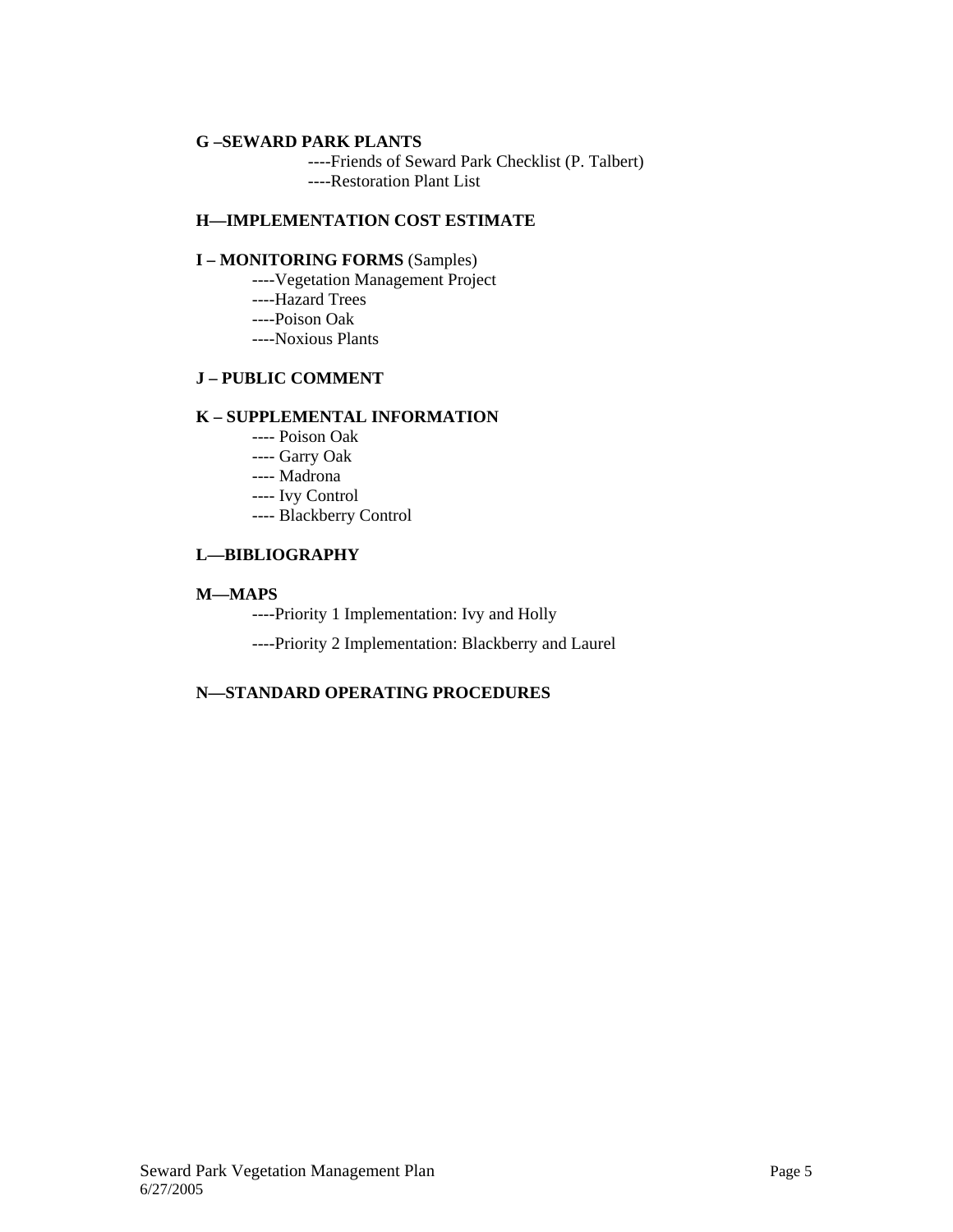**G –SEWARD PARK PLANTS**

----Friends of Seward Park Checklist (P. Talbert)

----Restoration Plant List

**H—IMPLEMENTATION COST ESTIMATE**

**I – MONITORING FORMS** (Samples)

----Vegetation Management Project

----Hazard Trees

----Poison Oak

----Noxious Plants

**J – PUBLIC COMMENT**

**K – SUPPLEMENTAL INFORMATION**

---- Poison Oak

---- Garry Oak

---- Madrona

---- Ivy Control

---- Blackberry Control

**L—BIBLIOGRAPHY**

**M—MAPS**

----Priority 1 Implementation: Ivy and Holly

----Priority 2 Implementation: Blackberry and Laurel

**N—STANDARD OPERATING PROCEDURES**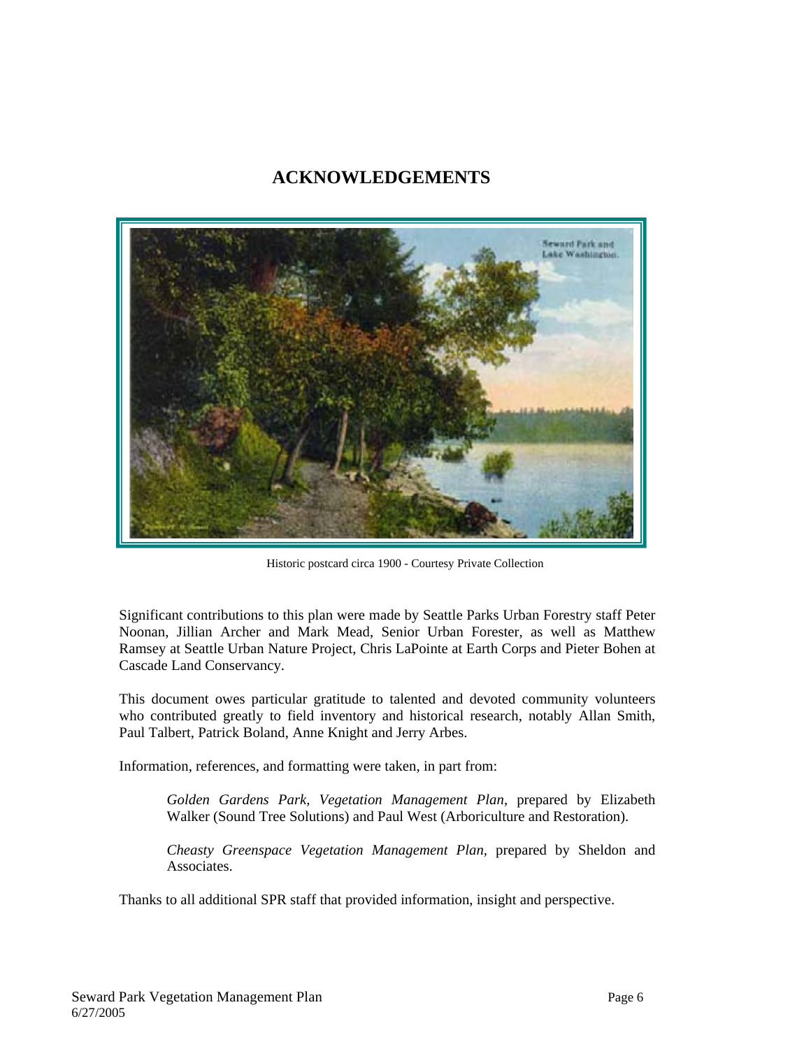# ACKNOWLEDGEMENTS

Historic postcard circa 1900 - Courtesy Private Collection

Significant contributions to this plan were made by Seattle Parks Urban Forestry staff Peter Noonan, Jillian Archer and Mark Mead, Senior Urban Forester, as well as Matthew Ramsey at Seattle Urban Nature Project, Chris LaPointe at Earth Corps and Pieter Bohen at Cascade Land Conservancy.

This document owes particular gratitude to talented and devoted community volunteers who contributed greatly to field inventory and historical research, notably Allan Smith, Paul Talbert, Patrick Boland, Anne Knight and Jerry Arbes.

Information, references, and formatting were taken, in part from:

> *Golden Gardens Park, Vegetation Management Plan*, prepared by Elizabeth Walker (Sound Tree Solutions) and Paul West (Arboriculture and Restoration).
>
> *Cheasty Greenspace Vegetation Management Plan,* prepared by Sheldon and Associates.

Thanks to all additional SPR staff that provided information, insight and perspective.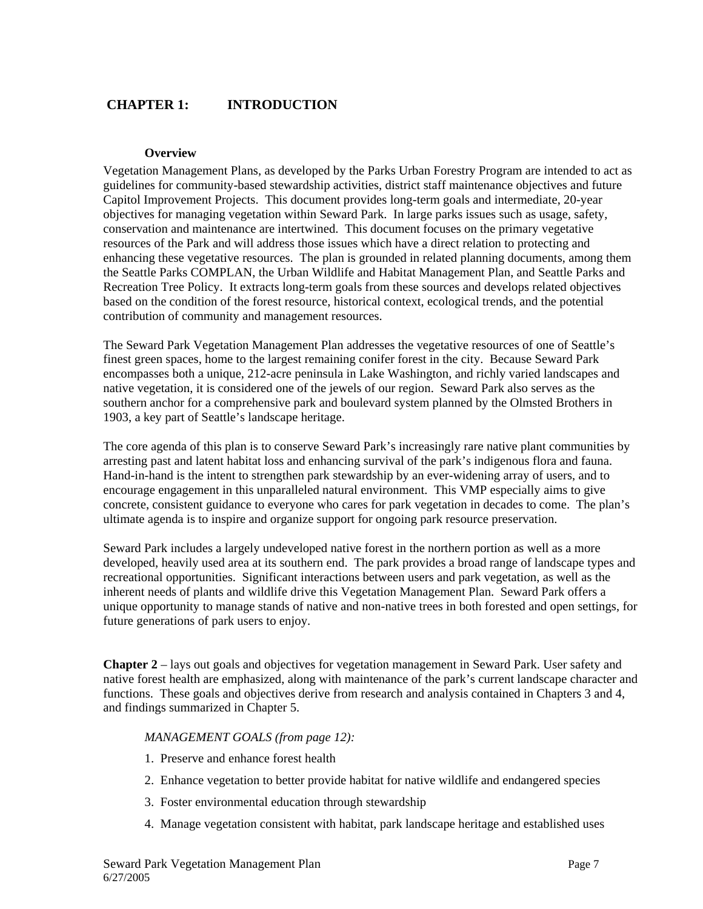# CHAPTER 1: INTRODUCTION

### Overview

Vegetation Management Plans, as developed by the Parks Urban Forestry Program are intended to act as guidelines for community-based stewardship activities, district staff maintenance objectives and future Capitol Improvement Projects. This document provides long-term goals and intermediate, 20-year objectives for managing vegetation within Seward Park. In large parks issues such as usage, safety, conservation and maintenance are intertwined. This document focuses on the primary vegetative resources of the Park and will address those issues which have a direct relation to protecting and enhancing these vegetative resources. The plan is grounded in related planning documents, among them the Seattle Parks COMPLAN, the Urban Wildlife and Habitat Management Plan, and Seattle Parks and Recreation Tree Policy. It extracts long-term goals from these sources and develops related objectives based on the condition of the forest resource, historical context, ecological trends, and the potential contribution of community and management resources.

The Seward Park Vegetation Management Plan addresses the vegetative resources of one of Seattle's finest green spaces, home to the largest remaining conifer forest in the city. Because Seward Park encompasses both a unique, 212-acre peninsula in Lake Washington, and richly varied landscapes and native vegetation, it is considered one of the jewels of our region. Seward Park also serves as the southern anchor for a comprehensive park and boulevard system planned by the Olmsted Brothers in 1903, a key part of Seattle's landscape heritage.

The core agenda of this plan is to conserve Seward Park's increasingly rare native plant communities by arresting past and latent habitat loss and enhancing survival of the park's indigenous flora and fauna. Hand-in-hand is the intent to strengthen park stewardship by an ever-widening array of users, and to encourage engagement in this unparalleled natural environment. This VMP especially aims to give concrete, consistent guidance to everyone who cares for park vegetation in decades to come. The plan's ultimate agenda is to inspire and organize support for ongoing park resource preservation.

Seward Park includes a largely undeveloped native forest in the northern portion as well as a more developed, heavily used area at its southern end. The park provides a broad range of landscape types and recreational opportunities. Significant interactions between users and park vegetation, as well as the inherent needs of plants and wildlife drive this Vegetation Management Plan. Seward Park offers a unique opportunity to manage stands of native and non-native trees in both forested and open settings, for future generations of park users to enjoy.

**Chapter 2** – lays out goals and objectives for vegetation management in Seward Park. User safety and native forest health are emphasized, along with maintenance of the park's current landscape character and functions. These goals and objectives derive from research and analysis contained in Chapters 3 and 4, and findings summarized in Chapter 5.

*MANAGEMENT GOALS (from page 12):*

1. Preserve and enhance forest health
2. Enhance vegetation to better provide habitat for native wildlife and endangered species
3. Foster environmental education through stewardship
4. Manage vegetation consistent with habitat, park landscape heritage and established uses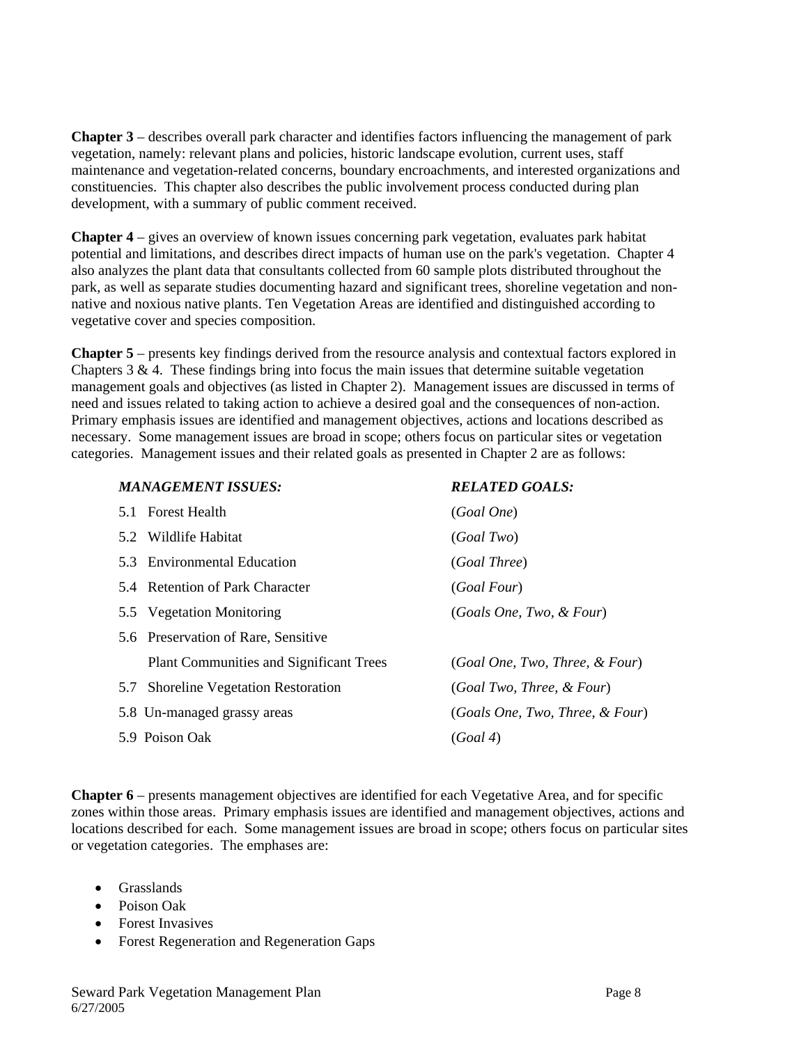**Chapter 3** – describes overall park character and identifies factors influencing the management of park vegetation, namely: relevant plans and policies, historic landscape evolution, current uses, staff maintenance and vegetation-related concerns, boundary encroachments, and interested organizations and constituencies. This chapter also describes the public involvement process conducted during plan development, with a summary of public comment received.

**Chapter 4** – gives an overview of known issues concerning park vegetation, evaluates park habitat potential and limitations, and describes direct impacts of human use on the park's vegetation. Chapter 4 also analyzes the plant data that consultants collected from 60 sample plots distributed throughout the park, as well as separate studies documenting hazard and significant trees, shoreline vegetation and non-native and noxious native plants. Ten Vegetation Areas are identified and distinguished according to vegetative cover and species composition.

**Chapter 5** – presents key findings derived from the resource analysis and contextual factors explored in Chapters 3 & 4. These findings bring into focus the main issues that determine suitable vegetation management goals and objectives (as listed in Chapter 2). Management issues are discussed in terms of need and issues related to taking action to achieve a desired goal and the consequences of non-action. Primary emphasis issues are identified and management objectives, actions and locations described as necessary. Some management issues are broad in scope; others focus on particular sites or vegetation categories. Management issues and their related goals as presented in Chapter 2 are as follows:

| ***MANAGEMENT ISSUES:*** | ***RELATED GOALS:*** |
|---|---|
| 5.1 Forest Health | (*Goal One*) |
| 5.2 Wildlife Habitat | (*Goal Two*) |
| 5.3 Environmental Education | (*Goal Three*) |
| 5.4 Retention of Park Character | (*Goal Four*) |
| 5.5 Vegetation Monitoring | (*Goals One, Two, & Four*) |
| 5.6 Preservation of Rare, Sensitive Plant Communities and Significant Trees | (*Goal One, Two, Three, & Four*) |
| 5.7 Shoreline Vegetation Restoration | (*Goal Two, Three, & Four*) |
| 5.8 Un-managed grassy areas | (*Goals One, Two, Three, & Four*) |
| 5.9 Poison Oak | (*Goal 4*) |

**Chapter 6** – presents management objectives are identified for each Vegetative Area, and for specific zones within those areas. Primary emphasis issues are identified and management objectives, actions and locations described for each. Some management issues are broad in scope; others focus on particular sites or vegetation categories. The emphases are:

- Grasslands
- Poison Oak
- Forest Invasives
- Forest Regeneration and Regeneration Gaps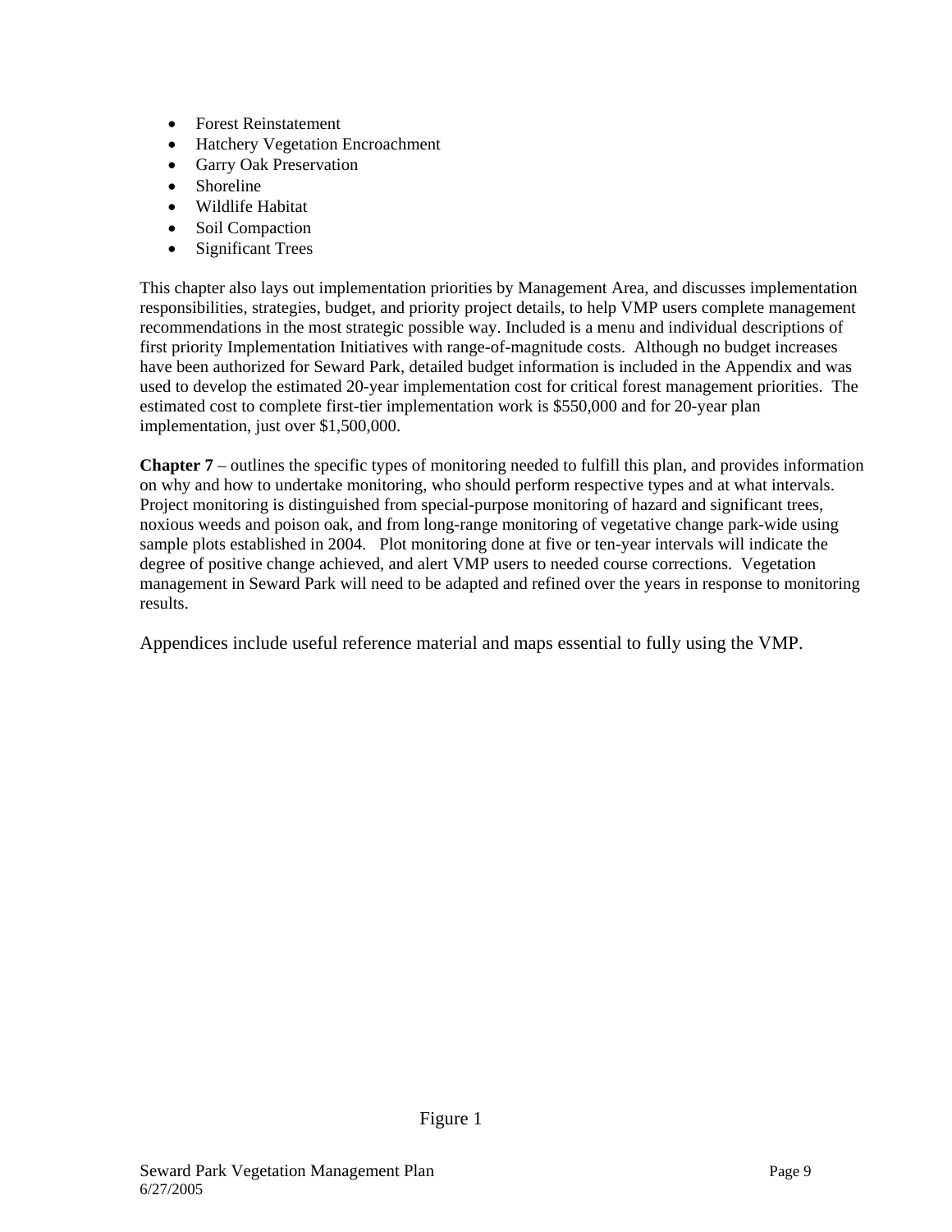- Forest Reinstatement
- Hatchery Vegetation Encroachment
- Garry Oak Preservation
- Shoreline
- Wildlife Habitat
- Soil Compaction
- Significant Trees

This chapter also lays out implementation priorities by Management Area, and discusses implementation responsibilities, strategies, budget, and priority project details, to help VMP users complete management recommendations in the most strategic possible way. Included is a menu and individual descriptions of first priority Implementation Initiatives with range-of-magnitude costs. Although no budget increases have been authorized for Seward Park, detailed budget information is included in the Appendix and was used to develop the estimated 20-year implementation cost for critical forest management priorities. The estimated cost to complete first-tier implementation work is $550,000 and for 20-year plan implementation, just over $1,500,000.

**Chapter 7** – outlines the specific types of monitoring needed to fulfill this plan, and provides information on why and how to undertake monitoring, who should perform respective types and at what intervals. Project monitoring is distinguished from special-purpose monitoring of hazard and significant trees, noxious weeds and poison oak, and from long-range monitoring of vegetative change park-wide using sample plots established in 2004. Plot monitoring done at five or ten-year intervals will indicate the degree of positive change achieved, and alert VMP users to needed course corrections. Vegetation management in Seward Park will need to be adapted and refined over the years in response to monitoring results.

Appendices include useful reference material and maps essential to fully using the VMP.

Figure 1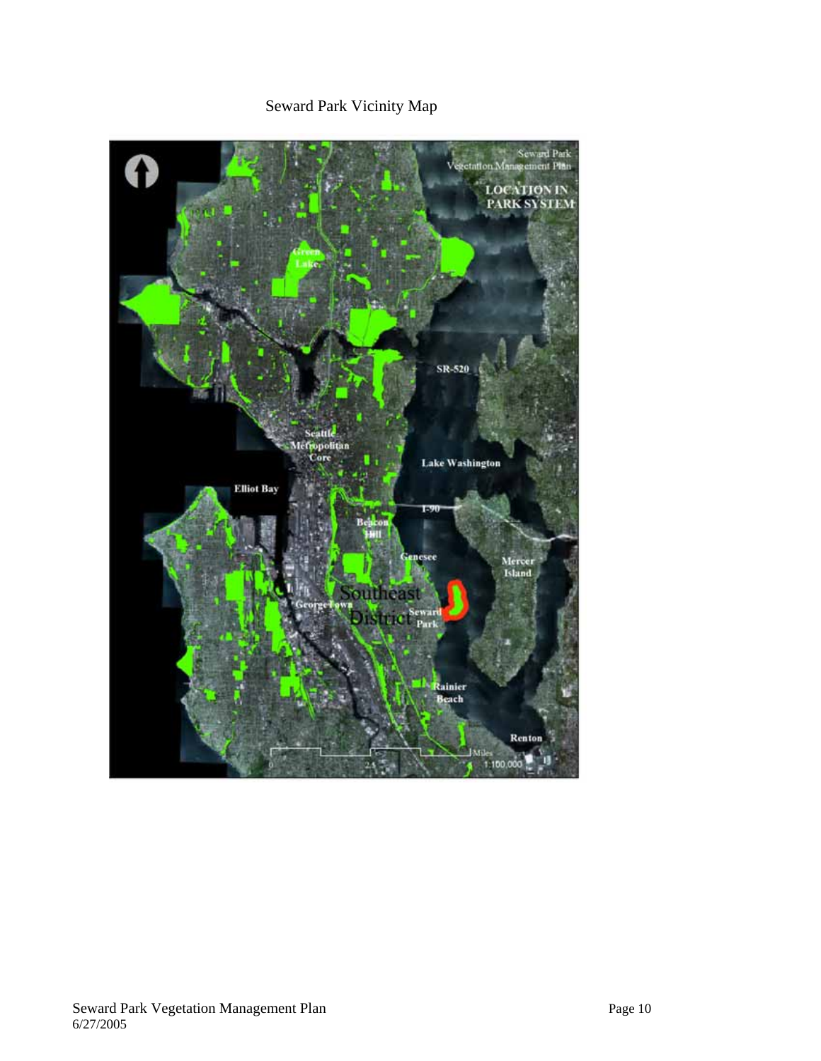Seward Park Vicinity Map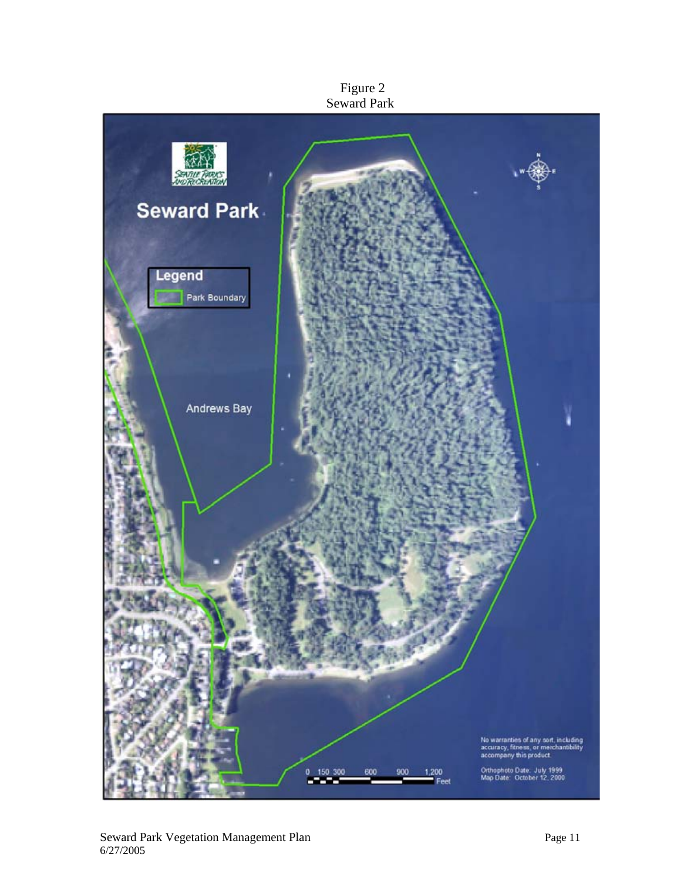Figure 2
Seward Park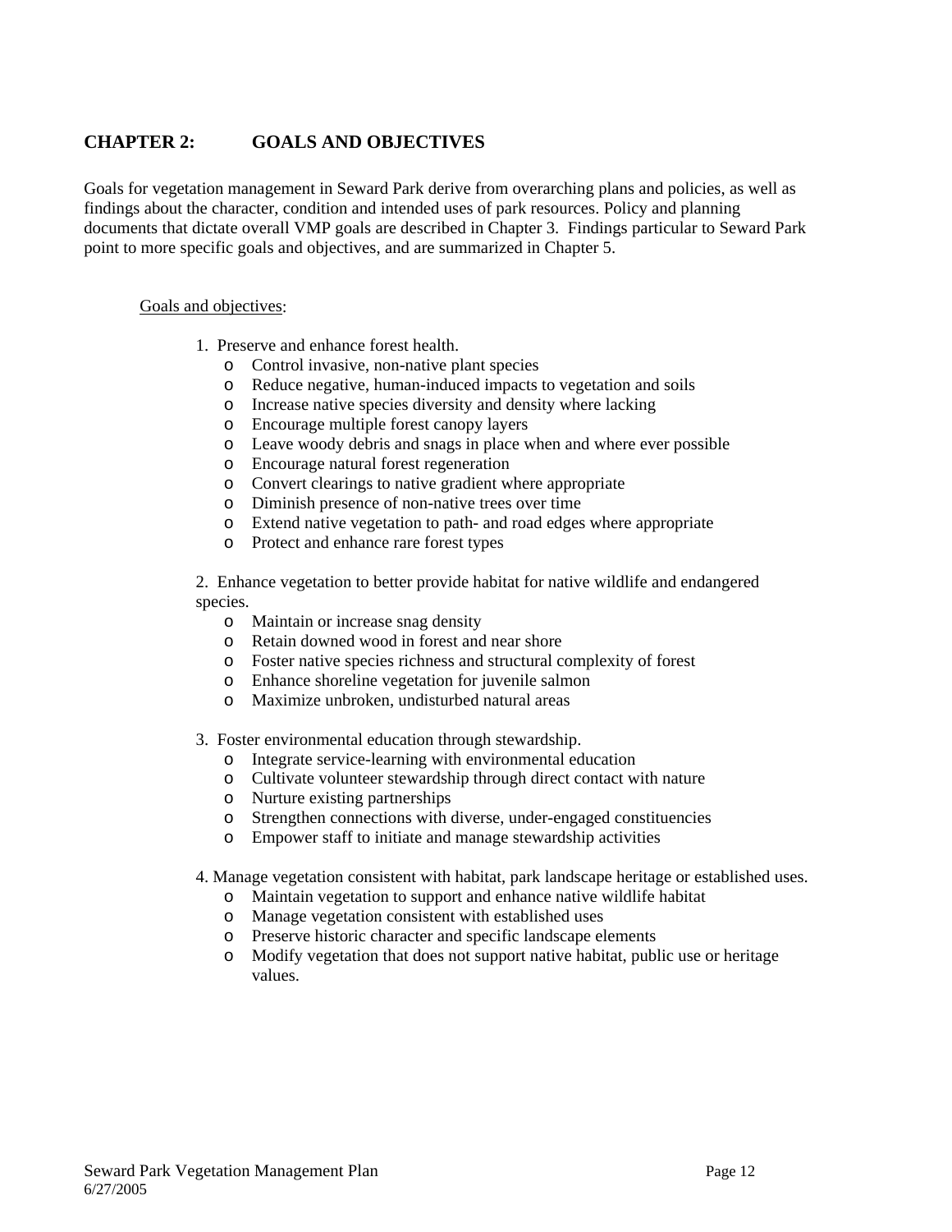# CHAPTER 2: GOALS AND OBJECTIVES

Goals for vegetation management in Seward Park derive from overarching plans and policies, as well as findings about the character, condition and intended uses of park resources. Policy and planning documents that dictate overall VMP goals are described in Chapter 3. Findings particular to Seward Park point to more specific goals and objectives, and are summarized in Chapter 5.

Goals and objectives:

1. Preserve and enhance forest health.
   - Control invasive, non-native plant species
   - Reduce negative, human-induced impacts to vegetation and soils
   - Increase native species diversity and density where lacking
   - Encourage multiple forest canopy layers
   - Leave woody debris and snags in place when and where ever possible
   - Encourage natural forest regeneration
   - Convert clearings to native gradient where appropriate
   - Diminish presence of non-native trees over time
   - Extend native vegetation to path- and road edges where appropriate
   - Protect and enhance rare forest types

2. Enhance vegetation to better provide habitat for native wildlife and endangered species.
   - Maintain or increase snag density
   - Retain downed wood in forest and near shore
   - Foster native species richness and structural complexity of forest
   - Enhance shoreline vegetation for juvenile salmon
   - Maximize unbroken, undisturbed natural areas

3. Foster environmental education through stewardship.
   - Integrate service-learning with environmental education
   - Cultivate volunteer stewardship through direct contact with nature
   - Nurture existing partnerships
   - Strengthen connections with diverse, under-engaged constituencies
   - Empower staff to initiate and manage stewardship activities

4. Manage vegetation consistent with habitat, park landscape heritage or established uses.
   - Maintain vegetation to support and enhance native wildlife habitat
   - Manage vegetation consistent with established uses
   - Preserve historic character and specific landscape elements
   - Modify vegetation that does not support native habitat, public use or heritage values.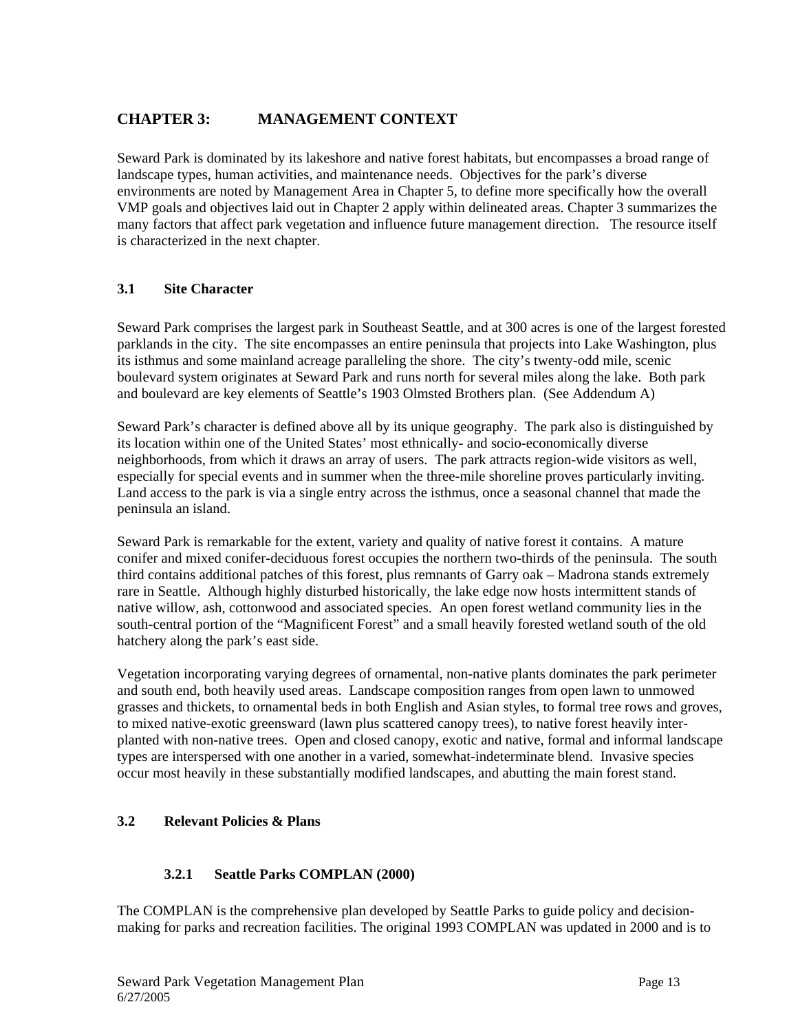# CHAPTER 3: MANAGEMENT CONTEXT

Seward Park is dominated by its lakeshore and native forest habitats, but encompasses a broad range of landscape types, human activities, and maintenance needs. Objectives for the park's diverse environments are noted by Management Area in Chapter 5, to define more specifically how the overall VMP goals and objectives laid out in Chapter 2 apply within delineated areas. Chapter 3 summarizes the many factors that affect park vegetation and influence future management direction. The resource itself is characterized in the next chapter.

## 3.1 Site Character

Seward Park comprises the largest park in Southeast Seattle, and at 300 acres is one of the largest forested parklands in the city. The site encompasses an entire peninsula that projects into Lake Washington, plus its isthmus and some mainland acreage paralleling the shore. The city's twenty-odd mile, scenic boulevard system originates at Seward Park and runs north for several miles along the lake. Both park and boulevard are key elements of Seattle's 1903 Olmsted Brothers plan. (See Addendum A)

Seward Park's character is defined above all by its unique geography. The park also is distinguished by its location within one of the United States' most ethnically- and socio-economically diverse neighborhoods, from which it draws an array of users. The park attracts region-wide visitors as well, especially for special events and in summer when the three-mile shoreline proves particularly inviting. Land access to the park is via a single entry across the isthmus, once a seasonal channel that made the peninsula an island.

Seward Park is remarkable for the extent, variety and quality of native forest it contains. A mature conifer and mixed conifer-deciduous forest occupies the northern two-thirds of the peninsula. The south third contains additional patches of this forest, plus remnants of Garry oak – Madrona stands extremely rare in Seattle. Although highly disturbed historically, the lake edge now hosts intermittent stands of native willow, ash, cottonwood and associated species. An open forest wetland community lies in the south-central portion of the "Magnificent Forest" and a small heavily forested wetland south of the old hatchery along the park's east side.

Vegetation incorporating varying degrees of ornamental, non-native plants dominates the park perimeter and south end, both heavily used areas. Landscape composition ranges from open lawn to unmowed grasses and thickets, to ornamental beds in both English and Asian styles, to formal tree rows and groves, to mixed native-exotic greensward (lawn plus scattered canopy trees), to native forest heavily inter-planted with non-native trees. Open and closed canopy, exotic and native, formal and informal landscape types are interspersed with one another in a varied, somewhat-indeterminate blend. Invasive species occur most heavily in these substantially modified landscapes, and abutting the main forest stand.

## 3.2 Relevant Policies & Plans

### 3.2.1 Seattle Parks COMPLAN (2000)

The COMPLAN is the comprehensive plan developed by Seattle Parks to guide policy and decision-making for parks and recreation facilities. The original 1993 COMPLAN was updated in 2000 and is to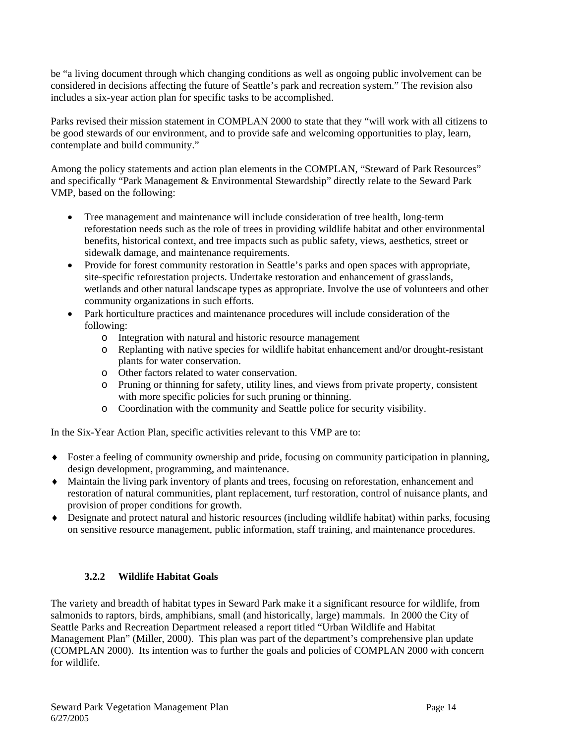be "a living document through which changing conditions as well as ongoing public involvement can be considered in decisions affecting the future of Seattle's park and recreation system." The revision also includes a six-year action plan for specific tasks to be accomplished.

Parks revised their mission statement in COMPLAN 2000 to state that they "will work with all citizens to be good stewards of our environment, and to provide safe and welcoming opportunities to play, learn, contemplate and build community."

Among the policy statements and action plan elements in the COMPLAN, "Steward of Park Resources" and specifically "Park Management & Environmental Stewardship" directly relate to the Seward Park VMP, based on the following:

- Tree management and maintenance will include consideration of tree health, long-term reforestation needs such as the role of trees in providing wildlife habitat and other environmental benefits, historical context, and tree impacts such as public safety, views, aesthetics, street or sidewalk damage, and maintenance requirements.
- Provide for forest community restoration in Seattle's parks and open spaces with appropriate, site-specific reforestation projects. Undertake restoration and enhancement of grasslands, wetlands and other natural landscape types as appropriate. Involve the use of volunteers and other community organizations in such efforts.
- Park horticulture practices and maintenance procedures will include consideration of the following:
  - Integration with natural and historic resource management
  - Replanting with native species for wildlife habitat enhancement and/or drought-resistant plants for water conservation.
  - Other factors related to water conservation.
  - Pruning or thinning for safety, utility lines, and views from private property, consistent with more specific policies for such pruning or thinning.
  - Coordination with the community and Seattle police for security visibility.

In the Six-Year Action Plan, specific activities relevant to this VMP are to:

- Foster a feeling of community ownership and pride, focusing on community participation in planning, design development, programming, and maintenance.
- Maintain the living park inventory of plants and trees, focusing on reforestation, enhancement and restoration of natural communities, plant replacement, turf restoration, control of nuisance plants, and provision of proper conditions for growth.
- Designate and protect natural and historic resources (including wildlife habitat) within parks, focusing on sensitive resource management, public information, staff training, and maintenance procedures.

### 3.2.2 Wildlife Habitat Goals

The variety and breadth of habitat types in Seward Park make it a significant resource for wildlife, from salmonids to raptors, birds, amphibians, small (and historically, large) mammals. In 2000 the City of Seattle Parks and Recreation Department released a report titled "Urban Wildlife and Habitat Management Plan" (Miller, 2000). This plan was part of the department's comprehensive plan update (COMPLAN 2000). Its intention was to further the goals and policies of COMPLAN 2000 with concern for wildlife.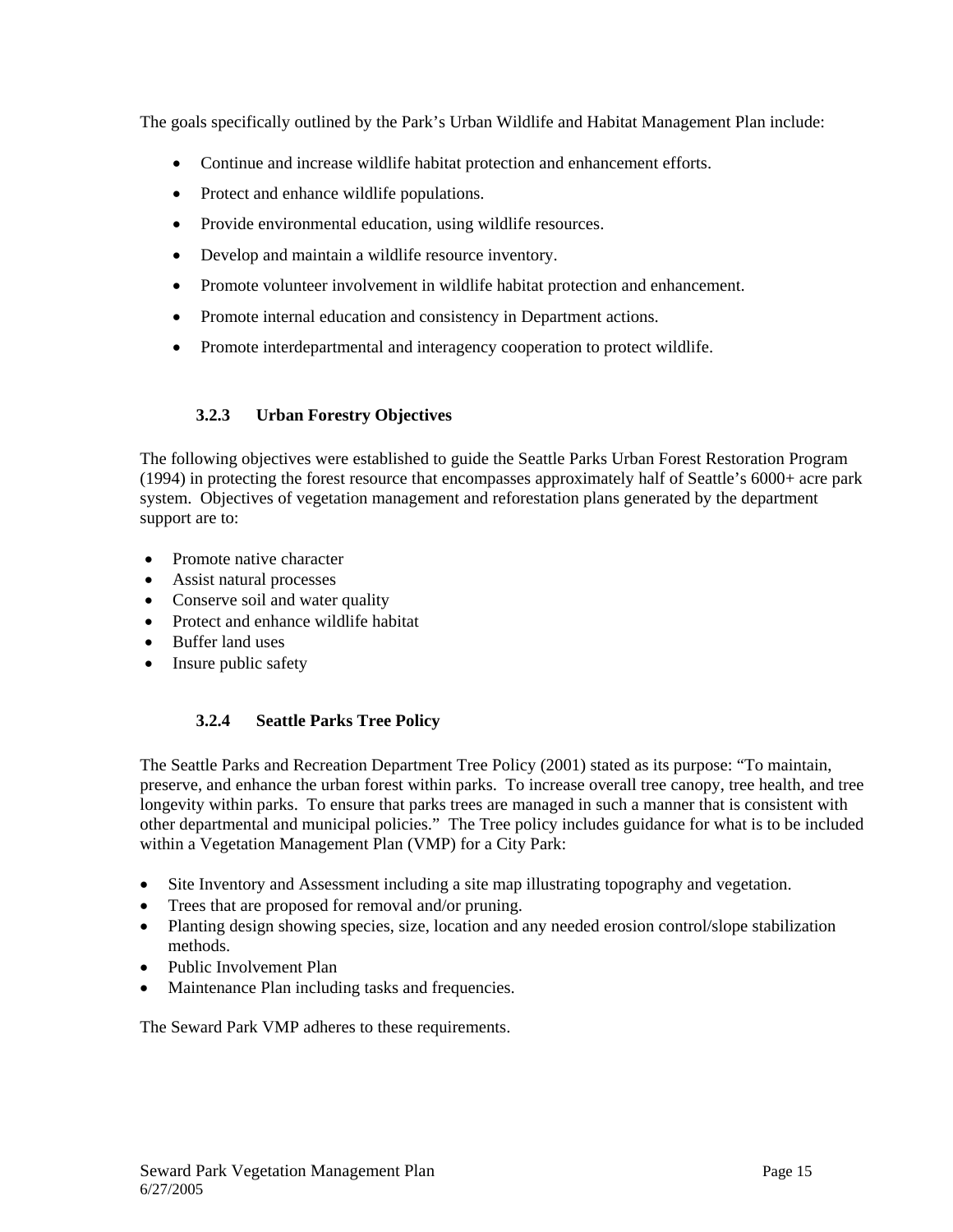The goals specifically outlined by the Park's Urban Wildlife and Habitat Management Plan include:

- Continue and increase wildlife habitat protection and enhancement efforts.
- Protect and enhance wildlife populations.
- Provide environmental education, using wildlife resources.
- Develop and maintain a wildlife resource inventory.
- Promote volunteer involvement in wildlife habitat protection and enhancement.
- Promote internal education and consistency in Department actions.
- Promote interdepartmental and interagency cooperation to protect wildlife.

### 3.2.3 Urban Forestry Objectives

The following objectives were established to guide the Seattle Parks Urban Forest Restoration Program (1994) in protecting the forest resource that encompasses approximately half of Seattle's 6000+ acre park system. Objectives of vegetation management and reforestation plans generated by the department support are to:

- Promote native character
- Assist natural processes
- Conserve soil and water quality
- Protect and enhance wildlife habitat
- Buffer land uses
- Insure public safety

### 3.2.4 Seattle Parks Tree Policy

The Seattle Parks and Recreation Department Tree Policy (2001) stated as its purpose: "To maintain, preserve, and enhance the urban forest within parks. To increase overall tree canopy, tree health, and tree longevity within parks. To ensure that parks trees are managed in such a manner that is consistent with other departmental and municipal policies." The Tree policy includes guidance for what is to be included within a Vegetation Management Plan (VMP) for a City Park:

- Site Inventory and Assessment including a site map illustrating topography and vegetation.
- Trees that are proposed for removal and/or pruning.
- Planting design showing species, size, location and any needed erosion control/slope stabilization methods.
- Public Involvement Plan
- Maintenance Plan including tasks and frequencies.

The Seward Park VMP adheres to these requirements.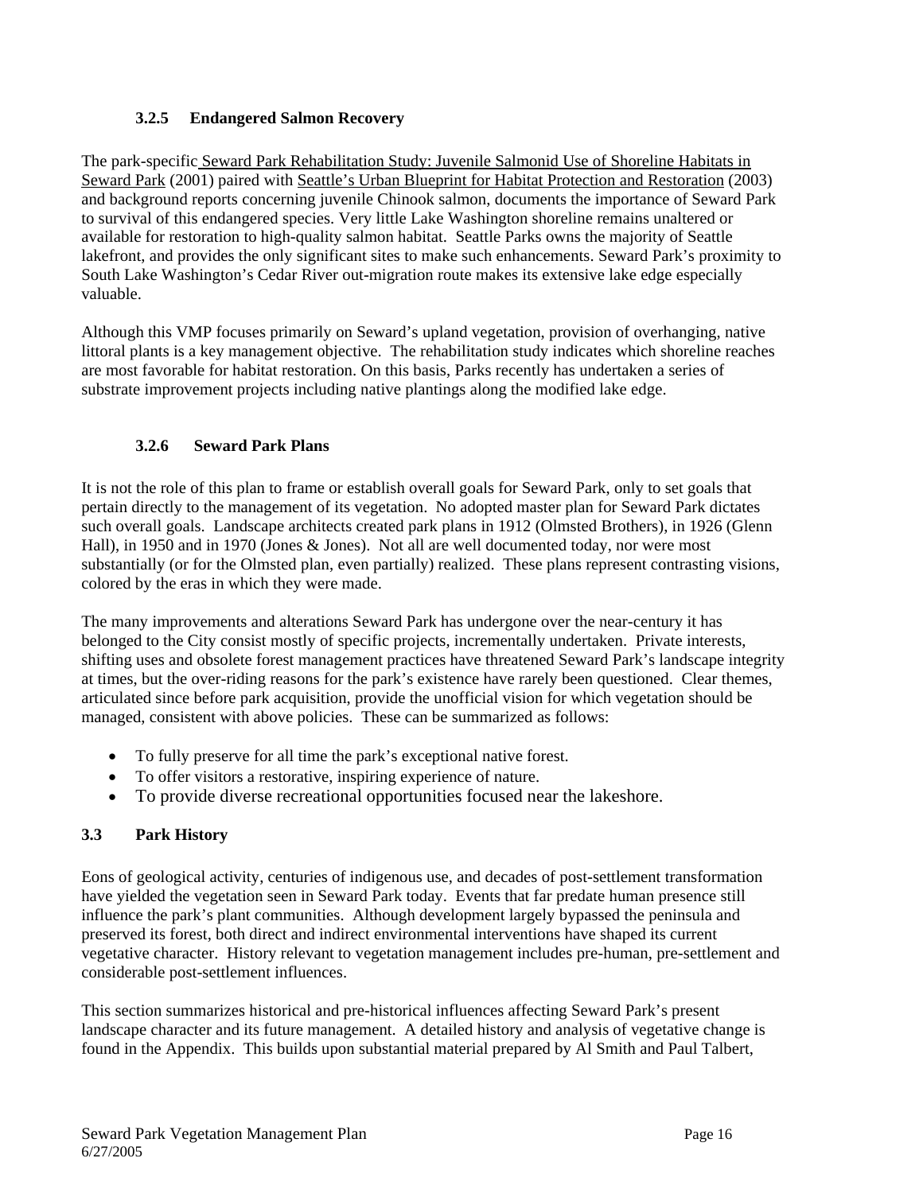### 3.2.5 Endangered Salmon Recovery

The park-specific Seward Park Rehabilitation Study: Juvenile Salmonid Use of Shoreline Habitats in Seward Park (2001) paired with Seattle's Urban Blueprint for Habitat Protection and Restoration (2003) and background reports concerning juvenile Chinook salmon, documents the importance of Seward Park to survival of this endangered species. Very little Lake Washington shoreline remains unaltered or available for restoration to high-quality salmon habitat. Seattle Parks owns the majority of Seattle lakefront, and provides the only significant sites to make such enhancements. Seward Park's proximity to South Lake Washington's Cedar River out-migration route makes its extensive lake edge especially valuable.

Although this VMP focuses primarily on Seward's upland vegetation, provision of overhanging, native littoral plants is a key management objective. The rehabilitation study indicates which shoreline reaches are most favorable for habitat restoration. On this basis, Parks recently has undertaken a series of substrate improvement projects including native plantings along the modified lake edge.

### 3.2.6 Seward Park Plans

It is not the role of this plan to frame or establish overall goals for Seward Park, only to set goals that pertain directly to the management of its vegetation. No adopted master plan for Seward Park dictates such overall goals. Landscape architects created park plans in 1912 (Olmsted Brothers), in 1926 (Glenn Hall), in 1950 and in 1970 (Jones & Jones). Not all are well documented today, nor were most substantially (or for the Olmsted plan, even partially) realized. These plans represent contrasting visions, colored by the eras in which they were made.

The many improvements and alterations Seward Park has undergone over the near-century it has belonged to the City consist mostly of specific projects, incrementally undertaken. Private interests, shifting uses and obsolete forest management practices have threatened Seward Park's landscape integrity at times, but the over-riding reasons for the park's existence have rarely been questioned. Clear themes, articulated since before park acquisition, provide the unofficial vision for which vegetation should be managed, consistent with above policies. These can be summarized as follows:

- To fully preserve for all time the park's exceptional native forest.
- To offer visitors a restorative, inspiring experience of nature.
- To provide diverse recreational opportunities focused near the lakeshore.

## 3.3 Park History

Eons of geological activity, centuries of indigenous use, and decades of post-settlement transformation have yielded the vegetation seen in Seward Park today. Events that far predate human presence still influence the park's plant communities. Although development largely bypassed the peninsula and preserved its forest, both direct and indirect environmental interventions have shaped its current vegetative character. History relevant to vegetation management includes pre-human, pre-settlement and considerable post-settlement influences.

This section summarizes historical and pre-historical influences affecting Seward Park's present landscape character and its future management. A detailed history and analysis of vegetative change is found in the Appendix. This builds upon substantial material prepared by Al Smith and Paul Talbert,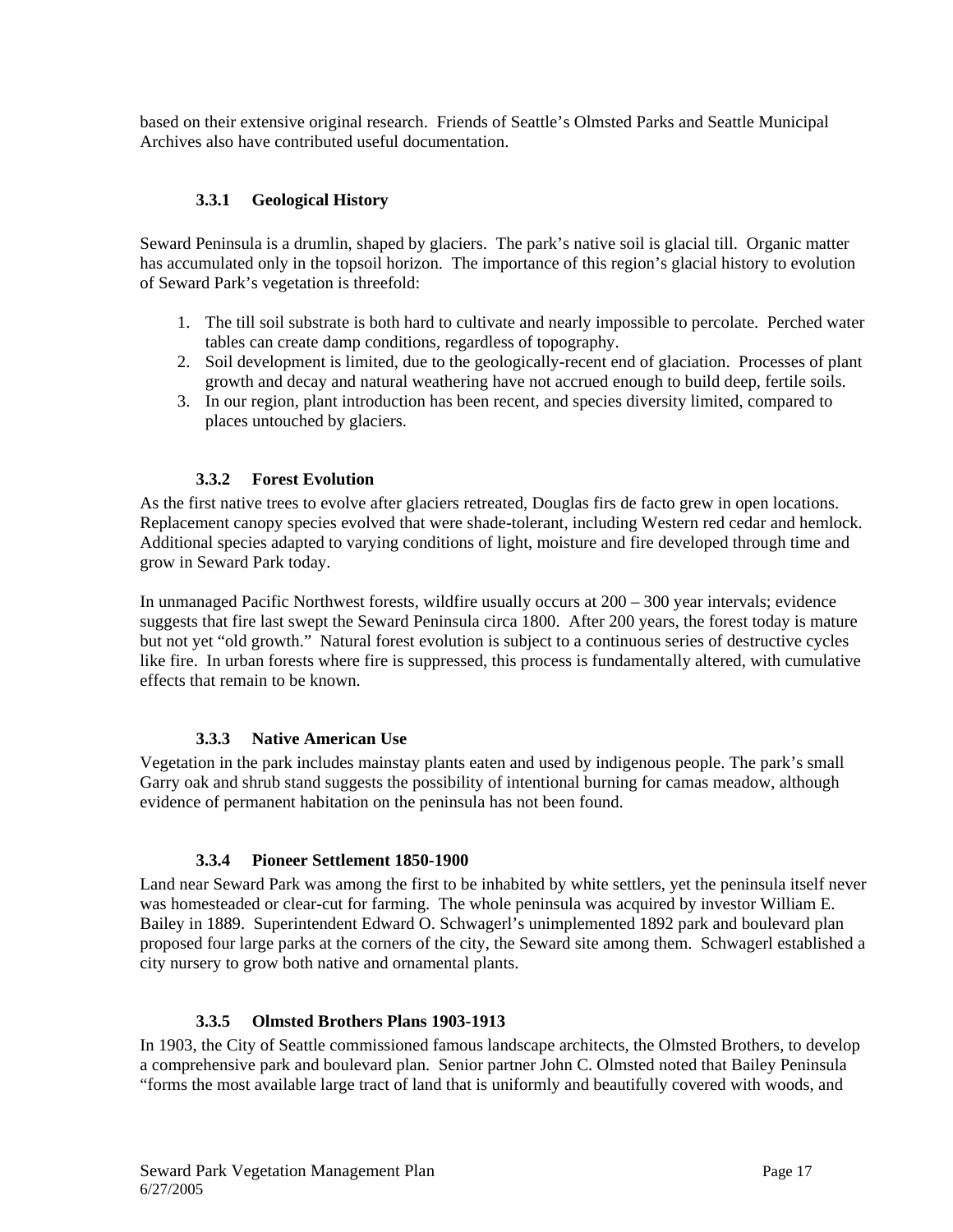based on their extensive original research. Friends of Seattle's Olmsted Parks and Seattle Municipal Archives also have contributed useful documentation.

### 3.3.1 Geological History

Seward Peninsula is a drumlin, shaped by glaciers. The park's native soil is glacial till. Organic matter has accumulated only in the topsoil horizon. The importance of this region's glacial history to evolution of Seward Park's vegetation is threefold:

1. The till soil substrate is both hard to cultivate and nearly impossible to percolate. Perched water tables can create damp conditions, regardless of topography.
2. Soil development is limited, due to the geologically-recent end of glaciation. Processes of plant growth and decay and natural weathering have not accrued enough to build deep, fertile soils.
3. In our region, plant introduction has been recent, and species diversity limited, compared to places untouched by glaciers.

### 3.3.2 Forest Evolution

As the first native trees to evolve after glaciers retreated, Douglas firs de facto grew in open locations. Replacement canopy species evolved that were shade-tolerant, including Western red cedar and hemlock. Additional species adapted to varying conditions of light, moisture and fire developed through time and grow in Seward Park today.

In unmanaged Pacific Northwest forests, wildfire usually occurs at 200 – 300 year intervals; evidence suggests that fire last swept the Seward Peninsula circa 1800. After 200 years, the forest today is mature but not yet "old growth." Natural forest evolution is subject to a continuous series of destructive cycles like fire. In urban forests where fire is suppressed, this process is fundamentally altered, with cumulative effects that remain to be known.

### 3.3.3 Native American Use

Vegetation in the park includes mainstay plants eaten and used by indigenous people. The park's small Garry oak and shrub stand suggests the possibility of intentional burning for camas meadow, although evidence of permanent habitation on the peninsula has not been found.

### 3.3.4 Pioneer Settlement 1850-1900

Land near Seward Park was among the first to be inhabited by white settlers, yet the peninsula itself never was homesteaded or clear-cut for farming. The whole peninsula was acquired by investor William E. Bailey in 1889. Superintendent Edward O. Schwagerl's unimplemented 1892 park and boulevard plan proposed four large parks at the corners of the city, the Seward site among them. Schwagerl established a city nursery to grow both native and ornamental plants.

### 3.3.5 Olmsted Brothers Plans 1903-1913

In 1903, the City of Seattle commissioned famous landscape architects, the Olmsted Brothers, to develop a comprehensive park and boulevard plan. Senior partner John C. Olmsted noted that Bailey Peninsula "forms the most available large tract of land that is uniformly and beautifully covered with woods, and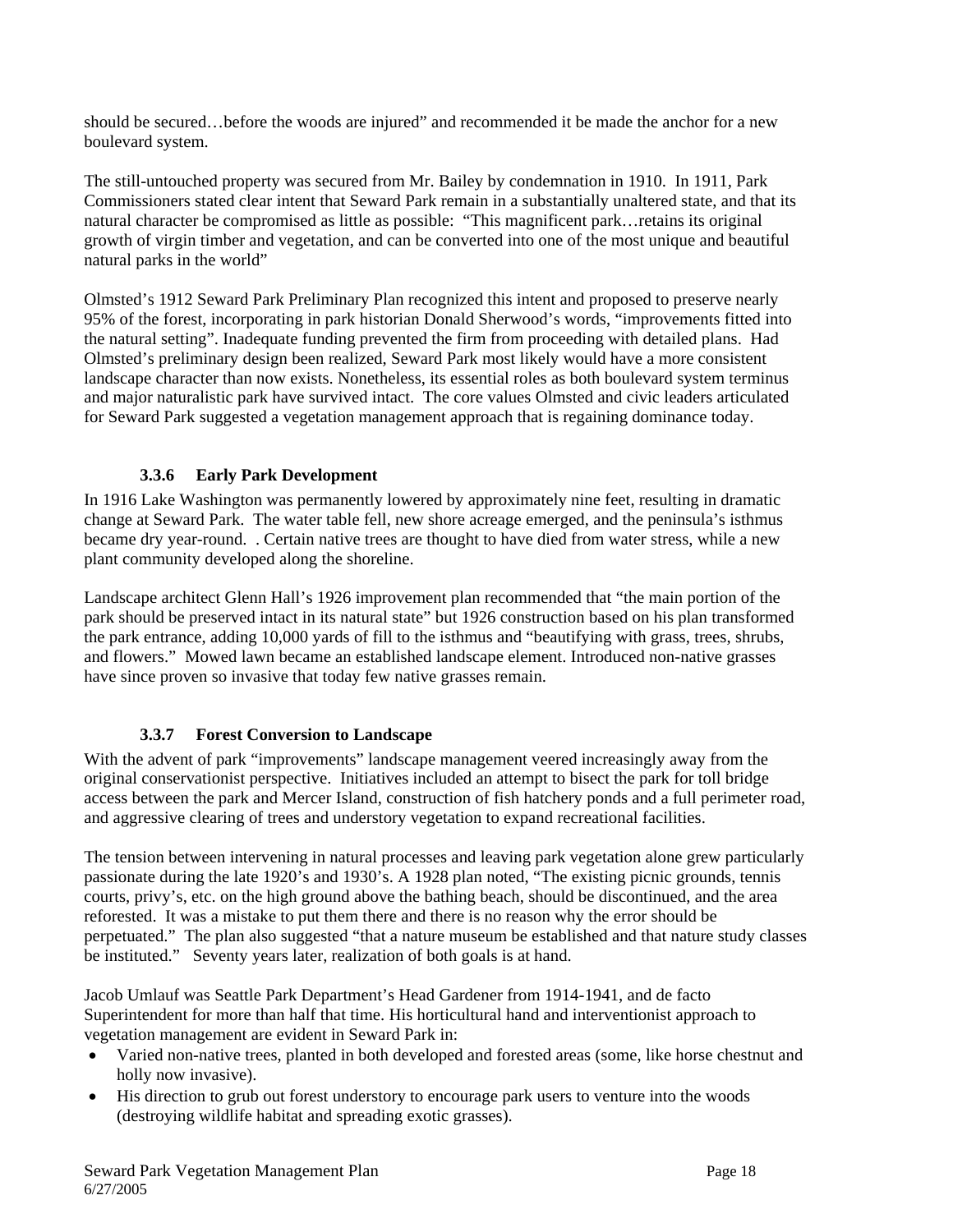should be secured…before the woods are injured" and recommended it be made the anchor for a new boulevard system.

The still-untouched property was secured from Mr. Bailey by condemnation in 1910. In 1911, Park Commissioners stated clear intent that Seward Park remain in a substantially unaltered state, and that its natural character be compromised as little as possible: "This magnificent park…retains its original growth of virgin timber and vegetation, and can be converted into one of the most unique and beautiful natural parks in the world"

Olmsted's 1912 Seward Park Preliminary Plan recognized this intent and proposed to preserve nearly 95% of the forest, incorporating in park historian Donald Sherwood's words, "improvements fitted into the natural setting". Inadequate funding prevented the firm from proceeding with detailed plans. Had Olmsted's preliminary design been realized, Seward Park most likely would have a more consistent landscape character than now exists. Nonetheless, its essential roles as both boulevard system terminus and major naturalistic park have survived intact. The core values Olmsted and civic leaders articulated for Seward Park suggested a vegetation management approach that is regaining dominance today.

### 3.3.6 Early Park Development

In 1916 Lake Washington was permanently lowered by approximately nine feet, resulting in dramatic change at Seward Park. The water table fell, new shore acreage emerged, and the peninsula's isthmus became dry year-round. . Certain native trees are thought to have died from water stress, while a new plant community developed along the shoreline.

Landscape architect Glenn Hall's 1926 improvement plan recommended that "the main portion of the park should be preserved intact in its natural state" but 1926 construction based on his plan transformed the park entrance, adding 10,000 yards of fill to the isthmus and "beautifying with grass, trees, shrubs, and flowers." Mowed lawn became an established landscape element. Introduced non-native grasses have since proven so invasive that today few native grasses remain.

### 3.3.7 Forest Conversion to Landscape

With the advent of park "improvements" landscape management veered increasingly away from the original conservationist perspective. Initiatives included an attempt to bisect the park for toll bridge access between the park and Mercer Island, construction of fish hatchery ponds and a full perimeter road, and aggressive clearing of trees and understory vegetation to expand recreational facilities.

The tension between intervening in natural processes and leaving park vegetation alone grew particularly passionate during the late 1920's and 1930's. A 1928 plan noted, "The existing picnic grounds, tennis courts, privy's, etc. on the high ground above the bathing beach, should be discontinued, and the area reforested. It was a mistake to put them there and there is no reason why the error should be perpetuated." The plan also suggested "that a nature museum be established and that nature study classes be instituted." Seventy years later, realization of both goals is at hand.

Jacob Umlauf was Seattle Park Department's Head Gardener from 1914-1941, and de facto Superintendent for more than half that time. His horticultural hand and interventionist approach to vegetation management are evident in Seward Park in:

- Varied non-native trees, planted in both developed and forested areas (some, like horse chestnut and holly now invasive).
- His direction to grub out forest understory to encourage park users to venture into the woods (destroying wildlife habitat and spreading exotic grasses).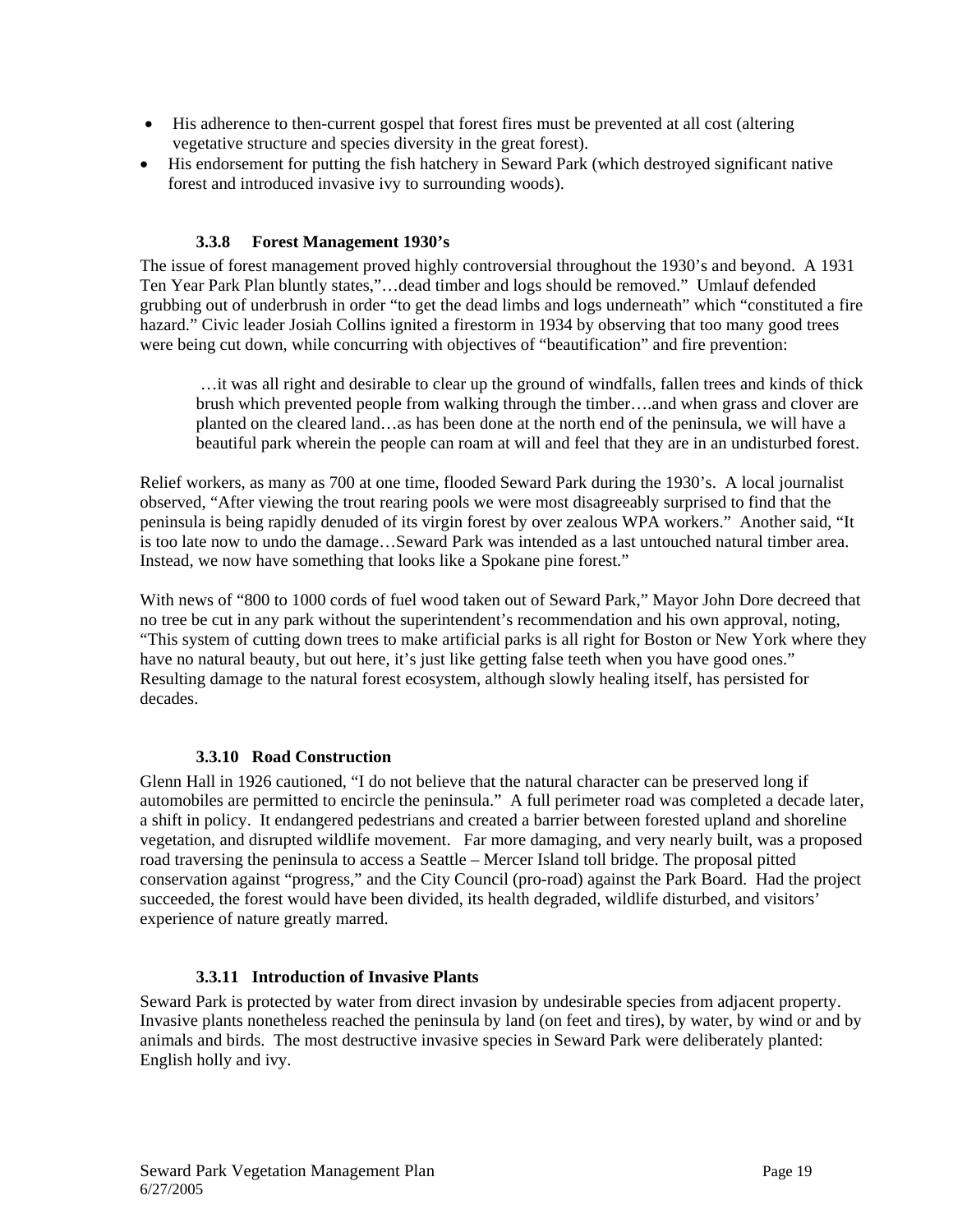- His adherence to then-current gospel that forest fires must be prevented at all cost (altering vegetative structure and species diversity in the great forest).
- His endorsement for putting the fish hatchery in Seward Park (which destroyed significant native forest and introduced invasive ivy to surrounding woods).

#### 3.3.8 Forest Management 1930's

The issue of forest management proved highly controversial throughout the 1930's and beyond. A 1931 Ten Year Park Plan bluntly states,"…dead timber and logs should be removed." Umlauf defended grubbing out of underbrush in order "to get the dead limbs and logs underneath" which "constituted a fire hazard." Civic leader Josiah Collins ignited a firestorm in 1934 by observing that too many good trees were being cut down, while concurring with objectives of "beautification" and fire prevention:

> …it was all right and desirable to clear up the ground of windfalls, fallen trees and kinds of thick brush which prevented people from walking through the timber….and when grass and clover are planted on the cleared land…as has been done at the north end of the peninsula, we will have a beautiful park wherein the people can roam at will and feel that they are in an undisturbed forest.

Relief workers, as many as 700 at one time, flooded Seward Park during the 1930's. A local journalist observed, "After viewing the trout rearing pools we were most disagreeably surprised to find that the peninsula is being rapidly denuded of its virgin forest by over zealous WPA workers." Another said, "It is too late now to undo the damage…Seward Park was intended as a last untouched natural timber area. Instead, we now have something that looks like a Spokane pine forest."

With news of "800 to 1000 cords of fuel wood taken out of Seward Park," Mayor John Dore decreed that no tree be cut in any park without the superintendent's recommendation and his own approval, noting, "This system of cutting down trees to make artificial parks is all right for Boston or New York where they have no natural beauty, but out here, it's just like getting false teeth when you have good ones." Resulting damage to the natural forest ecosystem, although slowly healing itself, has persisted for decades.

#### 3.3.10 Road Construction

Glenn Hall in 1926 cautioned, "I do not believe that the natural character can be preserved long if automobiles are permitted to encircle the peninsula." A full perimeter road was completed a decade later, a shift in policy. It endangered pedestrians and created a barrier between forested upland and shoreline vegetation, and disrupted wildlife movement. Far more damaging, and very nearly built, was a proposed road traversing the peninsula to access a Seattle – Mercer Island toll bridge. The proposal pitted conservation against "progress," and the City Council (pro-road) against the Park Board. Had the project succeeded, the forest would have been divided, its health degraded, wildlife disturbed, and visitors' experience of nature greatly marred.

#### 3.3.11 Introduction of Invasive Plants

Seward Park is protected by water from direct invasion by undesirable species from adjacent property. Invasive plants nonetheless reached the peninsula by land (on feet and tires), by water, by wind or and by animals and birds. The most destructive invasive species in Seward Park were deliberately planted: English holly and ivy.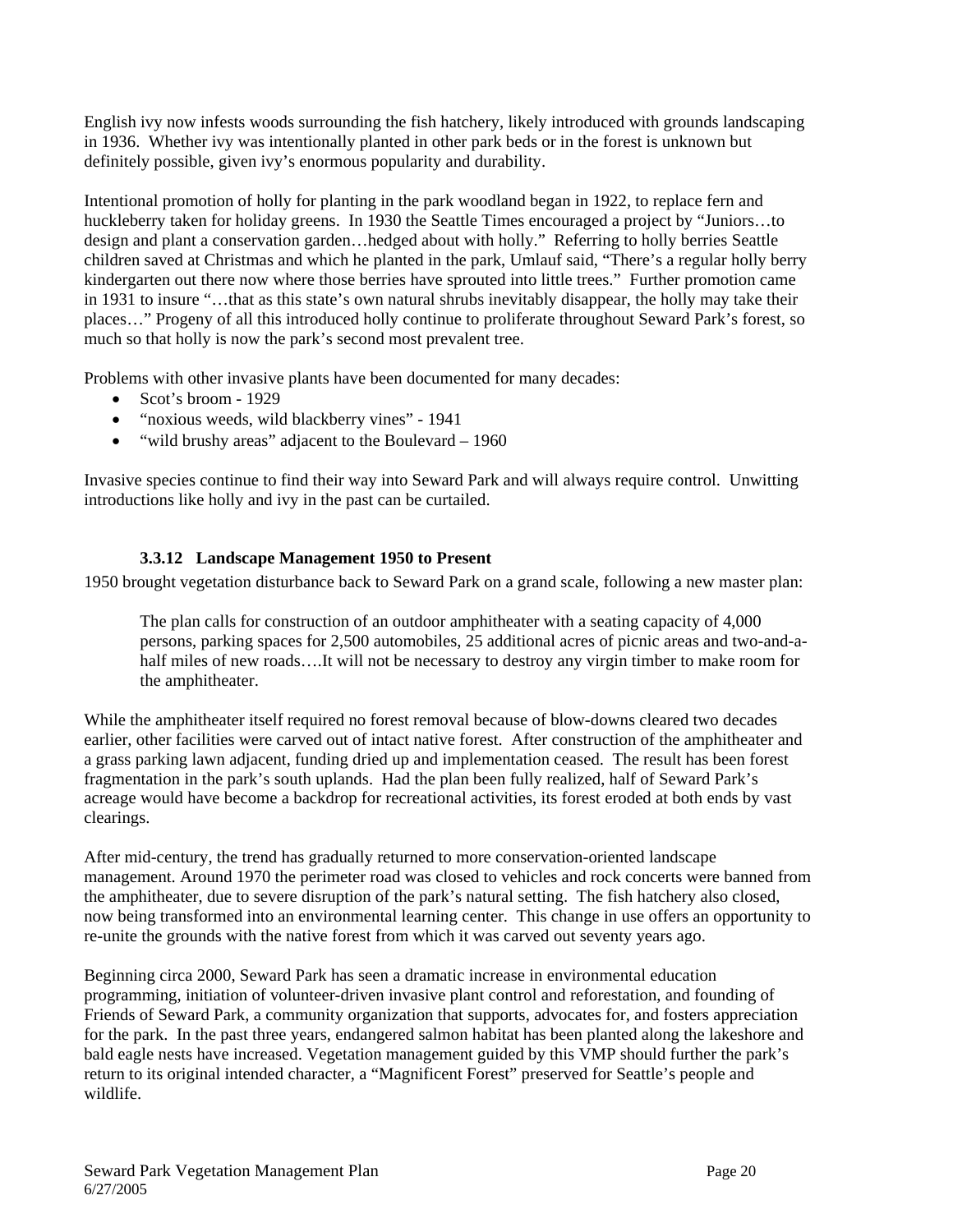English ivy now infests woods surrounding the fish hatchery, likely introduced with grounds landscaping in 1936. Whether ivy was intentionally planted in other park beds or in the forest is unknown but definitely possible, given ivy's enormous popularity and durability.

Intentional promotion of holly for planting in the park woodland began in 1922, to replace fern and huckleberry taken for holiday greens. In 1930 the Seattle Times encouraged a project by "Juniors…to design and plant a conservation garden…hedged about with holly." Referring to holly berries Seattle children saved at Christmas and which he planted in the park, Umlauf said, "There's a regular holly berry kindergarten out there now where those berries have sprouted into little trees." Further promotion came in 1931 to insure "…that as this state's own natural shrubs inevitably disappear, the holly may take their places…" Progeny of all this introduced holly continue to proliferate throughout Seward Park's forest, so much so that holly is now the park's second most prevalent tree.

Problems with other invasive plants have been documented for many decades:

- Scot's broom - 1929
- "noxious weeds, wild blackberry vines" - 1941
- "wild brushy areas" adjacent to the Boulevard – 1960

Invasive species continue to find their way into Seward Park and will always require control. Unwitting introductions like holly and ivy in the past can be curtailed.

### 3.3.12 Landscape Management 1950 to Present

1950 brought vegetation disturbance back to Seward Park on a grand scale, following a new master plan:

> The plan calls for construction of an outdoor amphitheater with a seating capacity of 4,000 persons, parking spaces for 2,500 automobiles, 25 additional acres of picnic areas and two-and-a-half miles of new roads….It will not be necessary to destroy any virgin timber to make room for the amphitheater.

While the amphitheater itself required no forest removal because of blow-downs cleared two decades earlier, other facilities were carved out of intact native forest. After construction of the amphitheater and a grass parking lawn adjacent, funding dried up and implementation ceased. The result has been forest fragmentation in the park's south uplands. Had the plan been fully realized, half of Seward Park's acreage would have become a backdrop for recreational activities, its forest eroded at both ends by vast clearings.

After mid-century, the trend has gradually returned to more conservation-oriented landscape management. Around 1970 the perimeter road was closed to vehicles and rock concerts were banned from the amphitheater, due to severe disruption of the park's natural setting. The fish hatchery also closed, now being transformed into an environmental learning center. This change in use offers an opportunity to re-unite the grounds with the native forest from which it was carved out seventy years ago.

Beginning circa 2000, Seward Park has seen a dramatic increase in environmental education programming, initiation of volunteer-driven invasive plant control and reforestation, and founding of Friends of Seward Park, a community organization that supports, advocates for, and fosters appreciation for the park. In the past three years, endangered salmon habitat has been planted along the lakeshore and bald eagle nests have increased. Vegetation management guided by this VMP should further the park's return to its original intended character, a "Magnificent Forest" preserved for Seattle's people and wildlife.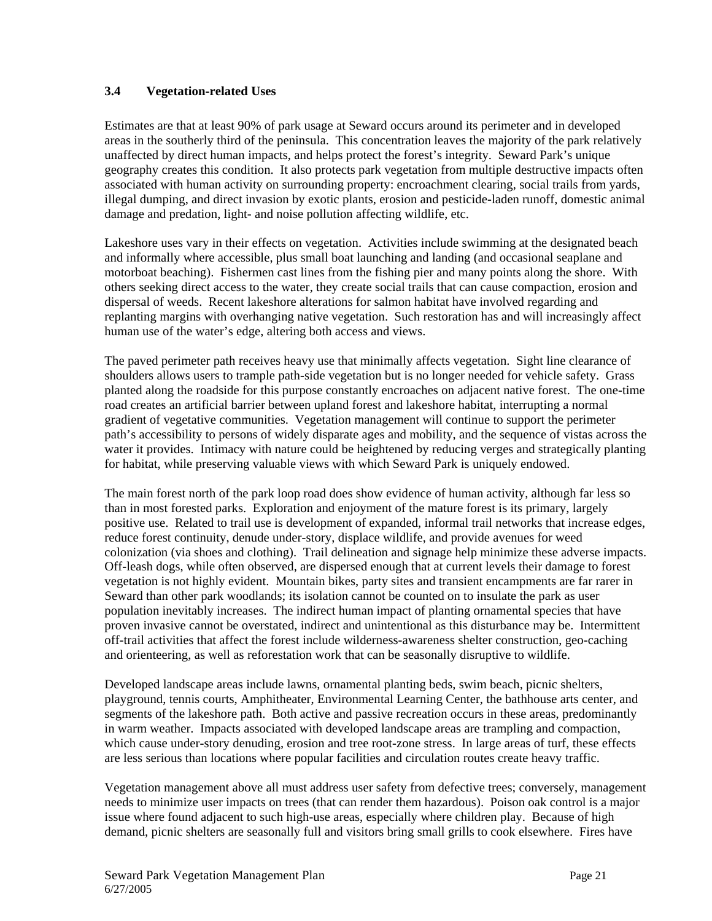### 3.4 Vegetation-related Uses

Estimates are that at least 90% of park usage at Seward occurs around its perimeter and in developed areas in the southerly third of the peninsula. This concentration leaves the majority of the park relatively unaffected by direct human impacts, and helps protect the forest's integrity. Seward Park's unique geography creates this condition. It also protects park vegetation from multiple destructive impacts often associated with human activity on surrounding property: encroachment clearing, social trails from yards, illegal dumping, and direct invasion by exotic plants, erosion and pesticide-laden runoff, domestic animal damage and predation, light- and noise pollution affecting wildlife, etc.

Lakeshore uses vary in their effects on vegetation. Activities include swimming at the designated beach and informally where accessible, plus small boat launching and landing (and occasional seaplane and motorboat beaching). Fishermen cast lines from the fishing pier and many points along the shore. With others seeking direct access to the water, they create social trails that can cause compaction, erosion and dispersal of weeds. Recent lakeshore alterations for salmon habitat have involved regarding and replanting margins with overhanging native vegetation. Such restoration has and will increasingly affect human use of the water's edge, altering both access and views.

The paved perimeter path receives heavy use that minimally affects vegetation. Sight line clearance of shoulders allows users to trample path-side vegetation but is no longer needed for vehicle safety. Grass planted along the roadside for this purpose constantly encroaches on adjacent native forest. The one-time road creates an artificial barrier between upland forest and lakeshore habitat, interrupting a normal gradient of vegetative communities. Vegetation management will continue to support the perimeter path's accessibility to persons of widely disparate ages and mobility, and the sequence of vistas across the water it provides. Intimacy with nature could be heightened by reducing verges and strategically planting for habitat, while preserving valuable views with which Seward Park is uniquely endowed.

The main forest north of the park loop road does show evidence of human activity, although far less so than in most forested parks. Exploration and enjoyment of the mature forest is its primary, largely positive use. Related to trail use is development of expanded, informal trail networks that increase edges, reduce forest continuity, denude under-story, displace wildlife, and provide avenues for weed colonization (via shoes and clothing). Trail delineation and signage help minimize these adverse impacts. Off-leash dogs, while often observed, are dispersed enough that at current levels their damage to forest vegetation is not highly evident. Mountain bikes, party sites and transient encampments are far rarer in Seward than other park woodlands; its isolation cannot be counted on to insulate the park as user population inevitably increases. The indirect human impact of planting ornamental species that have proven invasive cannot be overstated, indirect and unintentional as this disturbance may be. Intermittent off-trail activities that affect the forest include wilderness-awareness shelter construction, geo-caching and orienteering, as well as reforestation work that can be seasonally disruptive to wildlife.

Developed landscape areas include lawns, ornamental planting beds, swim beach, picnic shelters, playground, tennis courts, Amphitheater, Environmental Learning Center, the bathhouse arts center, and segments of the lakeshore path. Both active and passive recreation occurs in these areas, predominantly in warm weather. Impacts associated with developed landscape areas are trampling and compaction, which cause under-story denuding, erosion and tree root-zone stress. In large areas of turf, these effects are less serious than locations where popular facilities and circulation routes create heavy traffic.

Vegetation management above all must address user safety from defective trees; conversely, management needs to minimize user impacts on trees (that can render them hazardous). Poison oak control is a major issue where found adjacent to such high-use areas, especially where children play. Because of high demand, picnic shelters are seasonally full and visitors bring small grills to cook elsewhere. Fires have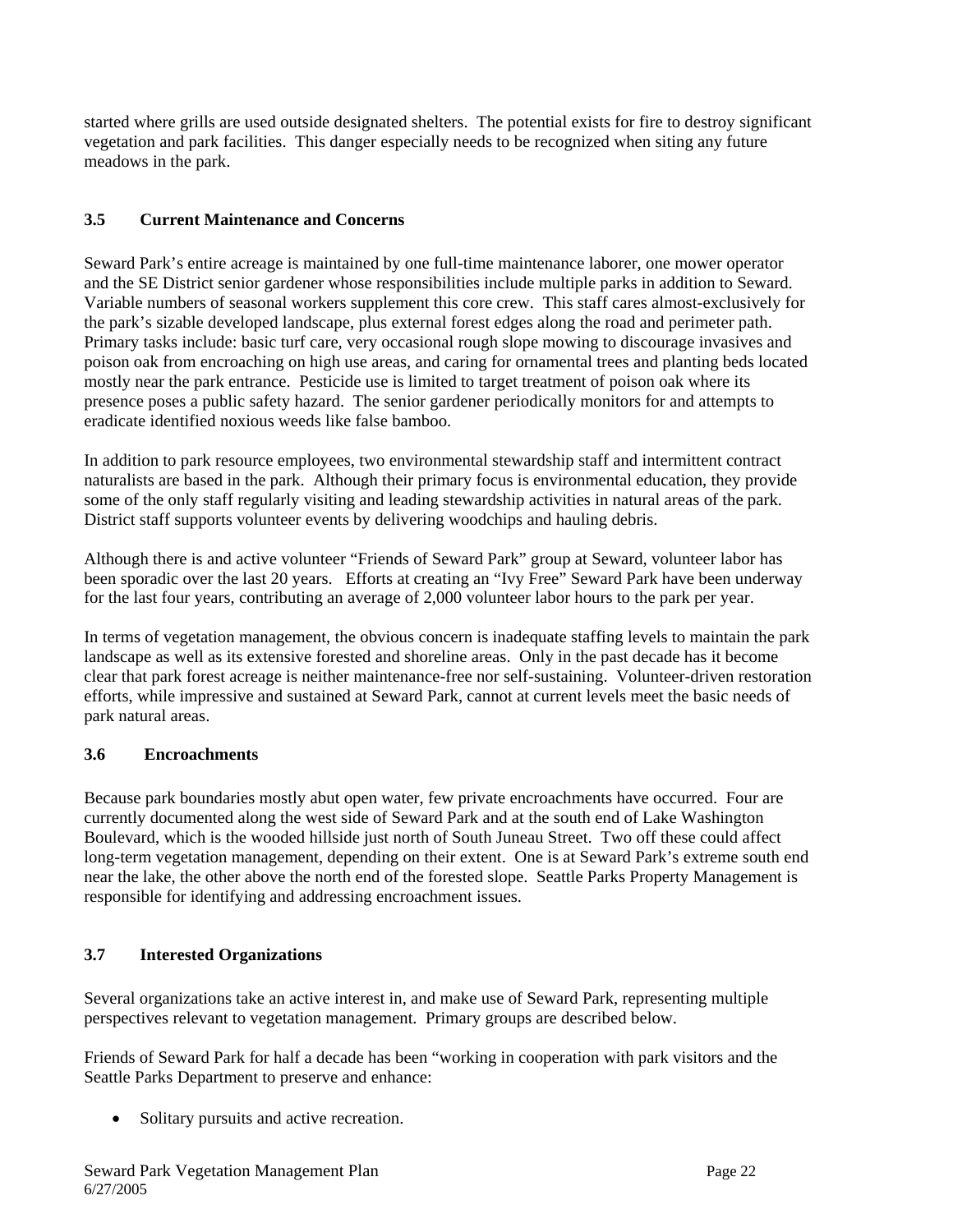started where grills are used outside designated shelters. The potential exists for fire to destroy significant vegetation and park facilities. This danger especially needs to be recognized when siting any future meadows in the park.

### 3.5 Current Maintenance and Concerns

Seward Park's entire acreage is maintained by one full-time maintenance laborer, one mower operator and the SE District senior gardener whose responsibilities include multiple parks in addition to Seward. Variable numbers of seasonal workers supplement this core crew. This staff cares almost-exclusively for the park's sizable developed landscape, plus external forest edges along the road and perimeter path. Primary tasks include: basic turf care, very occasional rough slope mowing to discourage invasives and poison oak from encroaching on high use areas, and caring for ornamental trees and planting beds located mostly near the park entrance. Pesticide use is limited to target treatment of poison oak where its presence poses a public safety hazard. The senior gardener periodically monitors for and attempts to eradicate identified noxious weeds like false bamboo.

In addition to park resource employees, two environmental stewardship staff and intermittent contract naturalists are based in the park. Although their primary focus is environmental education, they provide some of the only staff regularly visiting and leading stewardship activities in natural areas of the park. District staff supports volunteer events by delivering woodchips and hauling debris.

Although there is and active volunteer "Friends of Seward Park" group at Seward, volunteer labor has been sporadic over the last 20 years. Efforts at creating an "Ivy Free" Seward Park have been underway for the last four years, contributing an average of 2,000 volunteer labor hours to the park per year.

In terms of vegetation management, the obvious concern is inadequate staffing levels to maintain the park landscape as well as its extensive forested and shoreline areas. Only in the past decade has it become clear that park forest acreage is neither maintenance-free nor self-sustaining. Volunteer-driven restoration efforts, while impressive and sustained at Seward Park, cannot at current levels meet the basic needs of park natural areas.

### 3.6 Encroachments

Because park boundaries mostly abut open water, few private encroachments have occurred. Four are currently documented along the west side of Seward Park and at the south end of Lake Washington Boulevard, which is the wooded hillside just north of South Juneau Street. Two off these could affect long-term vegetation management, depending on their extent. One is at Seward Park's extreme south end near the lake, the other above the north end of the forested slope. Seattle Parks Property Management is responsible for identifying and addressing encroachment issues.

### 3.7 Interested Organizations

Several organizations take an active interest in, and make use of Seward Park, representing multiple perspectives relevant to vegetation management. Primary groups are described below.

Friends of Seward Park for half a decade has been "working in cooperation with park visitors and the Seattle Parks Department to preserve and enhance:

- Solitary pursuits and active recreation.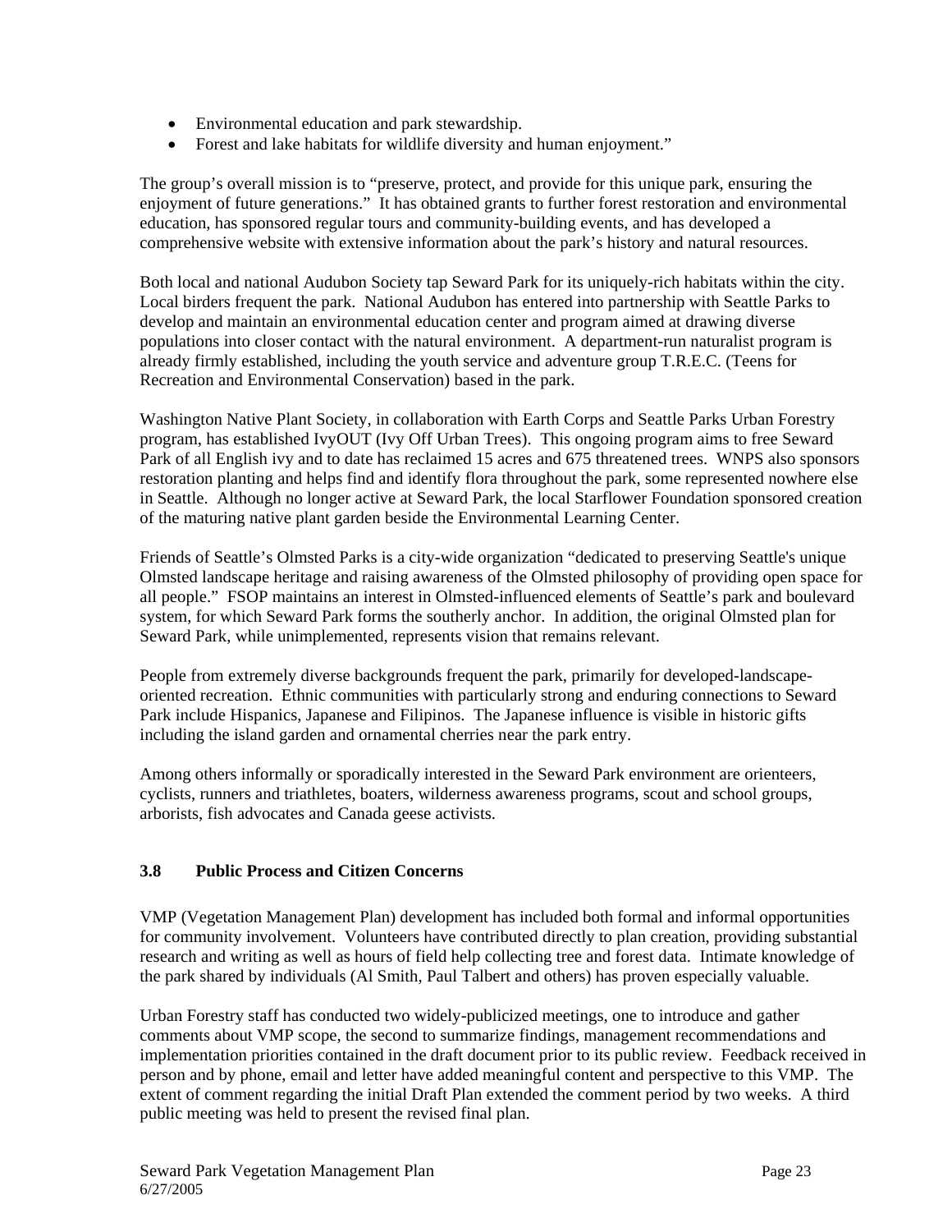- Environmental education and park stewardship.
- Forest and lake habitats for wildlife diversity and human enjoyment."

The group's overall mission is to "preserve, protect, and provide for this unique park, ensuring the enjoyment of future generations." It has obtained grants to further forest restoration and environmental education, has sponsored regular tours and community-building events, and has developed a comprehensive website with extensive information about the park's history and natural resources.

Both local and national Audubon Society tap Seward Park for its uniquely-rich habitats within the city. Local birders frequent the park. National Audubon has entered into partnership with Seattle Parks to develop and maintain an environmental education center and program aimed at drawing diverse populations into closer contact with the natural environment. A department-run naturalist program is already firmly established, including the youth service and adventure group T.R.E.C. (Teens for Recreation and Environmental Conservation) based in the park.

Washington Native Plant Society, in collaboration with Earth Corps and Seattle Parks Urban Forestry program, has established IvyOUT (Ivy Off Urban Trees). This ongoing program aims to free Seward Park of all English ivy and to date has reclaimed 15 acres and 675 threatened trees. WNPS also sponsors restoration planting and helps find and identify flora throughout the park, some represented nowhere else in Seattle. Although no longer active at Seward Park, the local Starflower Foundation sponsored creation of the maturing native plant garden beside the Environmental Learning Center.

Friends of Seattle's Olmsted Parks is a city-wide organization "dedicated to preserving Seattle's unique Olmsted landscape heritage and raising awareness of the Olmsted philosophy of providing open space for all people." FSOP maintains an interest in Olmsted-influenced elements of Seattle's park and boulevard system, for which Seward Park forms the southerly anchor. In addition, the original Olmsted plan for Seward Park, while unimplemented, represents vision that remains relevant.

People from extremely diverse backgrounds frequent the park, primarily for developed-landscape-oriented recreation. Ethnic communities with particularly strong and enduring connections to Seward Park include Hispanics, Japanese and Filipinos. The Japanese influence is visible in historic gifts including the island garden and ornamental cherries near the park entry.

Among others informally or sporadically interested in the Seward Park environment are orienteers, cyclists, runners and triathletes, boaters, wilderness awareness programs, scout and school groups, arborists, fish advocates and Canada geese activists.

### 3.8 Public Process and Citizen Concerns

VMP (Vegetation Management Plan) development has included both formal and informal opportunities for community involvement. Volunteers have contributed directly to plan creation, providing substantial research and writing as well as hours of field help collecting tree and forest data. Intimate knowledge of the park shared by individuals (Al Smith, Paul Talbert and others) has proven especially valuable.

Urban Forestry staff has conducted two widely-publicized meetings, one to introduce and gather comments about VMP scope, the second to summarize findings, management recommendations and implementation priorities contained in the draft document prior to its public review. Feedback received in person and by phone, email and letter have added meaningful content and perspective to this VMP. The extent of comment regarding the initial Draft Plan extended the comment period by two weeks. A third public meeting was held to present the revised final plan.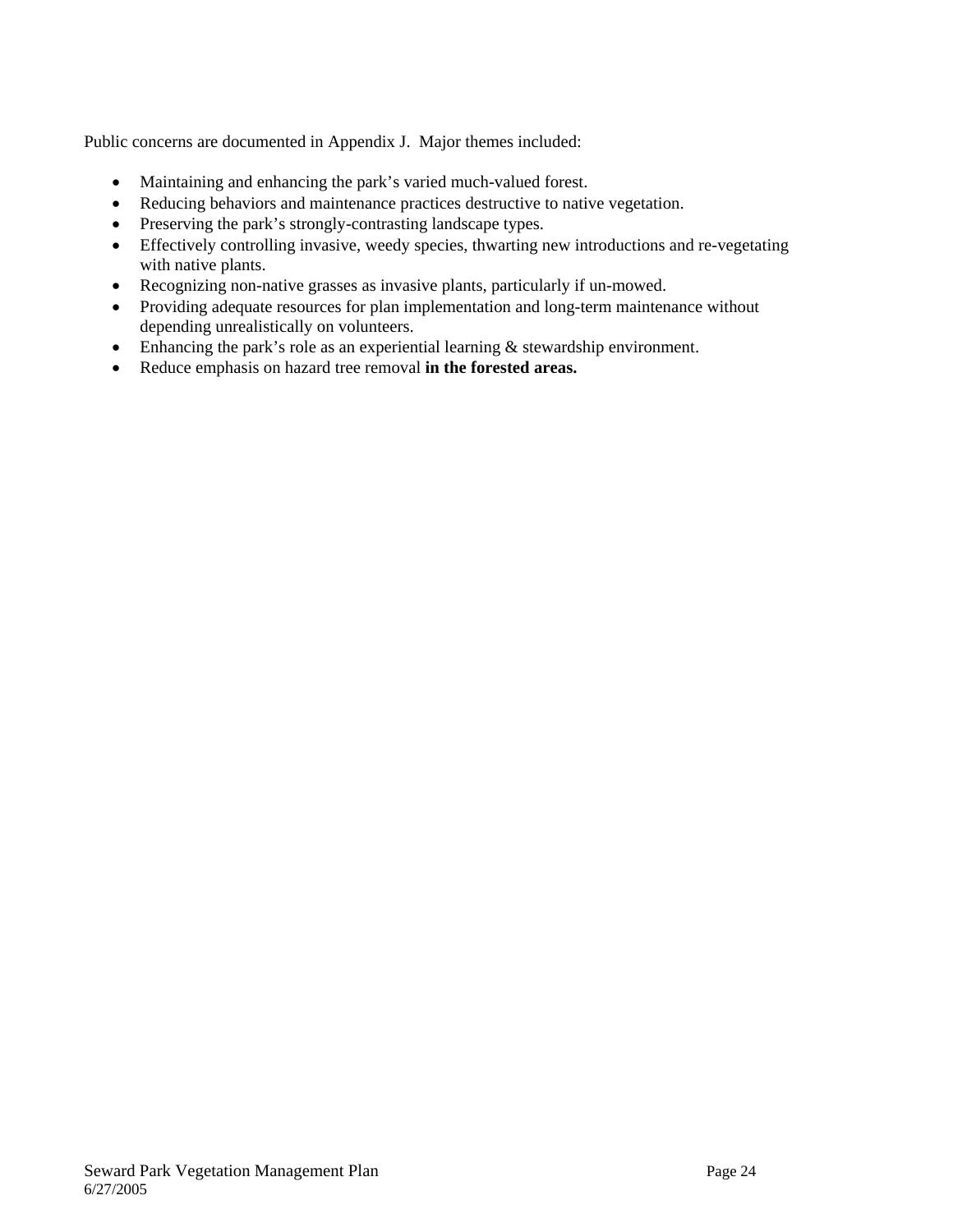Public concerns are documented in Appendix J. Major themes included:

- Maintaining and enhancing the park's varied much-valued forest.
- Reducing behaviors and maintenance practices destructive to native vegetation.
- Preserving the park's strongly-contrasting landscape types.
- Effectively controlling invasive, weedy species, thwarting new introductions and re-vegetating with native plants.
- Recognizing non-native grasses as invasive plants, particularly if un-mowed.
- Providing adequate resources for plan implementation and long-term maintenance without depending unrealistically on volunteers.
- Enhancing the park's role as an experiential learning & stewardship environment.
- Reduce emphasis on hazard tree removal **in the forested areas.**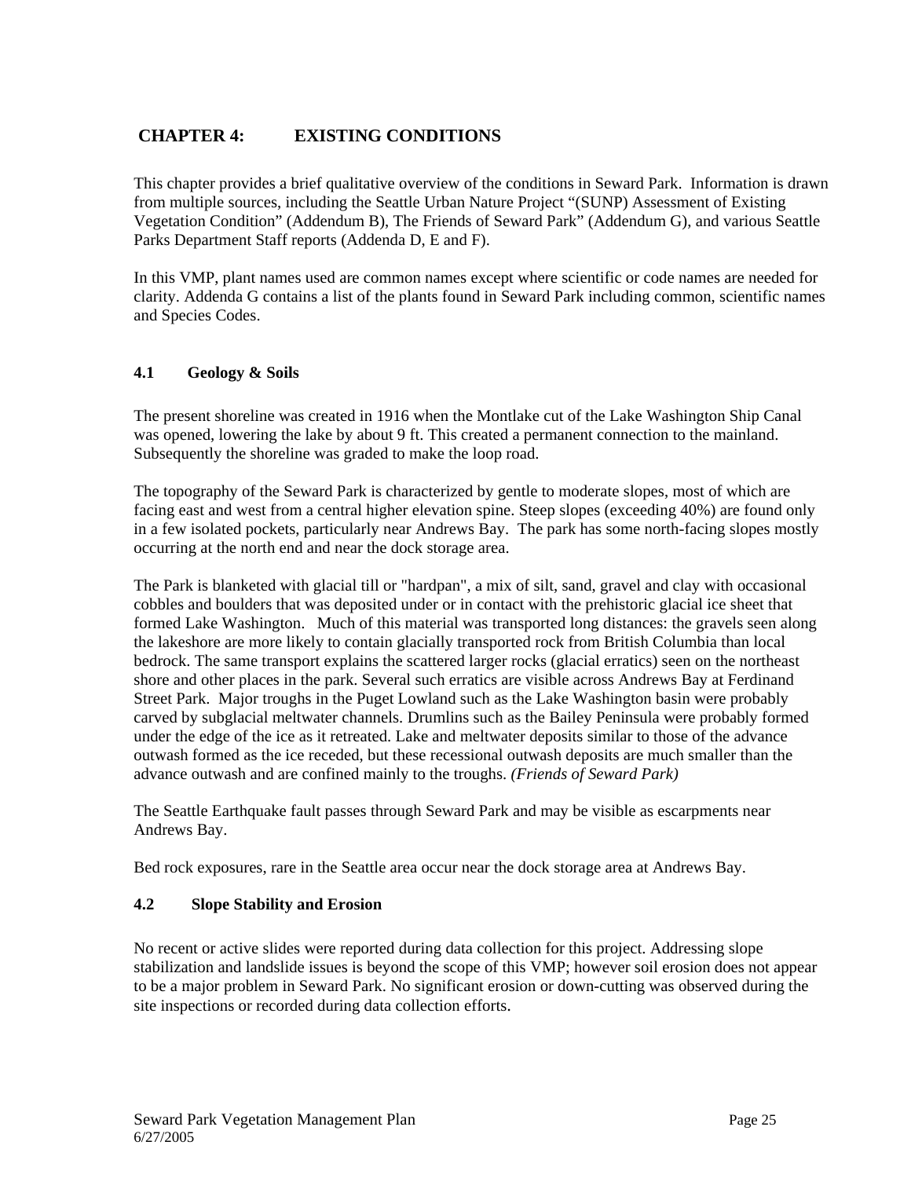# CHAPTER 4: EXISTING CONDITIONS

This chapter provides a brief qualitative overview of the conditions in Seward Park. Information is drawn from multiple sources, including the Seattle Urban Nature Project "(SUNP) Assessment of Existing Vegetation Condition" (Addendum B), The Friends of Seward Park" (Addendum G), and various Seattle Parks Department Staff reports (Addenda D, E and F).

In this VMP, plant names used are common names except where scientific or code names are needed for clarity. Addenda G contains a list of the plants found in Seward Park including common, scientific names and Species Codes.

## 4.1 Geology & Soils

The present shoreline was created in 1916 when the Montlake cut of the Lake Washington Ship Canal was opened, lowering the lake by about 9 ft. This created a permanent connection to the mainland. Subsequently the shoreline was graded to make the loop road.

The topography of the Seward Park is characterized by gentle to moderate slopes, most of which are facing east and west from a central higher elevation spine. Steep slopes (exceeding 40%) are found only in a few isolated pockets, particularly near Andrews Bay. The park has some north-facing slopes mostly occurring at the north end and near the dock storage area.

The Park is blanketed with glacial till or "hardpan", a mix of silt, sand, gravel and clay with occasional cobbles and boulders that was deposited under or in contact with the prehistoric glacial ice sheet that formed Lake Washington. Much of this material was transported long distances: the gravels seen along the lakeshore are more likely to contain glacially transported rock from British Columbia than local bedrock. The same transport explains the scattered larger rocks (glacial erratics) seen on the northeast shore and other places in the park. Several such erratics are visible across Andrews Bay at Ferdinand Street Park. Major troughs in the Puget Lowland such as the Lake Washington basin were probably carved by subglacial meltwater channels. Drumlins such as the Bailey Peninsula were probably formed under the edge of the ice as it retreated. Lake and meltwater deposits similar to those of the advance outwash formed as the ice receded, but these recessional outwash deposits are much smaller than the advance outwash and are confined mainly to the troughs. *(Friends of Seward Park)*

The Seattle Earthquake fault passes through Seward Park and may be visible as escarpments near Andrews Bay.

Bed rock exposures, rare in the Seattle area occur near the dock storage area at Andrews Bay.

## 4.2 Slope Stability and Erosion

No recent or active slides were reported during data collection for this project. Addressing slope stabilization and landslide issues is beyond the scope of this VMP; however soil erosion does not appear to be a major problem in Seward Park. No significant erosion or down-cutting was observed during the site inspections or recorded during data collection efforts.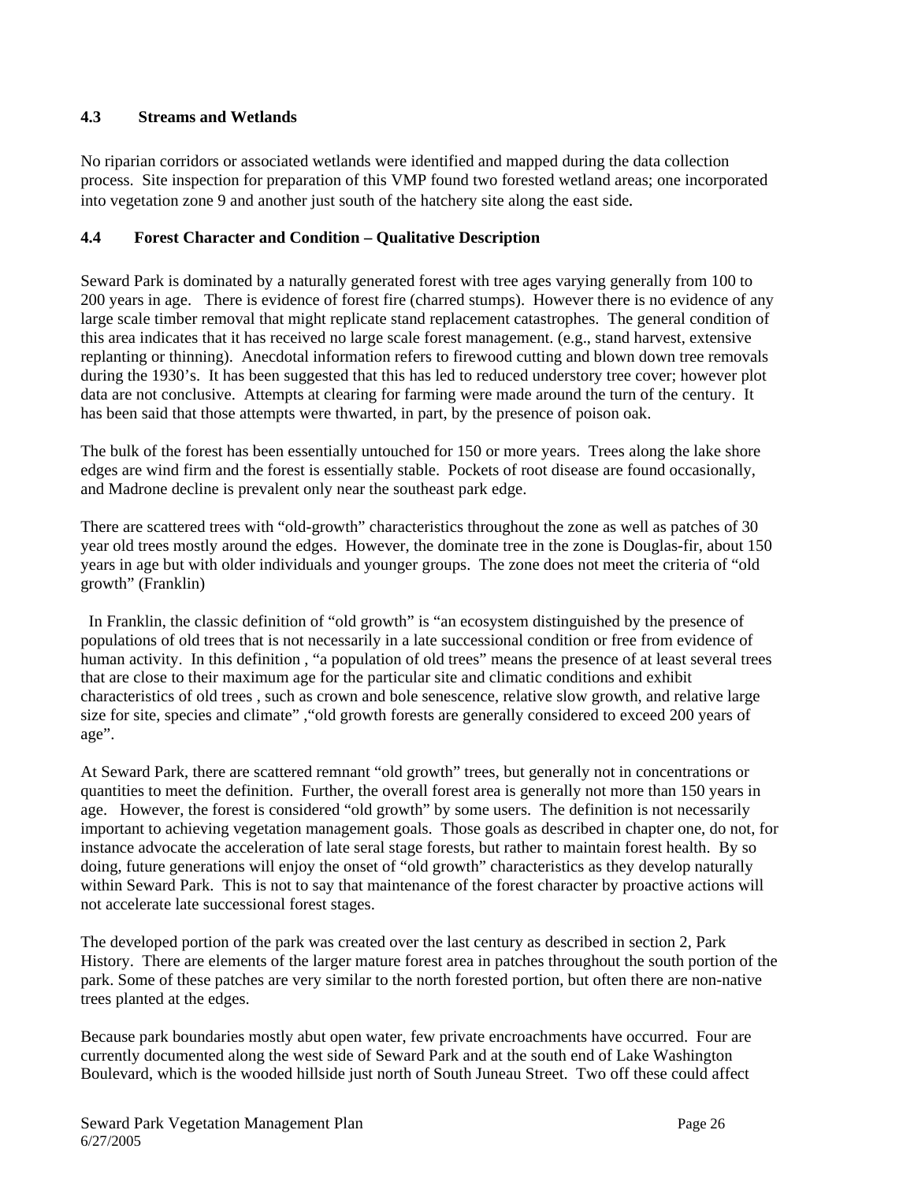### 4.3 Streams and Wetlands

No riparian corridors or associated wetlands were identified and mapped during the data collection process. Site inspection for preparation of this VMP found two forested wetland areas; one incorporated into vegetation zone 9 and another just south of the hatchery site along the east side.

### 4.4 Forest Character and Condition – Qualitative Description

Seward Park is dominated by a naturally generated forest with tree ages varying generally from 100 to 200 years in age. There is evidence of forest fire (charred stumps). However there is no evidence of any large scale timber removal that might replicate stand replacement catastrophes. The general condition of this area indicates that it has received no large scale forest management. (e.g., stand harvest, extensive replanting or thinning). Anecdotal information refers to firewood cutting and blown down tree removals during the 1930's. It has been suggested that this has led to reduced understory tree cover; however plot data are not conclusive. Attempts at clearing for farming were made around the turn of the century. It has been said that those attempts were thwarted, in part, by the presence of poison oak.

The bulk of the forest has been essentially untouched for 150 or more years. Trees along the lake shore edges are wind firm and the forest is essentially stable. Pockets of root disease are found occasionally, and Madrone decline is prevalent only near the southeast park edge.

There are scattered trees with "old-growth" characteristics throughout the zone as well as patches of 30 year old trees mostly around the edges. However, the dominate tree in the zone is Douglas-fir, about 150 years in age but with older individuals and younger groups. The zone does not meet the criteria of "old growth" (Franklin)

In Franklin, the classic definition of "old growth" is "an ecosystem distinguished by the presence of populations of old trees that is not necessarily in a late successional condition or free from evidence of human activity. In this definition , "a population of old trees" means the presence of at least several trees that are close to their maximum age for the particular site and climatic conditions and exhibit characteristics of old trees , such as crown and bole senescence, relative slow growth, and relative large size for site, species and climate" ,"old growth forests are generally considered to exceed 200 years of age".

At Seward Park, there are scattered remnant "old growth" trees, but generally not in concentrations or quantities to meet the definition. Further, the overall forest area is generally not more than 150 years in age. However, the forest is considered "old growth" by some users. The definition is not necessarily important to achieving vegetation management goals. Those goals as described in chapter one, do not, for instance advocate the acceleration of late seral stage forests, but rather to maintain forest health. By so doing, future generations will enjoy the onset of "old growth" characteristics as they develop naturally within Seward Park. This is not to say that maintenance of the forest character by proactive actions will not accelerate late successional forest stages.

The developed portion of the park was created over the last century as described in section 2, Park History. There are elements of the larger mature forest area in patches throughout the south portion of the park. Some of these patches are very similar to the north forested portion, but often there are non-native trees planted at the edges.

Because park boundaries mostly abut open water, few private encroachments have occurred. Four are currently documented along the west side of Seward Park and at the south end of Lake Washington Boulevard, which is the wooded hillside just north of South Juneau Street. Two off these could affect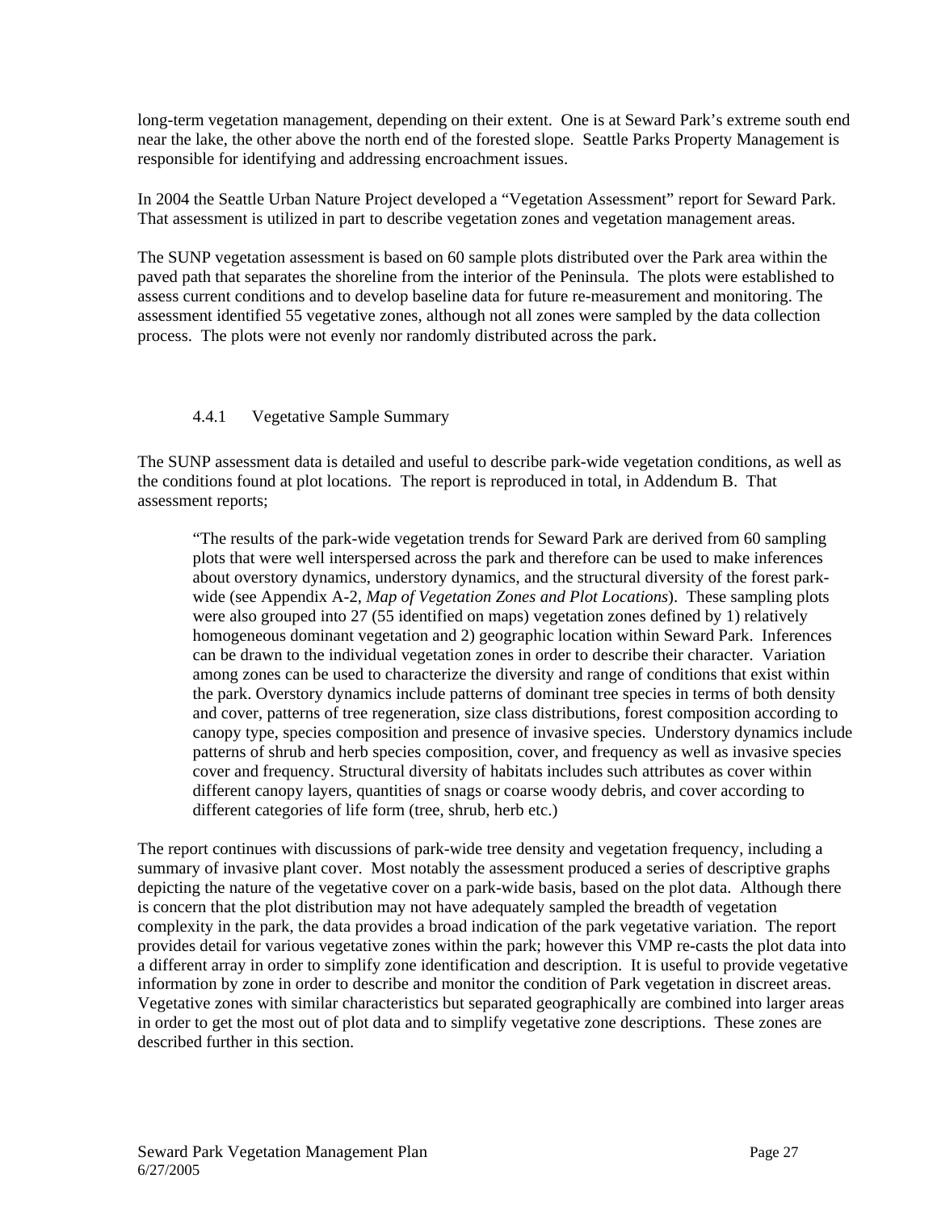long-term vegetation management, depending on their extent. One is at Seward Park's extreme south end near the lake, the other above the north end of the forested slope. Seattle Parks Property Management is responsible for identifying and addressing encroachment issues.

In 2004 the Seattle Urban Nature Project developed a "Vegetation Assessment" report for Seward Park. That assessment is utilized in part to describe vegetation zones and vegetation management areas.

The SUNP vegetation assessment is based on 60 sample plots distributed over the Park area within the paved path that separates the shoreline from the interior of the Peninsula. The plots were established to assess current conditions and to develop baseline data for future re-measurement and monitoring. The assessment identified 55 vegetative zones, although not all zones were sampled by the data collection process. The plots were not evenly nor randomly distributed across the park.

#### 4.4.1 Vegetative Sample Summary

The SUNP assessment data is detailed and useful to describe park-wide vegetation conditions, as well as the conditions found at plot locations. The report is reproduced in total, in Addendum B. That assessment reports;

> "The results of the park-wide vegetation trends for Seward Park are derived from 60 sampling plots that were well interspersed across the park and therefore can be used to make inferences about overstory dynamics, understory dynamics, and the structural diversity of the forest park-wide (see Appendix A-2, *Map of Vegetation Zones and Plot Locations*). These sampling plots were also grouped into 27 (55 identified on maps) vegetation zones defined by 1) relatively homogeneous dominant vegetation and 2) geographic location within Seward Park. Inferences can be drawn to the individual vegetation zones in order to describe their character. Variation among zones can be used to characterize the diversity and range of conditions that exist within the park. Overstory dynamics include patterns of dominant tree species in terms of both density and cover, patterns of tree regeneration, size class distributions, forest composition according to canopy type, species composition and presence of invasive species. Understory dynamics include patterns of shrub and herb species composition, cover, and frequency as well as invasive species cover and frequency. Structural diversity of habitats includes such attributes as cover within different canopy layers, quantities of snags or coarse woody debris, and cover according to different categories of life form (tree, shrub, herb etc.)

The report continues with discussions of park-wide tree density and vegetation frequency, including a summary of invasive plant cover. Most notably the assessment produced a series of descriptive graphs depicting the nature of the vegetative cover on a park-wide basis, based on the plot data. Although there is concern that the plot distribution may not have adequately sampled the breadth of vegetation complexity in the park, the data provides a broad indication of the park vegetative variation. The report provides detail for various vegetative zones within the park; however this VMP re-casts the plot data into a different array in order to simplify zone identification and description. It is useful to provide vegetative information by zone in order to describe and monitor the condition of Park vegetation in discreet areas. Vegetative zones with similar characteristics but separated geographically are combined into larger areas in order to get the most out of plot data and to simplify vegetative zone descriptions. These zones are described further in this section.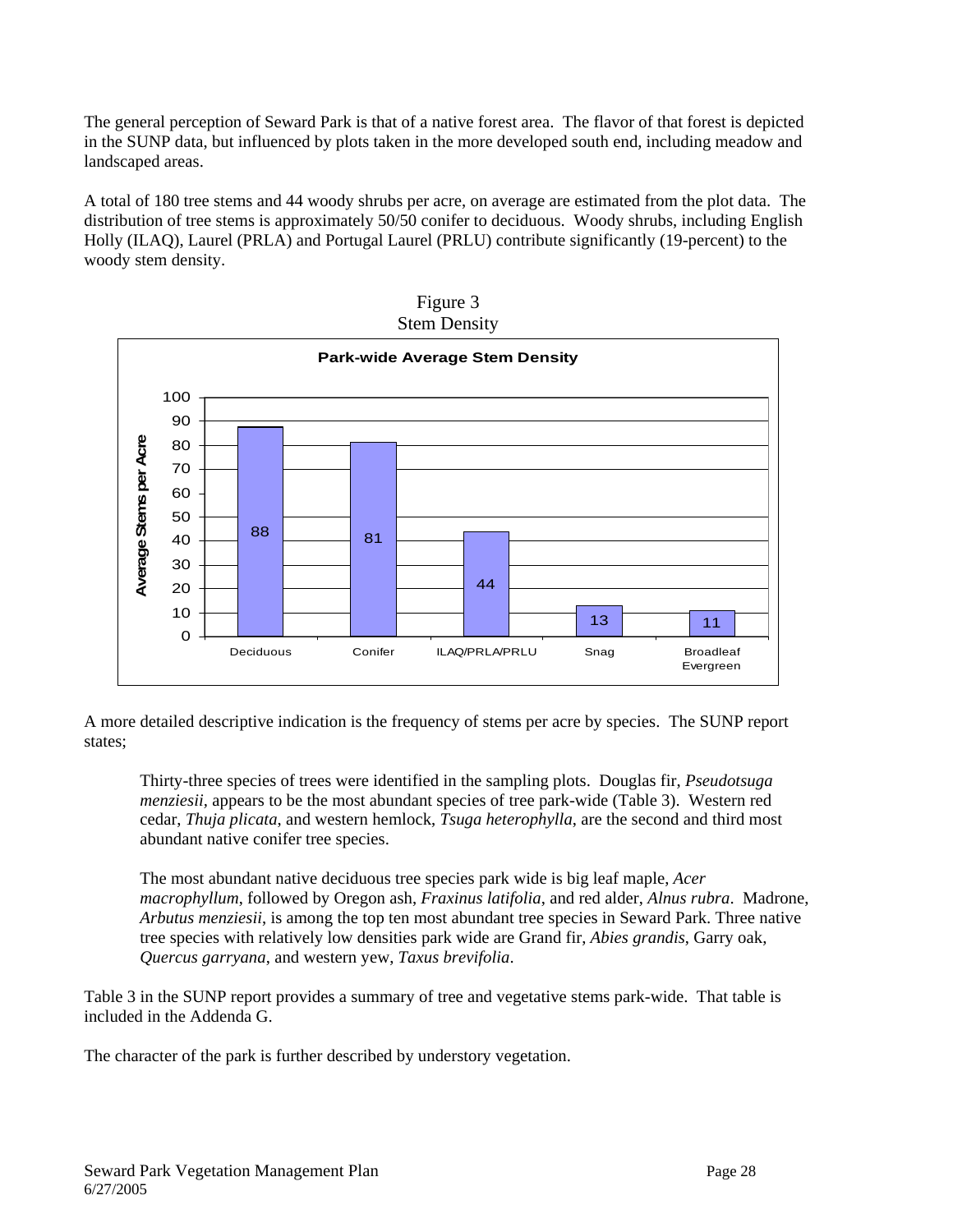The general perception of Seward Park is that of a native forest area. The flavor of that forest is depicted in the SUNP data, but influenced by plots taken in the more developed south end, including meadow and landscaped areas.

A total of 180 tree stems and 44 woody shrubs per acre, on average are estimated from the plot data. The distribution of tree stems is approximately 50/50 conifer to deciduous. Woody shrubs, including English Holly (ILAQ), Laurel (PRLA) and Portugal Laurel (PRLU) contribute significantly (19-percent) to the woody stem density.

Figure 3
Stem Density

**Park-wide Average Stem Density**

| Category | Average Stems per Acre |
|---|---|
| Deciduous | 88 |
| Conifer | 81 |
| ILAQ/PRLA/PRLU | 44 |
| Snag | 13 |
| Broadleaf Evergreen | 11 |

A more detailed descriptive indication is the frequency of stems per acre by species. The SUNP report states;

> Thirty-three species of trees were identified in the sampling plots. Douglas fir, *Pseudotsuga menziesii*, appears to be the most abundant species of tree park-wide (Table 3). Western red cedar, *Thuja plicata*, and western hemlock, *Tsuga heterophylla*, are the second and third most abundant native conifer tree species.
>
> The most abundant native deciduous tree species park wide is big leaf maple, *Acer macrophyllum*, followed by Oregon ash, *Fraxinus latifolia*, and red alder, *Alnus rubra*. Madrone, *Arbutus menziesii*, is among the top ten most abundant tree species in Seward Park. Three native tree species with relatively low densities park wide are Grand fir, *Abies grandis*, Garry oak, *Quercus garryana*, and western yew, *Taxus brevifolia*.

Table 3 in the SUNP report provides a summary of tree and vegetative stems park-wide. That table is included in the Addenda G.

The character of the park is further described by understory vegetation.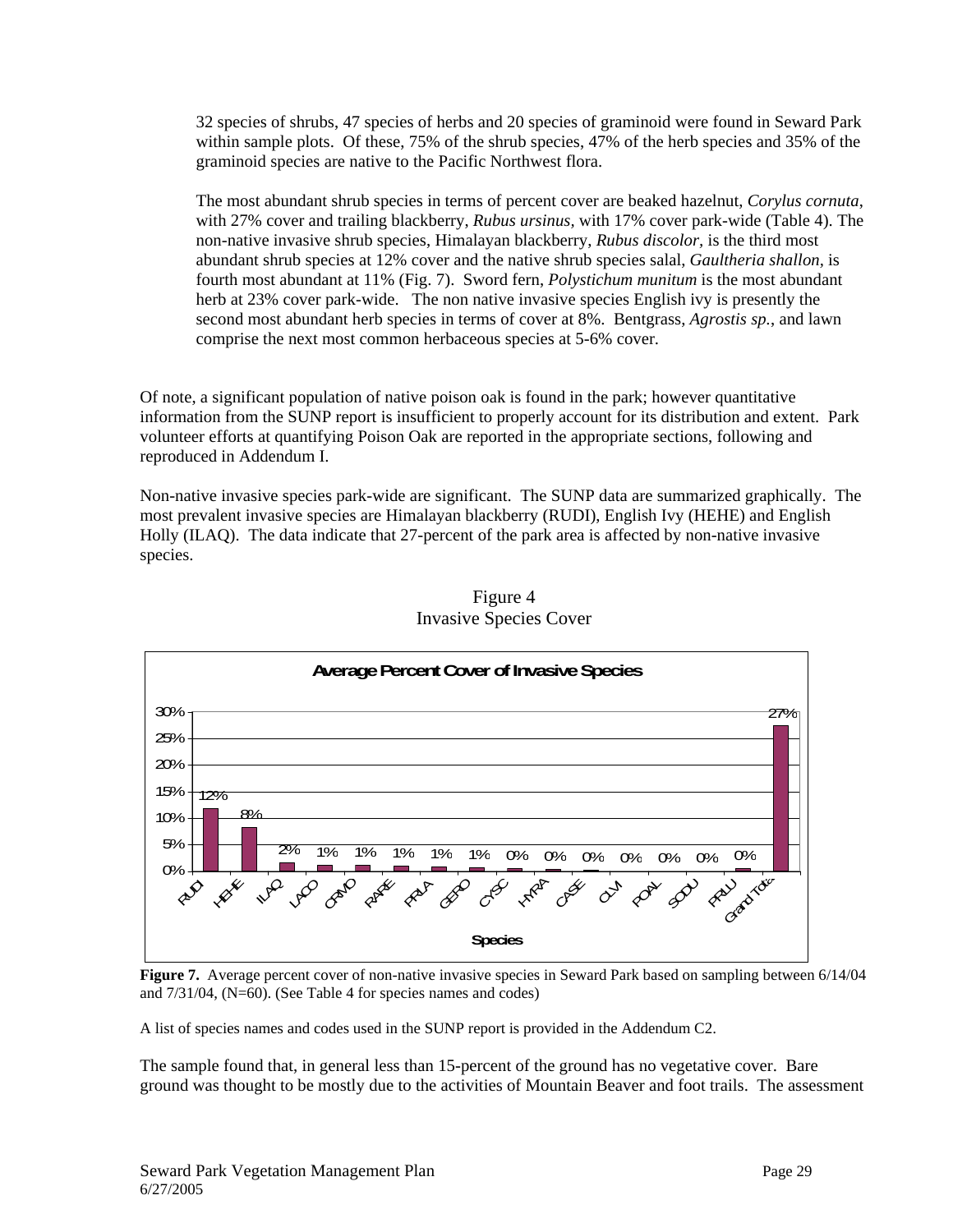32 species of shrubs, 47 species of herbs and 20 species of graminoid were found in Seward Park within sample plots. Of these, 75% of the shrub species, 47% of the herb species and 35% of the graminoid species are native to the Pacific Northwest flora.

The most abundant shrub species in terms of percent cover are beaked hazelnut, *Corylus cornuta*, with 27% cover and trailing blackberry, *Rubus ursinus*, with 17% cover park-wide (Table 4). The non-native invasive shrub species, Himalayan blackberry, *Rubus discolor*, is the third most abundant shrub species at 12% cover and the native shrub species salal, *Gaultheria shallon*, is fourth most abundant at 11% (Fig. 7). Sword fern, *Polystichum munitum* is the most abundant herb at 23% cover park-wide. The non native invasive species English ivy is presently the second most abundant herb species in terms of cover at 8%. Bentgrass, *Agrostis sp.*, and lawn comprise the next most common herbaceous species at 5-6% cover.

Of note, a significant population of native poison oak is found in the park; however quantitative information from the SUNP report is insufficient to properly account for its distribution and extent. Park volunteer efforts at quantifying Poison Oak are reported in the appropriate sections, following and reproduced in Addendum I.

Non-native invasive species park-wide are significant. The SUNP data are summarized graphically. The most prevalent invasive species are Himalayan blackberry (RUDI), English Ivy (HEHE) and English Holly (ILAQ). The data indicate that 27-percent of the park area is affected by non-native invasive species.

Figure 4
Invasive Species Cover

**Average Percent Cover of Invasive Species**

| Species | Average Percent Cover |
|---|---|
| RUDI | 12% |
| HEHE | 8% |
| ILAQ | 2% |
| LACO | 1% |
| CRMO | 1% |
| RARE | 1% |
| PRLA | 1% |
| GERO | 1% |
| CYSC | 0% |
| HYRA | 0% |
| CASE | 0% |
| CLVI | 0% |
| POAL | 0% |
| SODU | 0% |
| PRLU | 0% |
| Grand Total | 27% |

**Figure 7.** Average percent cover of non-native invasive species in Seward Park based on sampling between 6/14/04 and 7/31/04, (N=60). (See Table 4 for species names and codes)

A list of species names and codes used in the SUNP report is provided in the Addendum C2.

The sample found that, in general less than 15-percent of the ground has no vegetative cover. Bare ground was thought to be mostly due to the activities of Mountain Beaver and foot trails. The assessment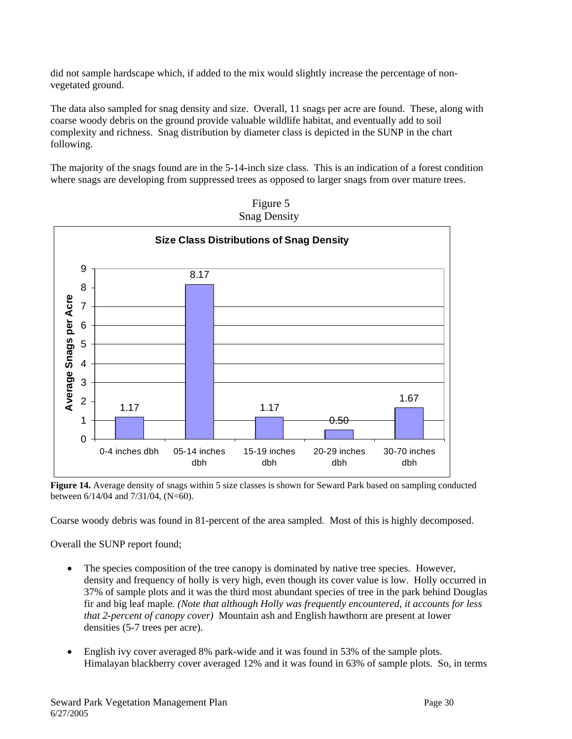did not sample hardscape which, if added to the mix would slightly increase the percentage of non-vegetated ground.

The data also sampled for snag density and size. Overall, 11 snags per acre are found. These, along with coarse woody debris on the ground provide valuable wildlife habitat, and eventually add to soil complexity and richness. Snag distribution by diameter class is depicted in the SUNP in the chart following.

The majority of the snags found are in the 5-14-inch size class. This is an indication of a forest condition where snags are developing from suppressed trees as opposed to larger snags from over mature trees.

Figure 5
Snag Density

**Size Class Distributions of Snag Density**

| Size class | Average Snags per Acre |
|---|---|
| 0-4 inches dbh | 1.17 |
| 05-14 inches dbh | 8.17 |
| 15-19 inches dbh | 1.17 |
| 20-29 inches dbh | 0.50 |
| 30-70 inches dbh | 1.67 |

**Figure 14.** Average density of snags within 5 size classes is shown for Seward Park based on sampling conducted between 6/14/04 and 7/31/04, (N=60).

Coarse woody debris was found in 81-percent of the area sampled. Most of this is highly decomposed.

Overall the SUNP report found;

- The species composition of the tree canopy is dominated by native tree species. However, density and frequency of holly is very high, even though its cover value is low. Holly occurred in 37% of sample plots and it was the third most abundant species of tree in the park behind Douglas fir and big leaf maple. *(Note that although Holly was frequently encountered, it accounts for less that 2-percent of canopy cover)* Mountain ash and English hawthorn are present at lower densities (5-7 trees per acre).

- English ivy cover averaged 8% park-wide and it was found in 53% of the sample plots. Himalayan blackberry cover averaged 12% and it was found in 63% of sample plots. So, in terms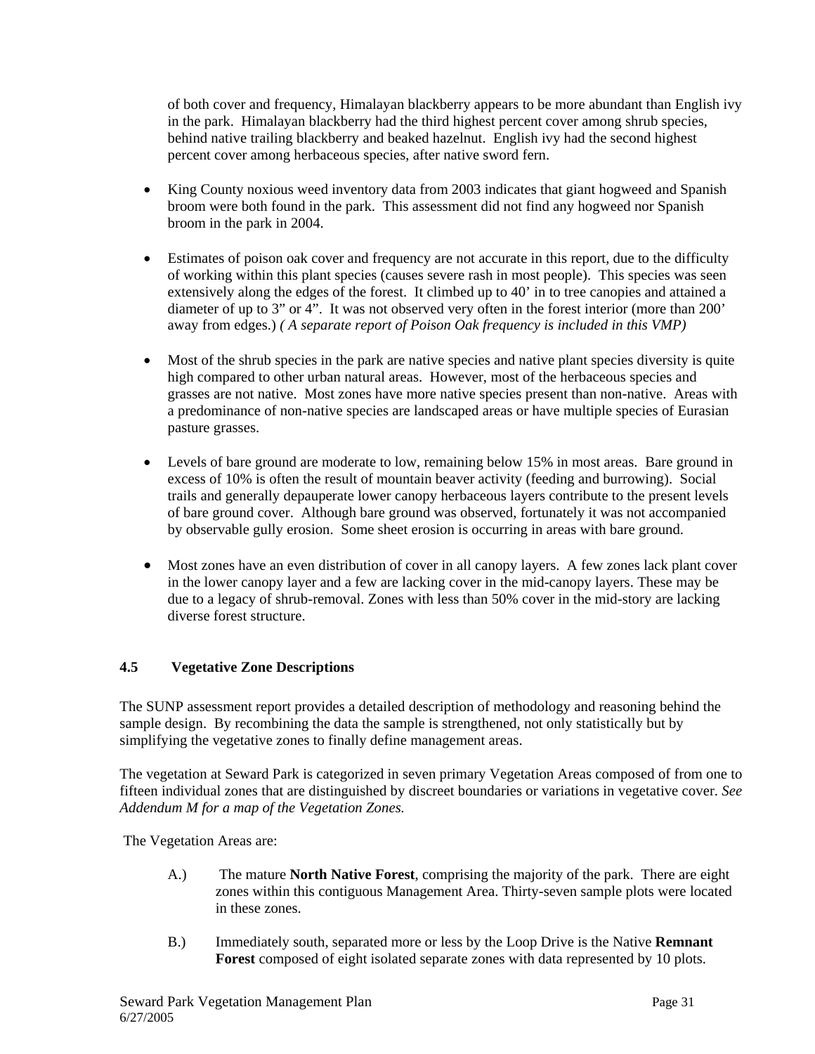of both cover and frequency, Himalayan blackberry appears to be more abundant than English ivy in the park. Himalayan blackberry had the third highest percent cover among shrub species, behind native trailing blackberry and beaked hazelnut. English ivy had the second highest percent cover among herbaceous species, after native sword fern.

- King County noxious weed inventory data from 2003 indicates that giant hogweed and Spanish broom were both found in the park. This assessment did not find any hogweed nor Spanish broom in the park in 2004.

- Estimates of poison oak cover and frequency are not accurate in this report, due to the difficulty of working within this plant species (causes severe rash in most people). This species was seen extensively along the edges of the forest. It climbed up to 40' in to tree canopies and attained a diameter of up to 3" or 4". It was not observed very often in the forest interior (more than 200' away from edges.) *( A separate report of Poison Oak frequency is included in this VMP)*

- Most of the shrub species in the park are native species and native plant species diversity is quite high compared to other urban natural areas. However, most of the herbaceous species and grasses are not native. Most zones have more native species present than non-native. Areas with a predominance of non-native species are landscaped areas or have multiple species of Eurasian pasture grasses.

- Levels of bare ground are moderate to low, remaining below 15% in most areas. Bare ground in excess of 10% is often the result of mountain beaver activity (feeding and burrowing). Social trails and generally depauperate lower canopy herbaceous layers contribute to the present levels of bare ground cover. Although bare ground was observed, fortunately it was not accompanied by observable gully erosion. Some sheet erosion is occurring in areas with bare ground.

- Most zones have an even distribution of cover in all canopy layers. A few zones lack plant cover in the lower canopy layer and a few are lacking cover in the mid-canopy layers. These may be due to a legacy of shrub-removal. Zones with less than 50% cover in the mid-story are lacking diverse forest structure.

### 4.5 Vegetative Zone Descriptions

The SUNP assessment report provides a detailed description of methodology and reasoning behind the sample design. By recombining the data the sample is strengthened, not only statistically but by simplifying the vegetative zones to finally define management areas.

The vegetation at Seward Park is categorized in seven primary Vegetation Areas composed of from one to fifteen individual zones that are distinguished by discreet boundaries or variations in vegetative cover. *See Addendum M for a map of the Vegetation Zones.*

The Vegetation Areas are:

A.) The mature **North Native Forest**, comprising the majority of the park. There are eight zones within this contiguous Management Area. Thirty-seven sample plots were located in these zones.

B.) Immediately south, separated more or less by the Loop Drive is the Native **Remnant Forest** composed of eight isolated separate zones with data represented by 10 plots.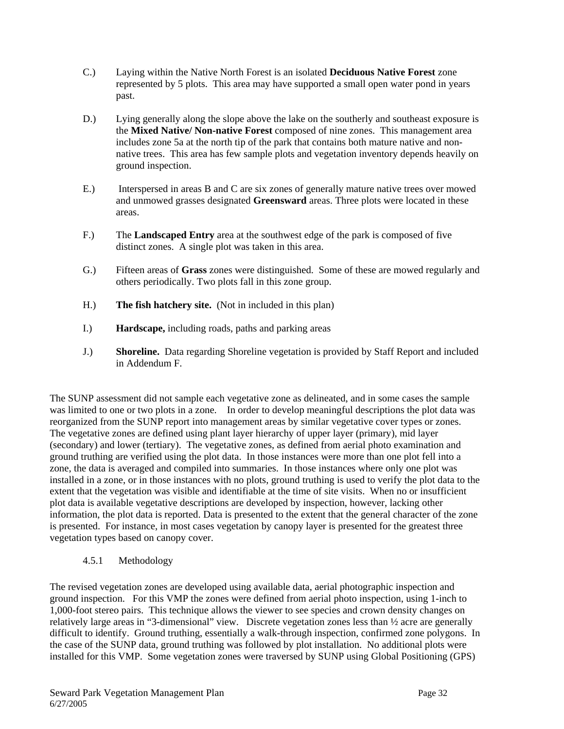C.) Laying within the Native North Forest is an isolated **Deciduous Native Forest** zone represented by 5 plots. This area may have supported a small open water pond in years past.

D.) Lying generally along the slope above the lake on the southerly and southeast exposure is the **Mixed Native/ Non-native Forest** composed of nine zones. This management area includes zone 5a at the north tip of the park that contains both mature native and non-native trees. This area has few sample plots and vegetation inventory depends heavily on ground inspection.

E.) Interspersed in areas B and C are six zones of generally mature native trees over mowed and unmowed grasses designated **Greensward** areas. Three plots were located in these areas.

F.) The **Landscaped Entry** area at the southwest edge of the park is composed of five distinct zones. A single plot was taken in this area.

G.) Fifteen areas of **Grass** zones were distinguished. Some of these are mowed regularly and others periodically. Two plots fall in this zone group.

H.) **The fish hatchery site.** (Not in included in this plan)

I.) **Hardscape,** including roads, paths and parking areas

J.) **Shoreline.** Data regarding Shoreline vegetation is provided by Staff Report and included in Addendum F.

The SUNP assessment did not sample each vegetative zone as delineated, and in some cases the sample was limited to one or two plots in a zone. In order to develop meaningful descriptions the plot data was reorganized from the SUNP report into management areas by similar vegetative cover types or zones. The vegetative zones are defined using plant layer hierarchy of upper layer (primary), mid layer (secondary) and lower (tertiary). The vegetative zones, as defined from aerial photo examination and ground truthing are verified using the plot data. In those instances were more than one plot fell into a zone, the data is averaged and compiled into summaries. In those instances where only one plot was installed in a zone, or in those instances with no plots, ground truthing is used to verify the plot data to the extent that the vegetation was visible and identifiable at the time of site visits. When no or insufficient plot data is available vegetative descriptions are developed by inspection, however, lacking other information, the plot data is reported. Data is presented to the extent that the general character of the zone is presented. For instance, in most cases vegetation by canopy layer is presented for the greatest three vegetation types based on canopy cover.

### 4.5.1 Methodology

The revised vegetation zones are developed using available data, aerial photographic inspection and ground inspection. For this VMP the zones were defined from aerial photo inspection, using 1-inch to 1,000-foot stereo pairs. This technique allows the viewer to see species and crown density changes on relatively large areas in "3-dimensional" view. Discrete vegetation zones less than ½ acre are generally difficult to identify. Ground truthing, essentially a walk-through inspection, confirmed zone polygons. In the case of the SUNP data, ground truthing was followed by plot installation. No additional plots were installed for this VMP. Some vegetation zones were traversed by SUNP using Global Positioning (GPS)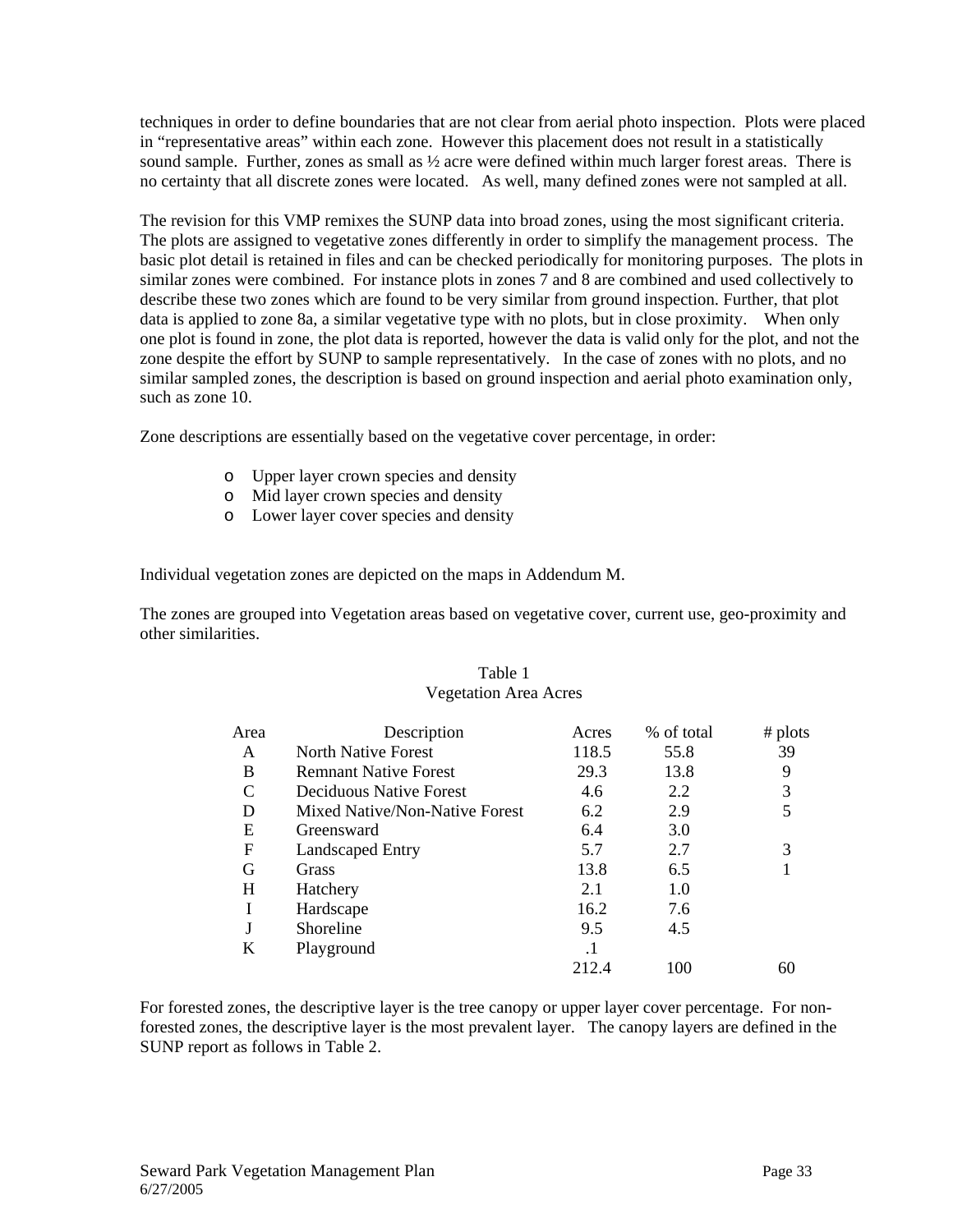techniques in order to define boundaries that are not clear from aerial photo inspection. Plots were placed in "representative areas" within each zone. However this placement does not result in a statistically sound sample. Further, zones as small as ½ acre were defined within much larger forest areas. There is no certainty that all discrete zones were located. As well, many defined zones were not sampled at all.

The revision for this VMP remixes the SUNP data into broad zones, using the most significant criteria. The plots are assigned to vegetative zones differently in order to simplify the management process. The basic plot detail is retained in files and can be checked periodically for monitoring purposes. The plots in similar zones were combined. For instance plots in zones 7 and 8 are combined and used collectively to describe these two zones which are found to be very similar from ground inspection. Further, that plot data is applied to zone 8a, a similar vegetative type with no plots, but in close proximity. When only one plot is found in zone, the plot data is reported, however the data is valid only for the plot, and not the zone despite the effort by SUNP to sample representatively. In the case of zones with no plots, and no similar sampled zones, the description is based on ground inspection and aerial photo examination only, such as zone 10.

Zone descriptions are essentially based on the vegetative cover percentage, in order:

- Upper layer crown species and density
- Mid layer crown species and density
- Lower layer cover species and density

Individual vegetation zones are depicted on the maps in Addendum M.

The zones are grouped into Vegetation areas based on vegetative cover, current use, geo-proximity and other similarities.

Table 1
Vegetation Area Acres

| Area | Description | Acres | % of total | # plots |
|---|---|---|---|---|
| A | North Native Forest | 118.5 | 55.8 | 39 |
| B | Remnant Native Forest | 29.3 | 13.8 | 9 |
| C | Deciduous Native Forest | 4.6 | 2.2 | 3 |
| D | Mixed Native/Non-Native Forest | 6.2 | 2.9 | 5 |
| E | Greensward | 6.4 | 3.0 | |
| F | Landscaped Entry | 5.7 | 2.7 | 3 |
| G | Grass | 13.8 | 6.5 | 1 |
| H | Hatchery | 2.1 | 1.0 | |
| I | Hardscape | 16.2 | 7.6 | |
| J | Shoreline | 9.5 | 4.5 | |
| K | Playground | .1 | | |
| | | 212.4 | 100 | 60 |

For forested zones, the descriptive layer is the tree canopy or upper layer cover percentage. For non-forested zones, the descriptive layer is the most prevalent layer. The canopy layers are defined in the SUNP report as follows in Table 2.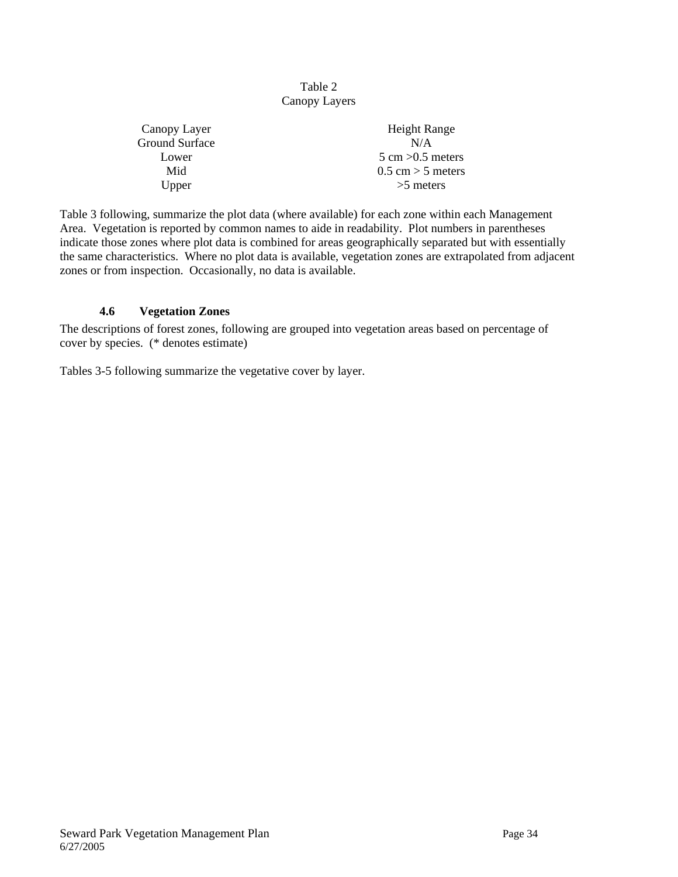Table 2
Canopy Layers

| Canopy Layer | Height Range |
|---|---|
| Ground Surface | N/A |
| Lower | 5 cm >0.5 meters |
| Mid | 0.5 cm > 5 meters |
| Upper | >5 meters |

Table 3 following, summarize the plot data (where available) for each zone within each Management Area. Vegetation is reported by common names to aide in readability. Plot numbers in parentheses indicate those zones where plot data is combined for areas geographically separated but with essentially the same characteristics. Where no plot data is available, vegetation zones are extrapolated from adjacent zones or from inspection. Occasionally, no data is available.

### 4.6 Vegetation Zones

The descriptions of forest zones, following are grouped into vegetation areas based on percentage of cover by species. (* denotes estimate)

Tables 3-5 following summarize the vegetative cover by layer.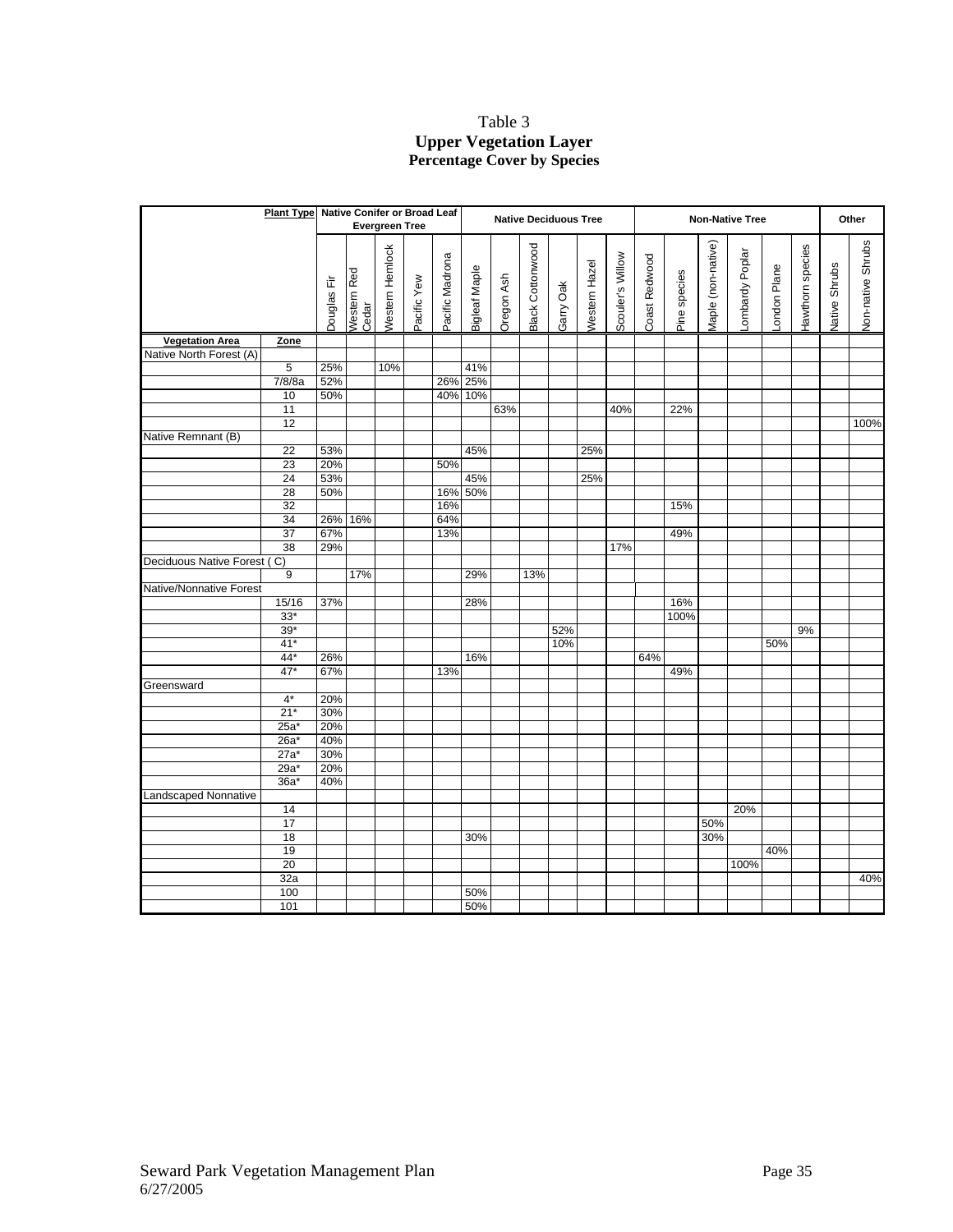Table 3
**Upper Vegetation Layer**
**Percentage Cover by Species**

| | Plant Type | Native Conifer or Broad Leaf Evergreen Tree | | | | | Native Deciduous Tree | | | | | | Non-Native Tree | | | | | | Other | |
|---|---|---|---|---|---|---|---|---|---|---|---|---|---|---|---|---|---|---|---|---|
| | | Douglas Fir | Western Red Cedar | Western Hemlock | Pacific Yew | Pacific Madrona | Bigleaf Maple | Oregon Ash | Black Cottonwood | Garry Oak | Western Hazel | Scouler's Willow | Coast Redwood | Pine species | Maple (non-native) | Lombardy Poplar | London Plane | Hawthorn species | Native Shrubs | Non-native Shrubs |
| **Vegetation Area** | **Zone** | | | | | | | | | | | | | | | | | | | |
| Native North Forest (A) | | | | | | | | | | | | | | | | | | | | |
| | 5 | 25% | | 10% | | | 41% | | | | | | | | | | | | | |
| | 7/8/8a | 52% | | | | 26% | 25% | | | | | | | | | | | | | |
| | 10 | 50% | | | | 40% | 10% | | | | | | | | | | | | | |
| | 11 | | | | | | | 63% | | | | 40% | | 22% | | | | | | |
| | 12 | | | | | | | | | | | | | | | | | | | 100% |
| Native Remnant (B) | | | | | | | | | | | | | | | | | | | | |
| | 22 | 53% | | | | | 45% | | | | 25% | | | | | | | | | |
| | 23 | 20% | | | | 50% | | | | | | | | | | | | | | |
| | 24 | 53% | | | | | 45% | | | | 25% | | | | | | | | | |
| | 28 | 50% | | | | 16% | 50% | | | | | | | | | | | | | |
| | 32 | | | | | 16% | | | | | | | | 15% | | | | | | |
| | 34 | 26% | 16% | | | 64% | | | | | | | | | | | | | | |
| | 37 | 67% | | | | 13% | | | | | | | | 49% | | | | | | |
| | 38 | 29% | | | | | | | | | | 17% | | | | | | | | |
| Deciduous Native Forest ( C) | | | | | | | | | | | | | | | | | | | | |
| | 9 | | 17% | | | | 29% | | 13% | | | | | | | | | | | |
| Native/Nonnative Forest | | | | | | | | | | | | | | | | | | | | |
| | 15/16 | 37% | | | | | 28% | | | | | | | 16% | | | | | | |
| | 33* | | | | | | | | | | | | | 100% | | | | | | |
| | 39* | | | | | | | | | 52% | | | | | | | | 9% | | |
| | 41* | | | | | | | | | 10% | | | | | | | 50% | | | |
| | 44* | 26% | | | | | 16% | | | | | | 64% | | | | | | | |
| | 47* | 67% | | | | 13% | | | | | | | | 49% | | | | | | |
| Greensward | | | | | | | | | | | | | | | | | | | | |
| | 4* | 20% | | | | | | | | | | | | | | | | | | |
| | 21* | 30% | | | | | | | | | | | | | | | | | | |
| | 25a* | 20% | | | | | | | | | | | | | | | | | | |
| | 26a* | 40% | | | | | | | | | | | | | | | | | | |
| | 27a* | 30% | | | | | | | | | | | | | | | | | | |
| | 29a* | 20% | | | | | | | | | | | | | | | | | | |
| | 36a* | 40% | | | | | | | | | | | | | | | | | | |
| Landscaped Nonnative | | | | | | | | | | | | | | | | | | | | |
| | 14 | | | | | | | | | | | | | | | 20% | | | | |
| | 17 | | | | | | | | | | | | | | 50% | | | | | |
| | 18 | | | | | | 30% | | | | | | | | 30% | | | | | |
| | 19 | | | | | | | | | | | | | | | | 40% | | | |
| | 20 | | | | | | | | | | | | | | | 100% | | | | |
| | 32a | | | | | | | | | | | | | | | | | | | 40% |
| | 100 | | | | | | 50% | | | | | | | | | | | | | |
| | 101 | | | | | | 50% | | | | | | | | | | | | | |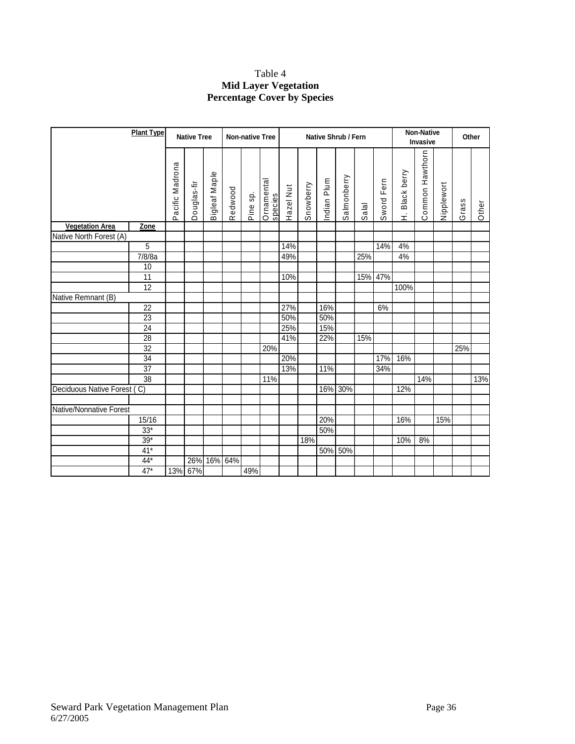Table 4
**Mid Layer Vegetation**
**Percentage Cover by Species**

| | Plant Type | Native Tree | | | Non-native Tree | | | Native Shrub / Fern | | | | | | Non-Native Invasive | | | Other | |
|---|---|---|---|---|---|---|---|---|---|---|---|---|---|---|---|---|---|---|
| | | Pacific Madrona | Douglas-fir | Bigleaf Maple | Redwood | Pine sp. | Ornamental species | Hazel Nut | Snowberry | Indian Plum | Salmonberry | Salal | Sword Fern | H. Black berry | Common Hawthorn | Nipplewort | Grass | Other |
| **Vegetation Area** | **Zone** | | | | | | | | | | | | | | | | | |
| Native North Forest (A) | | | | | | | | | | | | | | | | | | |
| | 5 | | | | | | | 14% | | | | | 14% | 4% | | | | |
| | 7/8/8a | | | | | | | 49% | | | | 25% | | 4% | | | | |
| | 10 | | | | | | | | | | | | | | | | | |
| | 11 | | | | | | | 10% | | | | 15% | 47% | | | | | |
| | 12 | | | | | | | | | | | | | 100% | | | | |
| Native Remnant (B) | | | | | | | | | | | | | | | | | | |
| | 22 | | | | | | | 27% | | 16% | | | 6% | | | | | |
| | 23 | | | | | | | 50% | | 50% | | | | | | | | |
| | 24 | | | | | | | 25% | | 15% | | | | | | | | |
| | 28 | | | | | | | 41% | | 22% | | 15% | | | | | | |
| | 32 | | | | | | 20% | | | | | | | | | | 25% | |
| | 34 | | | | | | | 20% | | | | | 17% | 16% | | | | |
| | 37 | | | | | | | 13% | | 11% | | | 34% | | | | | |
| | 38 | | | | | | 11% | | | | | | | | 14% | | | 13% |
| Deciduous Native Forest ( C) | | | | | | | | | | 16% | 30% | | | 12% | | | | |
| | | | | | | | | | | | | | | | | | | |
| Native/Nonnative Forest | | | | | | | | | | | | | | | | | | |
| | 15/16 | | | | | | | | | 20% | | | | 16% | | 15% | | |
| | 33* | | | | | | | | | 50% | | | | | | | | |
| | 39* | | | | | | | | 18% | | | | | 10% | 8% | | | |
| | 41* | | | | | | | | | 50% | 50% | | | | | | | |
| | 44* | | 26% | 16% | 64% | | | | | | | | | | | | | |
| | 47* | 13% | 67% | | | 49% | | | | | | | | | | | | |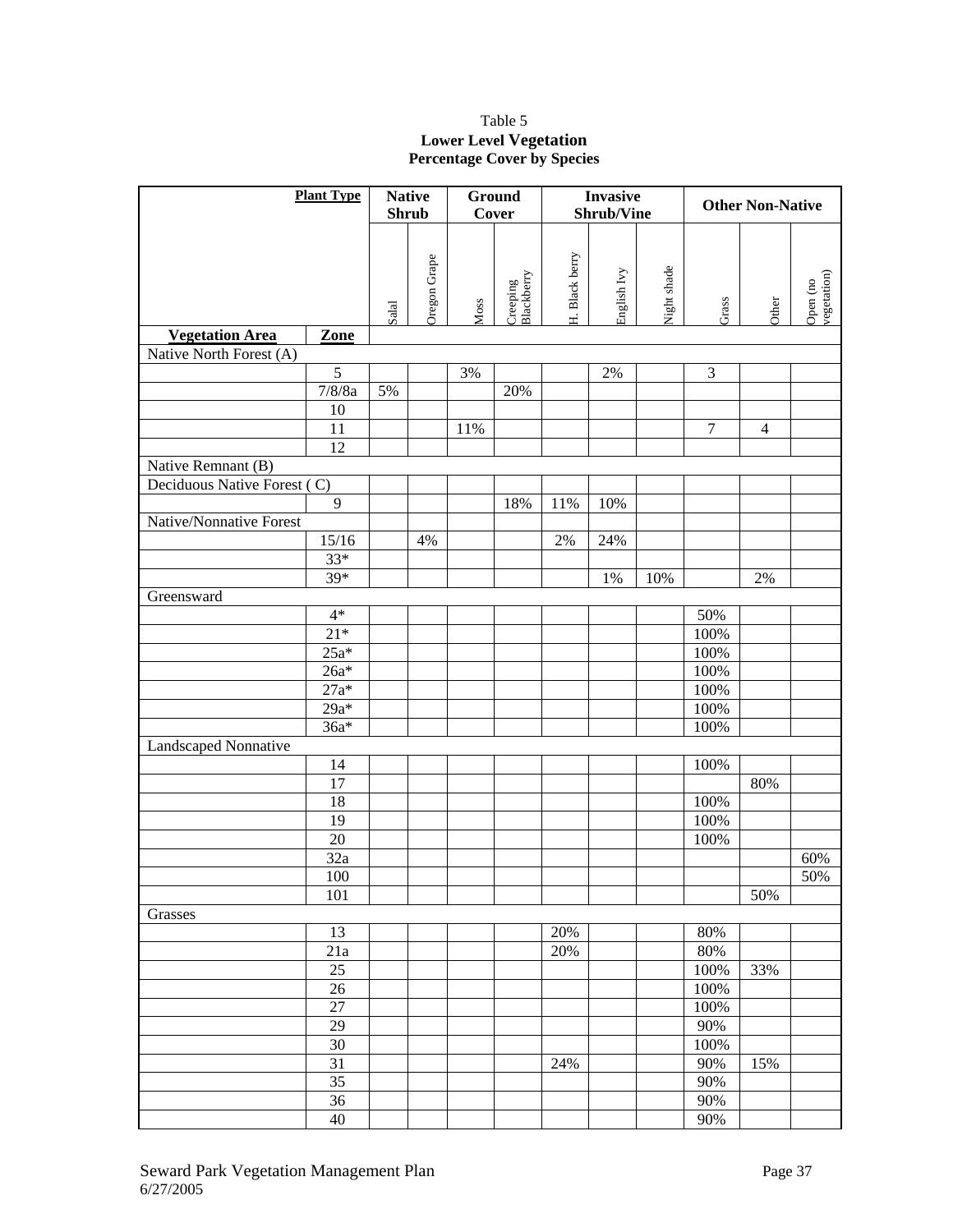Table 5
**Lower Level Vegetation**
**Percentage Cover by Species**

| | **Plant Type** | **Native Shrub** | | **Ground Cover** | | **Invasive Shrub/Vine** | | | **Other Non-Native** | | |
|---|---|---|---|---|---|---|---|---|---|---|---|
| | | Salal | Oregon Grape | Moss | Creeping Blackberry | H. Black berry | English Ivy | Night shade | Grass | Other | Open (no vegetation) |
| **Vegetation Area** | **Zone** | | | | | | | | | | |
| Native North Forest (A) | | | | | | | | | | | |
| | 5 | | | 3% | | | 2% | | 3 | | |
| | 7/8/8a | 5% | | | 20% | | | | | | |
| | 10 | | | | | | | | | | |
| | 11 | | | 11% | | | | | 7 | 4 | |
| | 12 | | | | | | | | | | |
| Native Remnant (B) | | | | | | | | | | | |
| Deciduous Native Forest ( C) | | | | | | | | | | | |
| | 9 | | | | 18% | 11% | 10% | | | | |
| Native/Nonnative Forest | | | | | | | | | | | |
| | 15/16 | | 4% | | | 2% | 24% | | | | |
| | 33* | | | | | | | | | | |
| | 39* | | | | | | 1% | 10% | | 2% | |
| Greensward | | | | | | | | | | | |
| | 4* | | | | | | | | 50% | | |
| | 21* | | | | | | | | 100% | | |
| | 25a* | | | | | | | | 100% | | |
| | 26a* | | | | | | | | 100% | | |
| | 27a* | | | | | | | | 100% | | |
| | 29a* | | | | | | | | 100% | | |
| | 36a* | | | | | | | | 100% | | |
| Landscaped Nonnative | | | | | | | | | | | |
| | 14 | | | | | | | | 100% | | |
| | 17 | | | | | | | | | 80% | |
| | 18 | | | | | | | | 100% | | |
| | 19 | | | | | | | | 100% | | |
| | 20 | | | | | | | | 100% | | |
| | 32a | | | | | | | | | | 60% |
| | 100 | | | | | | | | | | 50% |
| | 101 | | | | | | | | | 50% | |
| Grasses | | | | | | | | | | | |
| | 13 | | | | | 20% | | | 80% | | |
| | 21a | | | | | 20% | | | 80% | | |
| | 25 | | | | | | | | 100% | 33% | |
| | 26 | | | | | | | | 100% | | |
| | 27 | | | | | | | | 100% | | |
| | 29 | | | | | | | | 90% | | |
| | 30 | | | | | | | | 100% | | |
| | 31 | | | | | 24% | | | 90% | 15% | |
| | 35 | | | | | | | | 90% | | |
| | 36 | | | | | | | | 90% | | |
| | 40 | | | | | | | | 90% | | |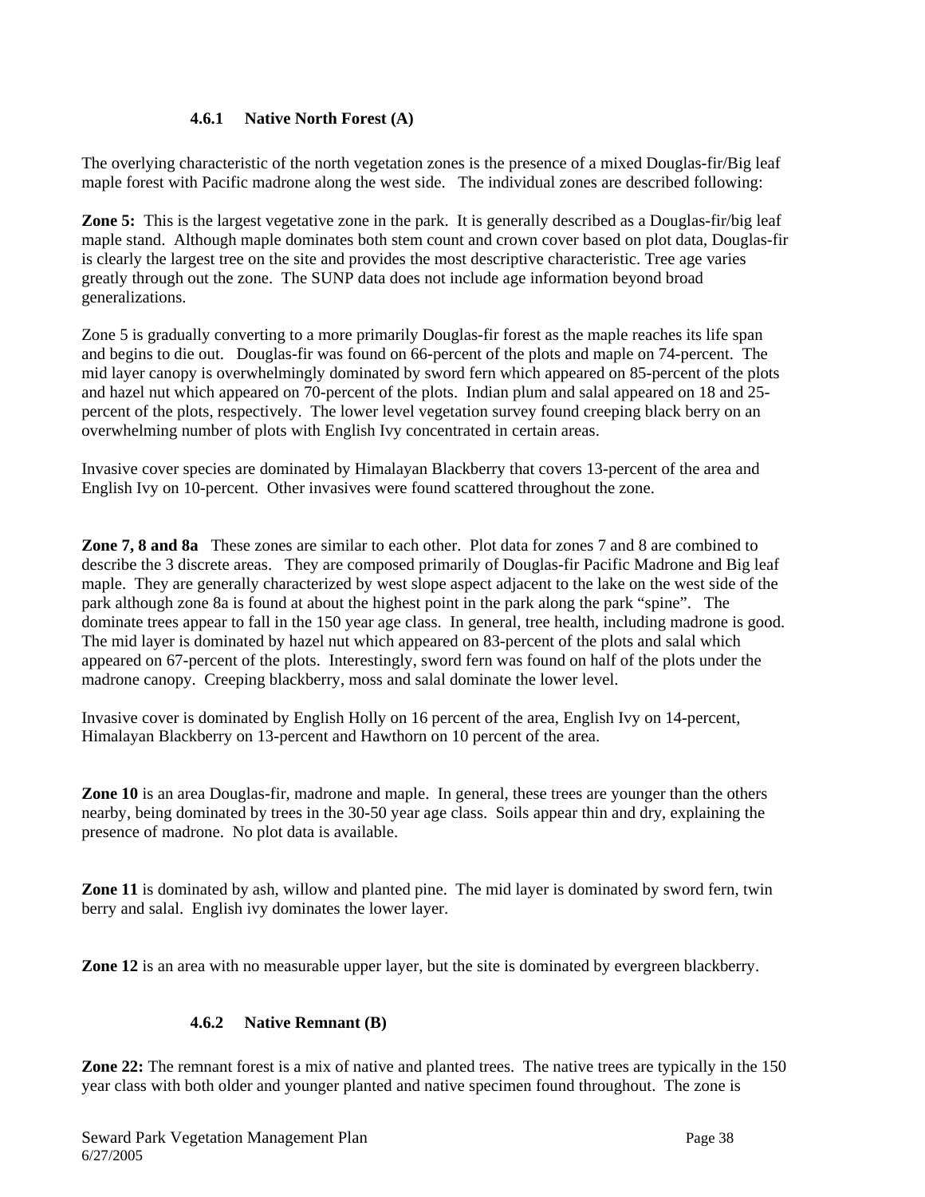### 4.6.1 Native North Forest (A)

The overlying characteristic of the north vegetation zones is the presence of a mixed Douglas-fir/Big leaf maple forest with Pacific madrone along the west side. The individual zones are described following:

**Zone 5:** This is the largest vegetative zone in the park. It is generally described as a Douglas-fir/big leaf maple stand. Although maple dominates both stem count and crown cover based on plot data, Douglas-fir is clearly the largest tree on the site and provides the most descriptive characteristic. Tree age varies greatly through out the zone. The SUNP data does not include age information beyond broad generalizations.

Zone 5 is gradually converting to a more primarily Douglas-fir forest as the maple reaches its life span and begins to die out. Douglas-fir was found on 66-percent of the plots and maple on 74-percent. The mid layer canopy is overwhelmingly dominated by sword fern which appeared on 85-percent of the plots and hazel nut which appeared on 70-percent of the plots. Indian plum and salal appeared on 18 and 25-percent of the plots, respectively. The lower level vegetation survey found creeping black berry on an overwhelming number of plots with English Ivy concentrated in certain areas.

Invasive cover species are dominated by Himalayan Blackberry that covers 13-percent of the area and English Ivy on 10-percent. Other invasives were found scattered throughout the zone.

**Zone 7, 8 and 8a** These zones are similar to each other. Plot data for zones 7 and 8 are combined to describe the 3 discrete areas. They are composed primarily of Douglas-fir Pacific Madrone and Big leaf maple. They are generally characterized by west slope aspect adjacent to the lake on the west side of the park although zone 8a is found at about the highest point in the park along the park "spine". The dominate trees appear to fall in the 150 year age class. In general, tree health, including madrone is good. The mid layer is dominated by hazel nut which appeared on 83-percent of the plots and salal which appeared on 67-percent of the plots. Interestingly, sword fern was found on half of the plots under the madrone canopy. Creeping blackberry, moss and salal dominate the lower level.

Invasive cover is dominated by English Holly on 16 percent of the area, English Ivy on 14-percent, Himalayan Blackberry on 13-percent and Hawthorn on 10 percent of the area.

**Zone 10** is an area Douglas-fir, madrone and maple. In general, these trees are younger than the others nearby, being dominated by trees in the 30-50 year age class. Soils appear thin and dry, explaining the presence of madrone. No plot data is available.

**Zone 11** is dominated by ash, willow and planted pine. The mid layer is dominated by sword fern, twin berry and salal. English ivy dominates the lower layer.

**Zone 12** is an area with no measurable upper layer, but the site is dominated by evergreen blackberry.

### 4.6.2 Native Remnant (B)

**Zone 22:** The remnant forest is a mix of native and planted trees. The native trees are typically in the 150 year class with both older and younger planted and native specimen found throughout. The zone is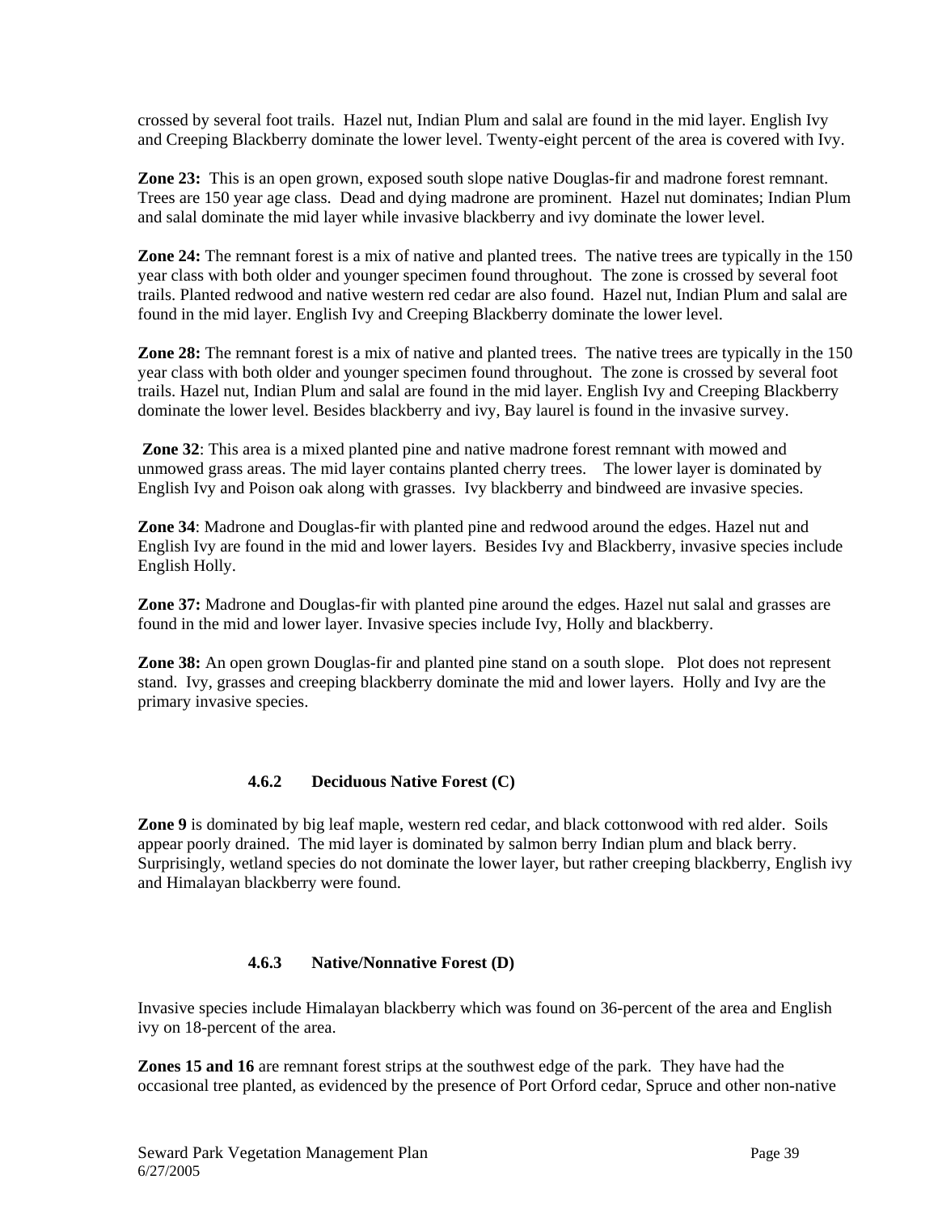crossed by several foot trails. Hazel nut, Indian Plum and salal are found in the mid layer. English Ivy and Creeping Blackberry dominate the lower level. Twenty-eight percent of the area is covered with Ivy.

**Zone 23:** This is an open grown, exposed south slope native Douglas-fir and madrone forest remnant. Trees are 150 year age class. Dead and dying madrone are prominent. Hazel nut dominates; Indian Plum and salal dominate the mid layer while invasive blackberry and ivy dominate the lower level.

**Zone 24:** The remnant forest is a mix of native and planted trees. The native trees are typically in the 150 year class with both older and younger specimen found throughout. The zone is crossed by several foot trails. Planted redwood and native western red cedar are also found. Hazel nut, Indian Plum and salal are found in the mid layer. English Ivy and Creeping Blackberry dominate the lower level.

**Zone 28:** The remnant forest is a mix of native and planted trees. The native trees are typically in the 150 year class with both older and younger specimen found throughout. The zone is crossed by several foot trails. Hazel nut, Indian Plum and salal are found in the mid layer. English Ivy and Creeping Blackberry dominate the lower level. Besides blackberry and ivy, Bay laurel is found in the invasive survey.

**Zone 32**: This area is a mixed planted pine and native madrone forest remnant with mowed and unmowed grass areas. The mid layer contains planted cherry trees. The lower layer is dominated by English Ivy and Poison oak along with grasses. Ivy blackberry and bindweed are invasive species.

**Zone 34**: Madrone and Douglas-fir with planted pine and redwood around the edges. Hazel nut and English Ivy are found in the mid and lower layers. Besides Ivy and Blackberry, invasive species include English Holly.

**Zone 37:** Madrone and Douglas-fir with planted pine around the edges. Hazel nut salal and grasses are found in the mid and lower layer. Invasive species include Ivy, Holly and blackberry.

**Zone 38:** An open grown Douglas-fir and planted pine stand on a south slope. Plot does not represent stand. Ivy, grasses and creeping blackberry dominate the mid and lower layers. Holly and Ivy are the primary invasive species.

### 4.6.2 Deciduous Native Forest (C)

**Zone 9** is dominated by big leaf maple, western red cedar, and black cottonwood with red alder. Soils appear poorly drained. The mid layer is dominated by salmon berry Indian plum and black berry. Surprisingly, wetland species do not dominate the lower layer, but rather creeping blackberry, English ivy and Himalayan blackberry were found.

### 4.6.3 Native/Nonnative Forest (D)

Invasive species include Himalayan blackberry which was found on 36-percent of the area and English ivy on 18-percent of the area.

**Zones 15 and 16** are remnant forest strips at the southwest edge of the park. They have had the occasional tree planted, as evidenced by the presence of Port Orford cedar, Spruce and other non-native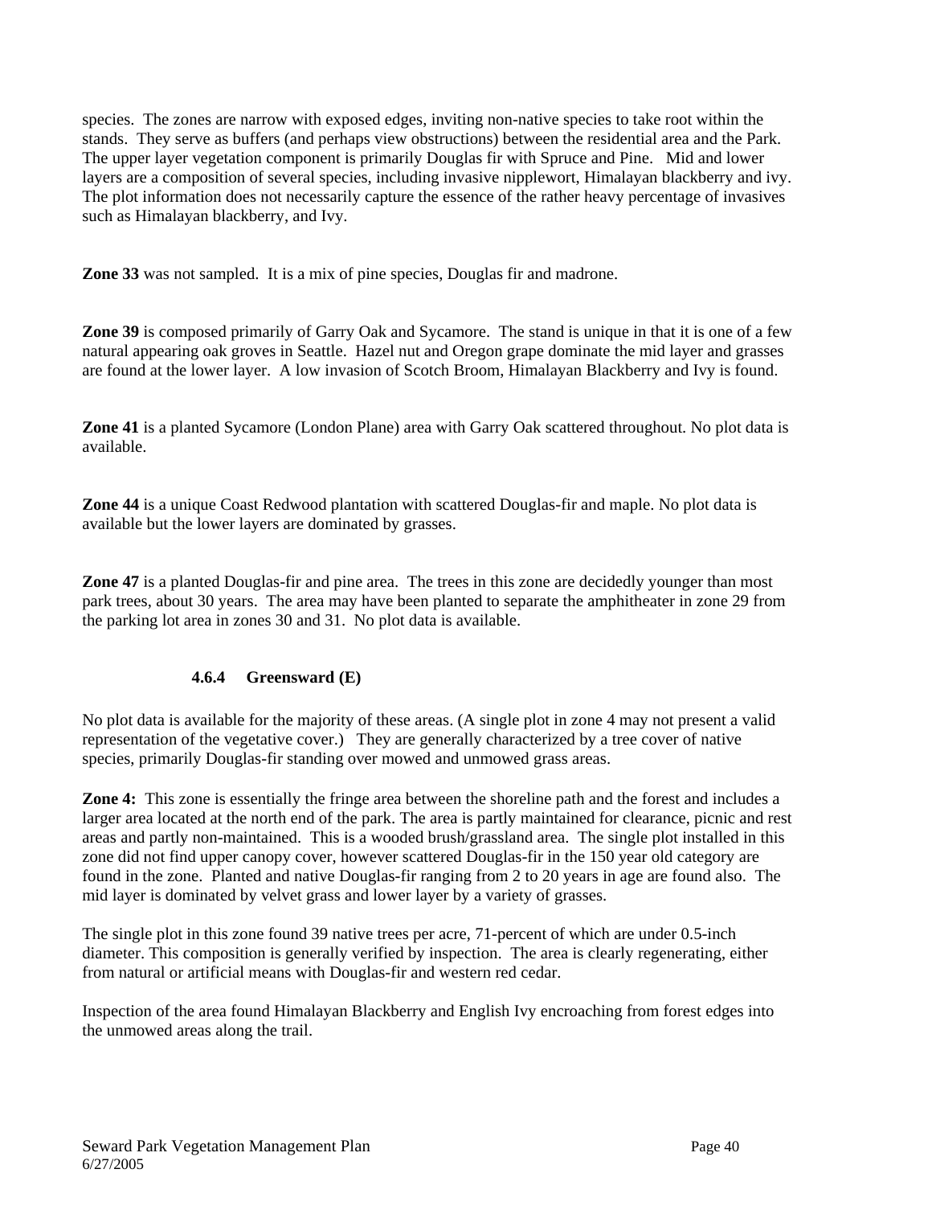species. The zones are narrow with exposed edges, inviting non-native species to take root within the stands. They serve as buffers (and perhaps view obstructions) between the residential area and the Park. The upper layer vegetation component is primarily Douglas fir with Spruce and Pine. Mid and lower layers are a composition of several species, including invasive nipplewort, Himalayan blackberry and ivy. The plot information does not necessarily capture the essence of the rather heavy percentage of invasives such as Himalayan blackberry, and Ivy.

**Zone 33** was not sampled. It is a mix of pine species, Douglas fir and madrone.

**Zone 39** is composed primarily of Garry Oak and Sycamore. The stand is unique in that it is one of a few natural appearing oak groves in Seattle. Hazel nut and Oregon grape dominate the mid layer and grasses are found at the lower layer. A low invasion of Scotch Broom, Himalayan Blackberry and Ivy is found.

**Zone 41** is a planted Sycamore (London Plane) area with Garry Oak scattered throughout. No plot data is available.

**Zone 44** is a unique Coast Redwood plantation with scattered Douglas-fir and maple. No plot data is available but the lower layers are dominated by grasses.

**Zone 47** is a planted Douglas-fir and pine area. The trees in this zone are decidedly younger than most park trees, about 30 years. The area may have been planted to separate the amphitheater in zone 29 from the parking lot area in zones 30 and 31. No plot data is available.

#### 4.6.4 Greensward (E)

No plot data is available for the majority of these areas. (A single plot in zone 4 may not present a valid representation of the vegetative cover.) They are generally characterized by a tree cover of native species, primarily Douglas-fir standing over mowed and unmowed grass areas.

**Zone 4:** This zone is essentially the fringe area between the shoreline path and the forest and includes a larger area located at the north end of the park. The area is partly maintained for clearance, picnic and rest areas and partly non-maintained. This is a wooded brush/grassland area. The single plot installed in this zone did not find upper canopy cover, however scattered Douglas-fir in the 150 year old category are found in the zone. Planted and native Douglas-fir ranging from 2 to 20 years in age are found also. The mid layer is dominated by velvet grass and lower layer by a variety of grasses.

The single plot in this zone found 39 native trees per acre, 71-percent of which are under 0.5-inch diameter. This composition is generally verified by inspection. The area is clearly regenerating, either from natural or artificial means with Douglas-fir and western red cedar.

Inspection of the area found Himalayan Blackberry and English Ivy encroaching from forest edges into the unmowed areas along the trail.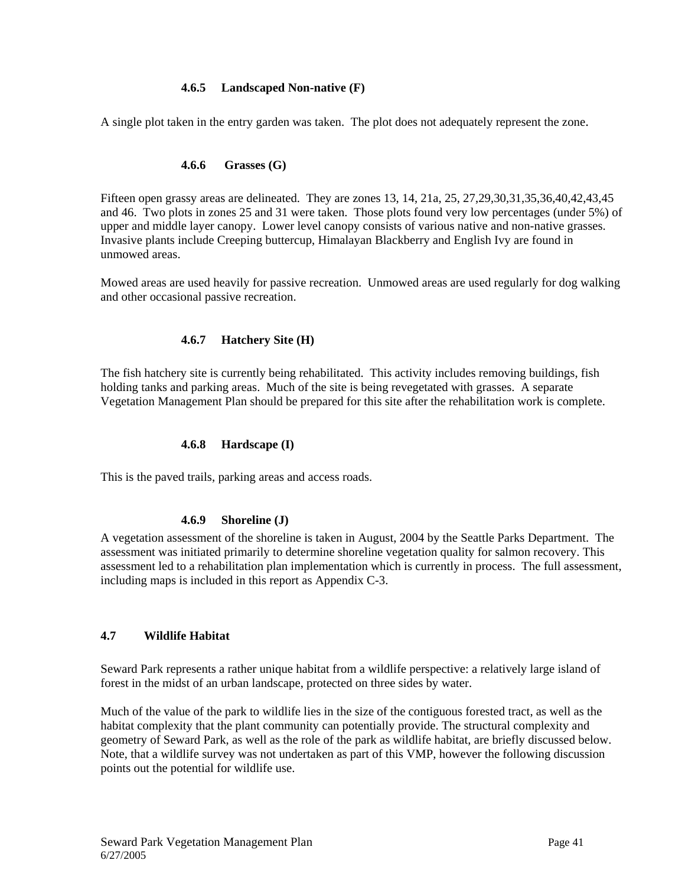#### 4.6.5 Landscaped Non-native (F)

A single plot taken in the entry garden was taken. The plot does not adequately represent the zone.

#### 4.6.6 Grasses (G)

Fifteen open grassy areas are delineated. They are zones 13, 14, 21a, 25, 27,29,30,31,35,36,40,42,43,45 and 46. Two plots in zones 25 and 31 were taken. Those plots found very low percentages (under 5%) of upper and middle layer canopy. Lower level canopy consists of various native and non-native grasses. Invasive plants include Creeping buttercup, Himalayan Blackberry and English Ivy are found in unmowed areas.

Mowed areas are used heavily for passive recreation. Unmowed areas are used regularly for dog walking and other occasional passive recreation.

#### 4.6.7 Hatchery Site (H)

The fish hatchery site is currently being rehabilitated. This activity includes removing buildings, fish holding tanks and parking areas. Much of the site is being revegetated with grasses. A separate Vegetation Management Plan should be prepared for this site after the rehabilitation work is complete.

#### 4.6.8 Hardscape (I)

This is the paved trails, parking areas and access roads.

#### 4.6.9 Shoreline (J)

A vegetation assessment of the shoreline is taken in August, 2004 by the Seattle Parks Department. The assessment was initiated primarily to determine shoreline vegetation quality for salmon recovery. This assessment led to a rehabilitation plan implementation which is currently in process. The full assessment, including maps is included in this report as Appendix C-3.

### 4.7 Wildlife Habitat

Seward Park represents a rather unique habitat from a wildlife perspective: a relatively large island of forest in the midst of an urban landscape, protected on three sides by water.

Much of the value of the park to wildlife lies in the size of the contiguous forested tract, as well as the habitat complexity that the plant community can potentially provide. The structural complexity and geometry of Seward Park, as well as the role of the park as wildlife habitat, are briefly discussed below. Note, that a wildlife survey was not undertaken as part of this VMP, however the following discussion points out the potential for wildlife use.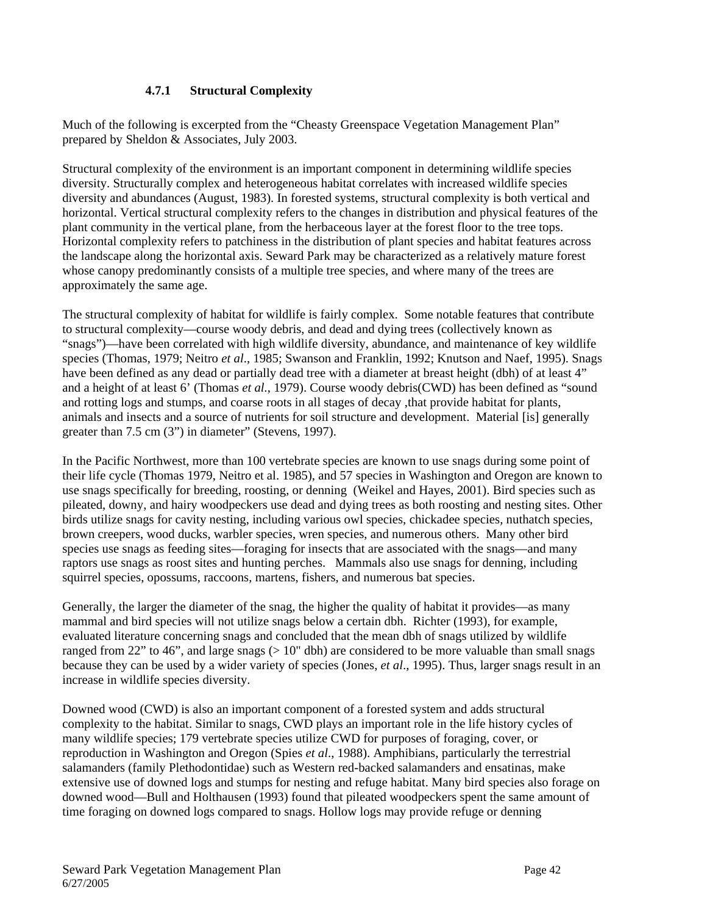#### 4.7.1 Structural Complexity

Much of the following is excerpted from the "Cheasty Greenspace Vegetation Management Plan" prepared by Sheldon & Associates, July 2003.

Structural complexity of the environment is an important component in determining wildlife species diversity. Structurally complex and heterogeneous habitat correlates with increased wildlife species diversity and abundances (August, 1983). In forested systems, structural complexity is both vertical and horizontal. Vertical structural complexity refers to the changes in distribution and physical features of the plant community in the vertical plane, from the herbaceous layer at the forest floor to the tree tops. Horizontal complexity refers to patchiness in the distribution of plant species and habitat features across the landscape along the horizontal axis. Seward Park may be characterized as a relatively mature forest whose canopy predominantly consists of a multiple tree species, and where many of the trees are approximately the same age.

The structural complexity of habitat for wildlife is fairly complex. Some notable features that contribute to structural complexity—course woody debris, and dead and dying trees (collectively known as "snags")—have been correlated with high wildlife diversity, abundance, and maintenance of key wildlife species (Thomas, 1979; Neitro *et al*., 1985; Swanson and Franklin, 1992; Knutson and Naef, 1995). Snags have been defined as any dead or partially dead tree with a diameter at breast height (dbh) of at least 4" and a height of at least 6' (Thomas *et al.*, 1979). Course woody debris(CWD) has been defined as "sound and rotting logs and stumps, and coarse roots in all stages of decay ,that provide habitat for plants, animals and insects and a source of nutrients for soil structure and development. Material [is] generally greater than 7.5 cm (3") in diameter" (Stevens, 1997).

In the Pacific Northwest, more than 100 vertebrate species are known to use snags during some point of their life cycle (Thomas 1979, Neitro et al. 1985), and 57 species in Washington and Oregon are known to use snags specifically for breeding, roosting, or denning (Weikel and Hayes, 2001). Bird species such as pileated, downy, and hairy woodpeckers use dead and dying trees as both roosting and nesting sites. Other birds utilize snags for cavity nesting, including various owl species, chickadee species, nuthatch species, brown creepers, wood ducks, warbler species, wren species, and numerous others. Many other bird species use snags as feeding sites—foraging for insects that are associated with the snags—and many raptors use snags as roost sites and hunting perches. Mammals also use snags for denning, including squirrel species, opossums, raccoons, martens, fishers, and numerous bat species.

Generally, the larger the diameter of the snag, the higher the quality of habitat it provides—as many mammal and bird species will not utilize snags below a certain dbh. Richter (1993), for example, evaluated literature concerning snags and concluded that the mean dbh of snags utilized by wildlife ranged from 22" to 46", and large snags (> 10" dbh) are considered to be more valuable than small snags because they can be used by a wider variety of species (Jones, *et al*., 1995). Thus, larger snags result in an increase in wildlife species diversity.

Downed wood (CWD) is also an important component of a forested system and adds structural complexity to the habitat. Similar to snags, CWD plays an important role in the life history cycles of many wildlife species; 179 vertebrate species utilize CWD for purposes of foraging, cover, or reproduction in Washington and Oregon (Spies *et al*., 1988). Amphibians, particularly the terrestrial salamanders (family Plethodontidae) such as Western red-backed salamanders and ensatinas, make extensive use of downed logs and stumps for nesting and refuge habitat. Many bird species also forage on downed wood—Bull and Holthausen (1993) found that pileated woodpeckers spent the same amount of time foraging on downed logs compared to snags. Hollow logs may provide refuge or denning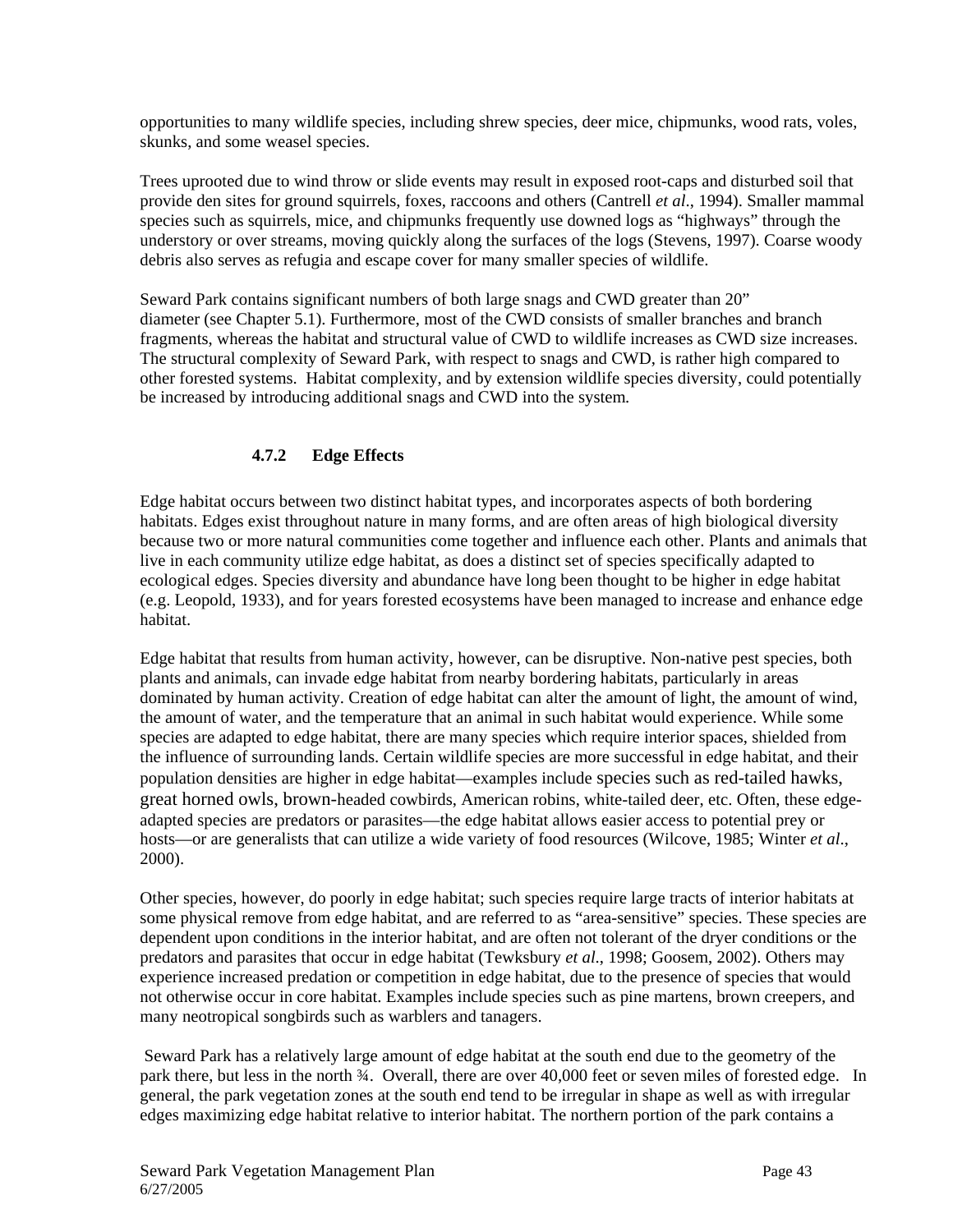opportunities to many wildlife species, including shrew species, deer mice, chipmunks, wood rats, voles, skunks, and some weasel species.

Trees uprooted due to wind throw or slide events may result in exposed root-caps and disturbed soil that provide den sites for ground squirrels, foxes, raccoons and others (Cantrell *et al*., 1994). Smaller mammal species such as squirrels, mice, and chipmunks frequently use downed logs as "highways" through the understory or over streams, moving quickly along the surfaces of the logs (Stevens, 1997). Coarse woody debris also serves as refugia and escape cover for many smaller species of wildlife.

Seward Park contains significant numbers of both large snags and CWD greater than 20" diameter (see Chapter 5.1). Furthermore, most of the CWD consists of smaller branches and branch fragments, whereas the habitat and structural value of CWD to wildlife increases as CWD size increases. The structural complexity of Seward Park, with respect to snags and CWD, is rather high compared to other forested systems. Habitat complexity, and by extension wildlife species diversity, could potentially be increased by introducing additional snags and CWD into the system.

### 4.7.2 Edge Effects

Edge habitat occurs between two distinct habitat types, and incorporates aspects of both bordering habitats. Edges exist throughout nature in many forms, and are often areas of high biological diversity because two or more natural communities come together and influence each other. Plants and animals that live in each community utilize edge habitat, as does a distinct set of species specifically adapted to ecological edges. Species diversity and abundance have long been thought to be higher in edge habitat (e.g. Leopold, 1933), and for years forested ecosystems have been managed to increase and enhance edge habitat.

Edge habitat that results from human activity, however, can be disruptive. Non-native pest species, both plants and animals, can invade edge habitat from nearby bordering habitats, particularly in areas dominated by human activity. Creation of edge habitat can alter the amount of light, the amount of wind, the amount of water, and the temperature that an animal in such habitat would experience. While some species are adapted to edge habitat, there are many species which require interior spaces, shielded from the influence of surrounding lands. Certain wildlife species are more successful in edge habitat, and their population densities are higher in edge habitat—examples include species such as red-tailed hawks, great horned owls, brown-headed cowbirds, American robins, white-tailed deer, etc. Often, these edge-adapted species are predators or parasites—the edge habitat allows easier access to potential prey or hosts—or are generalists that can utilize a wide variety of food resources (Wilcove, 1985; Winter *et al*., 2000).

Other species, however, do poorly in edge habitat; such species require large tracts of interior habitats at some physical remove from edge habitat, and are referred to as "area-sensitive" species. These species are dependent upon conditions in the interior habitat, and are often not tolerant of the dryer conditions or the predators and parasites that occur in edge habitat (Tewksbury *et al*., 1998; Goosem, 2002). Others may experience increased predation or competition in edge habitat, due to the presence of species that would not otherwise occur in core habitat. Examples include species such as pine martens, brown creepers, and many neotropical songbirds such as warblers and tanagers.

Seward Park has a relatively large amount of edge habitat at the south end due to the geometry of the park there, but less in the north ¾. Overall, there are over 40,000 feet or seven miles of forested edge. In general, the park vegetation zones at the south end tend to be irregular in shape as well as with irregular edges maximizing edge habitat relative to interior habitat. The northern portion of the park contains a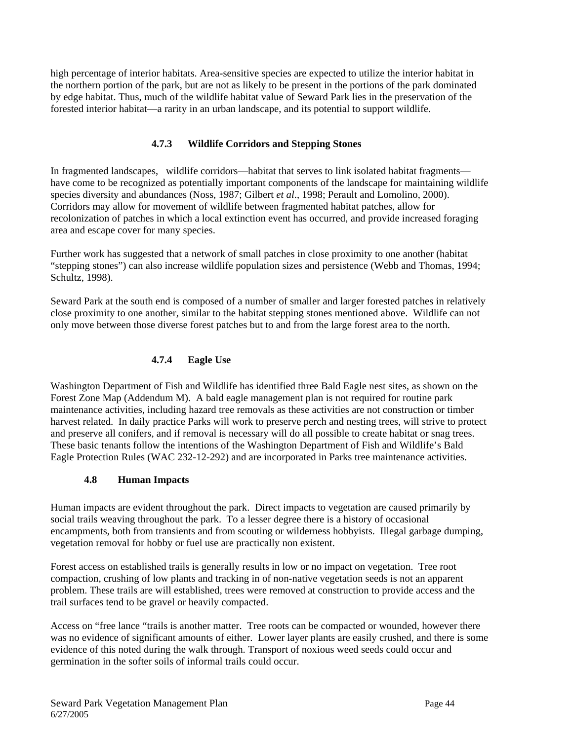high percentage of interior habitats. Area-sensitive species are expected to utilize the interior habitat in the northern portion of the park, but are not as likely to be present in the portions of the park dominated by edge habitat. Thus, much of the wildlife habitat value of Seward Park lies in the preservation of the forested interior habitat—a rarity in an urban landscape, and its potential to support wildlife.

### 4.7.3 Wildlife Corridors and Stepping Stones

In fragmented landscapes, wildlife corridors—habitat that serves to link isolated habitat fragments—have come to be recognized as potentially important components of the landscape for maintaining wildlife species diversity and abundances (Noss, 1987; Gilbert *et al*., 1998; Perault and Lomolino, 2000). Corridors may allow for movement of wildlife between fragmented habitat patches, allow for recolonization of patches in which a local extinction event has occurred, and provide increased foraging area and escape cover for many species.

Further work has suggested that a network of small patches in close proximity to one another (habitat "stepping stones") can also increase wildlife population sizes and persistence (Webb and Thomas, 1994; Schultz, 1998).

Seward Park at the south end is composed of a number of smaller and larger forested patches in relatively close proximity to one another, similar to the habitat stepping stones mentioned above. Wildlife can not only move between those diverse forest patches but to and from the large forest area to the north.

### 4.7.4 Eagle Use

Washington Department of Fish and Wildlife has identified three Bald Eagle nest sites, as shown on the Forest Zone Map (Addendum M). A bald eagle management plan is not required for routine park maintenance activities, including hazard tree removals as these activities are not construction or timber harvest related. In daily practice Parks will work to preserve perch and nesting trees, will strive to protect and preserve all conifers, and if removal is necessary will do all possible to create habitat or snag trees. These basic tenants follow the intentions of the Washington Department of Fish and Wildlife's Bald Eagle Protection Rules (WAC 232-12-292) and are incorporated in Parks tree maintenance activities.

## 4.8 Human Impacts

Human impacts are evident throughout the park. Direct impacts to vegetation are caused primarily by social trails weaving throughout the park. To a lesser degree there is a history of occasional encampments, both from transients and from scouting or wilderness hobbyists. Illegal garbage dumping, vegetation removal for hobby or fuel use are practically non existent.

Forest access on established trails is generally results in low or no impact on vegetation. Tree root compaction, crushing of low plants and tracking in of non-native vegetation seeds is not an apparent problem. These trails are will established, trees were removed at construction to provide access and the trail surfaces tend to be gravel or heavily compacted.

Access on "free lance "trails is another matter. Tree roots can be compacted or wounded, however there was no evidence of significant amounts of either. Lower layer plants are easily crushed, and there is some evidence of this noted during the walk through. Transport of noxious weed seeds could occur and germination in the softer soils of informal trails could occur.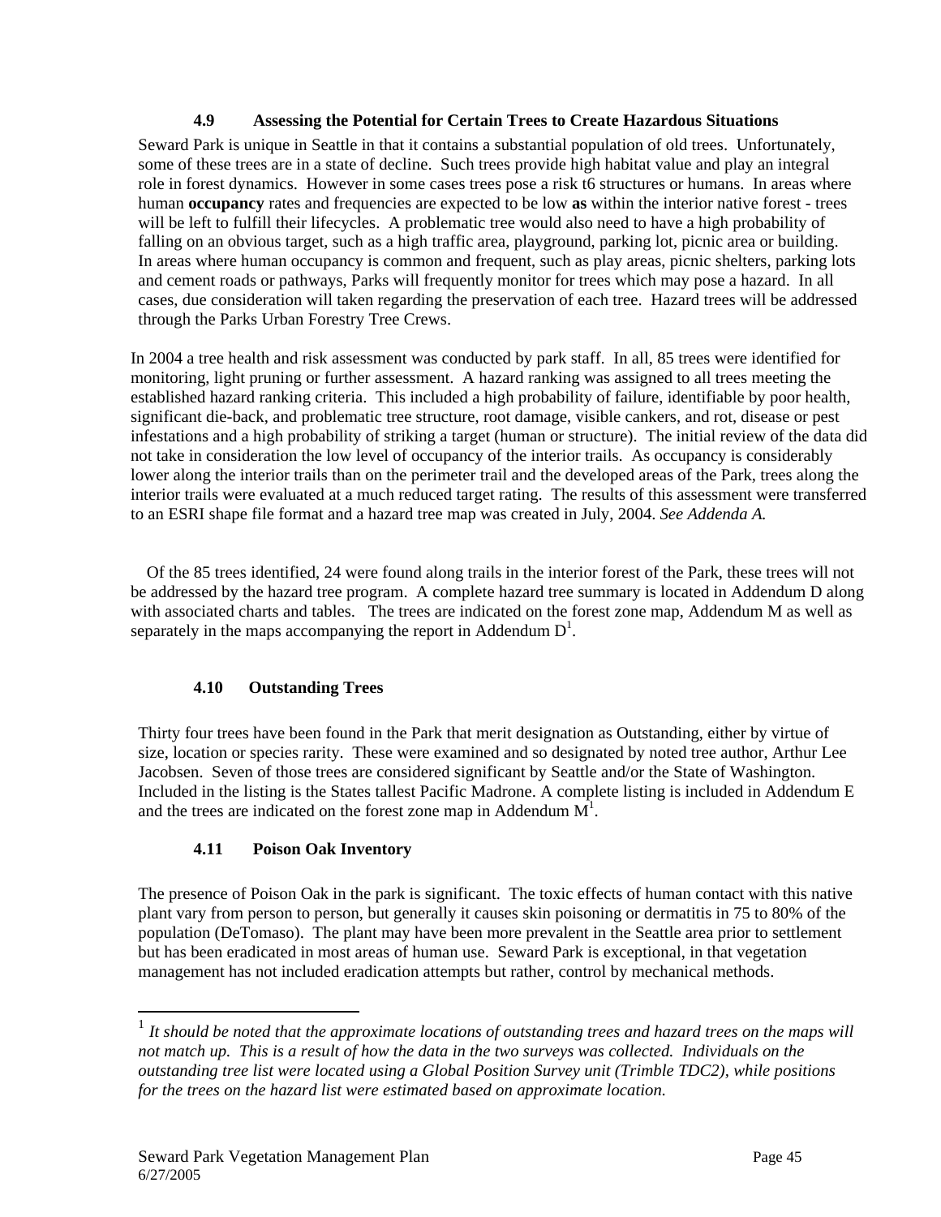### 4.9 Assessing the Potential for Certain Trees to Create Hazardous Situations

Seward Park is unique in Seattle in that it contains a substantial population of old trees. Unfortunately, some of these trees are in a state of decline. Such trees provide high habitat value and play an integral role in forest dynamics. However in some cases trees pose a risk t6 structures or humans. In areas where human **occupancy** rates and frequencies are expected to be low **as** within the interior native forest - trees will be left to fulfill their lifecycles. A problematic tree would also need to have a high probability of falling on an obvious target, such as a high traffic area, playground, parking lot, picnic area or building. In areas where human occupancy is common and frequent, such as play areas, picnic shelters, parking lots and cement roads or pathways, Parks will frequently monitor for trees which may pose a hazard. In all cases, due consideration will taken regarding the preservation of each tree. Hazard trees will be addressed through the Parks Urban Forestry Tree Crews.

In 2004 a tree health and risk assessment was conducted by park staff. In all, 85 trees were identified for monitoring, light pruning or further assessment. A hazard ranking was assigned to all trees meeting the established hazard ranking criteria. This included a high probability of failure, identifiable by poor health, significant die-back, and problematic tree structure, root damage, visible cankers, and rot, disease or pest infestations and a high probability of striking a target (human or structure). The initial review of the data did not take in consideration the low level of occupancy of the interior trails. As occupancy is considerably lower along the interior trails than on the perimeter trail and the developed areas of the Park, trees along the interior trails were evaluated at a much reduced target rating. The results of this assessment were transferred to an ESRI shape file format and a hazard tree map was created in July, 2004. *See Addenda A.*

Of the 85 trees identified, 24 were found along trails in the interior forest of the Park, these trees will not be addressed by the hazard tree program. A complete hazard tree summary is located in Addendum D along with associated charts and tables. The trees are indicated on the forest zone map, Addendum M as well as separately in the maps accompanying the report in Addendum D[1].

### 4.10 Outstanding Trees

Thirty four trees have been found in the Park that merit designation as Outstanding, either by virtue of size, location or species rarity. These were examined and so designated by noted tree author, Arthur Lee Jacobsen. Seven of those trees are considered significant by Seattle and/or the State of Washington. Included in the listing is the States tallest Pacific Madrone. A complete listing is included in Addendum E and the trees are indicated on the forest zone map in Addendum M[1].

### 4.11 Poison Oak Inventory

The presence of Poison Oak in the park is significant. The toxic effects of human contact with this native plant vary from person to person, but generally it causes skin poisoning or dermatitis in 75 to 80% of the population (DeTomaso). The plant may have been more prevalent in the Seattle area prior to settlement but has been eradicated in most areas of human use. Seward Park is exceptional, in that vegetation management has not included eradication attempts but rather, control by mechanical methods.

---

[1] *It should be noted that the approximate locations of outstanding trees and hazard trees on the maps will not match up. This is a result of how the data in the two surveys was collected. Individuals on the outstanding tree list were located using a Global Position Survey unit (Trimble TDC2), while positions for the trees on the hazard list were estimated based on approximate location.*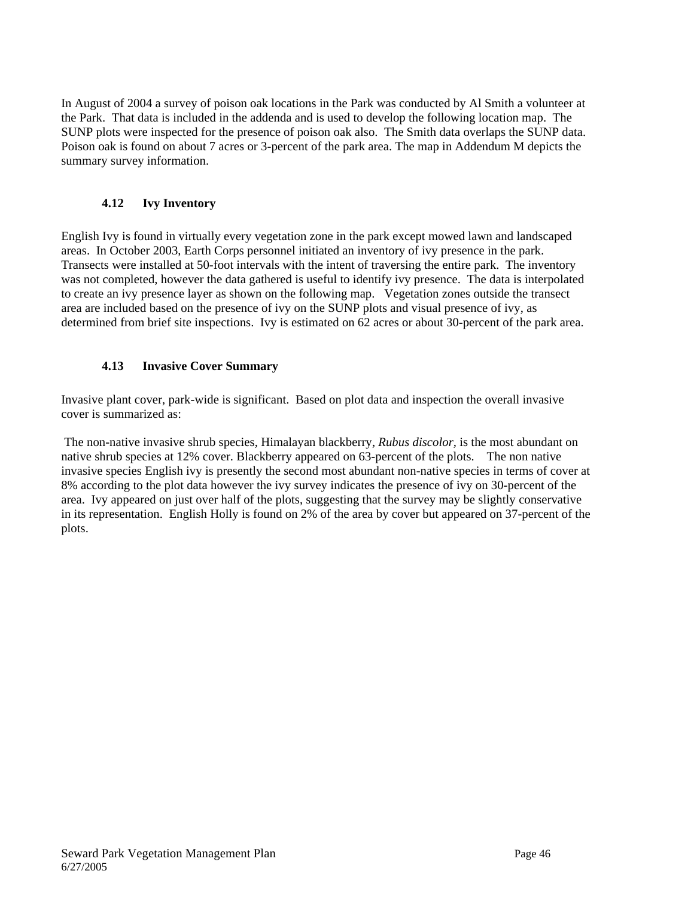In August of 2004 a survey of poison oak locations in the Park was conducted by Al Smith a volunteer at the Park. That data is included in the addenda and is used to develop the following location map. The SUNP plots were inspected for the presence of poison oak also. The Smith data overlaps the SUNP data. Poison oak is found on about 7 acres or 3-percent of the park area. The map in Addendum M depicts the summary survey information.

### 4.12 Ivy Inventory

English Ivy is found in virtually every vegetation zone in the park except mowed lawn and landscaped areas. In October 2003, Earth Corps personnel initiated an inventory of ivy presence in the park. Transects were installed at 50-foot intervals with the intent of traversing the entire park. The inventory was not completed, however the data gathered is useful to identify ivy presence. The data is interpolated to create an ivy presence layer as shown on the following map. Vegetation zones outside the transect area are included based on the presence of ivy on the SUNP plots and visual presence of ivy, as determined from brief site inspections. Ivy is estimated on 62 acres or about 30-percent of the park area.

### 4.13 Invasive Cover Summary

Invasive plant cover, park-wide is significant. Based on plot data and inspection the overall invasive cover is summarized as:

The non-native invasive shrub species, Himalayan blackberry, *Rubus discolor,* is the most abundant on native shrub species at 12% cover. Blackberry appeared on 63-percent of the plots. The non native invasive species English ivy is presently the second most abundant non-native species in terms of cover at 8% according to the plot data however the ivy survey indicates the presence of ivy on 30-percent of the area. Ivy appeared on just over half of the plots, suggesting that the survey may be slightly conservative in its representation. English Holly is found on 2% of the area by cover but appeared on 37-percent of the plots.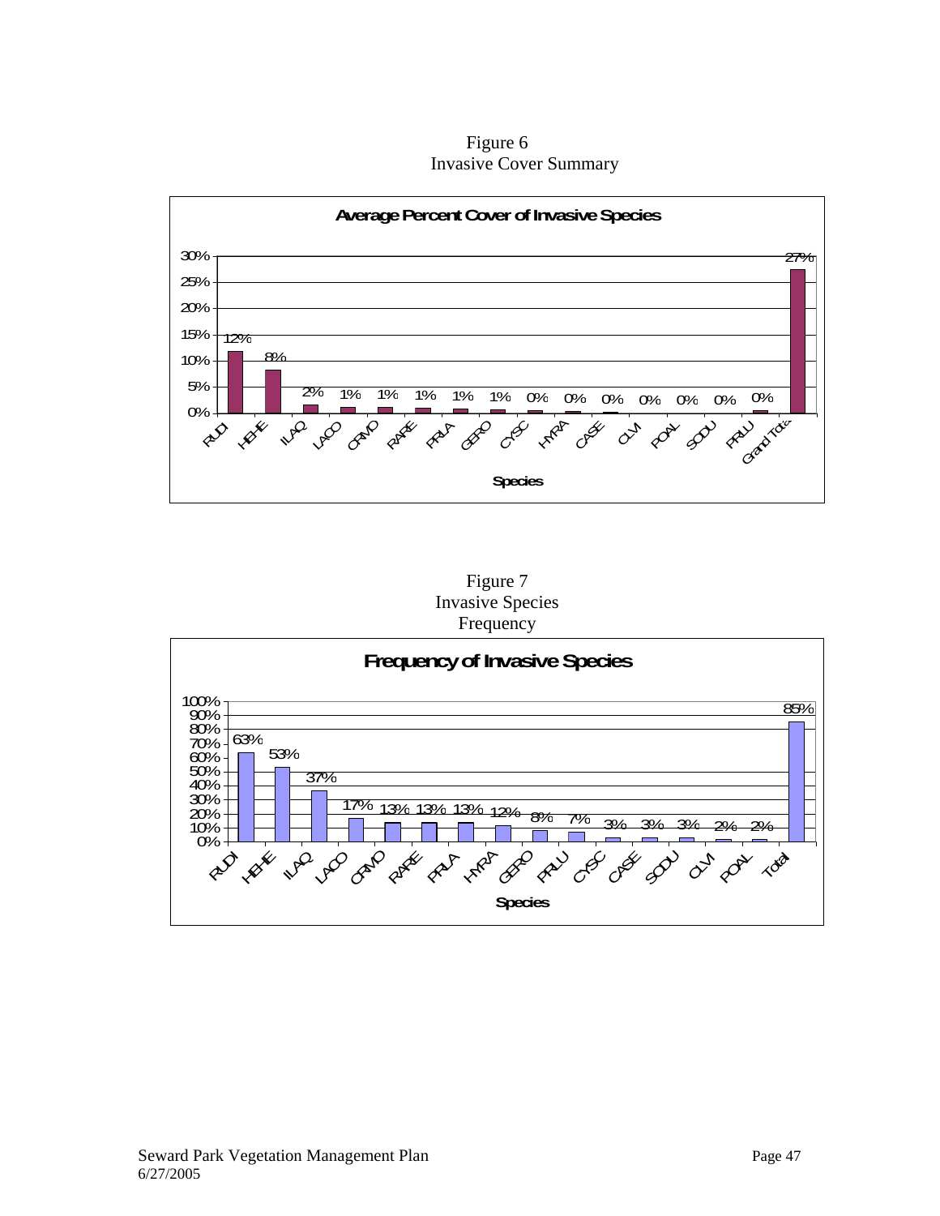Figure 6
Invasive Cover Summary

**Average Percent Cover of Invasive Species**

| Species | Average Percent Cover |
|---|---|
| RUDI | 12% |
| HEHE | 8% |
| ILAQ | 2% |
| LACO | 1% |
| CRMO | 1% |
| RARE | 1% |
| PRLA | 1% |
| GERO | 1% |
| CYSC | 0% |
| HYRA | 0% |
| CASE | 0% |
| CLVI | 0% |
| POAL | 0% |
| SODU | 0% |
| PRLU | 0% |
| Grand Total | 27% |

Figure 7
Invasive Species
Frequency

**Frequency of Invasive Species**

| Species | Frequency |
|---|---|
| RUDI | 63% |
| HEHE | 53% |
| ILAQ | 37% |
| LACO | 17% |
| CRMO | 13% |
| RARE | 13% |
| PRLA | 13% |
| HYRA | 12% |
| GERO | 8% |
| PRLU | 7% |
| CYSC | 3% |
| CASE | 3% |
| SODU | 3% |
| CLVI | 2% |
| POAL | 2% |
| Total | 85% |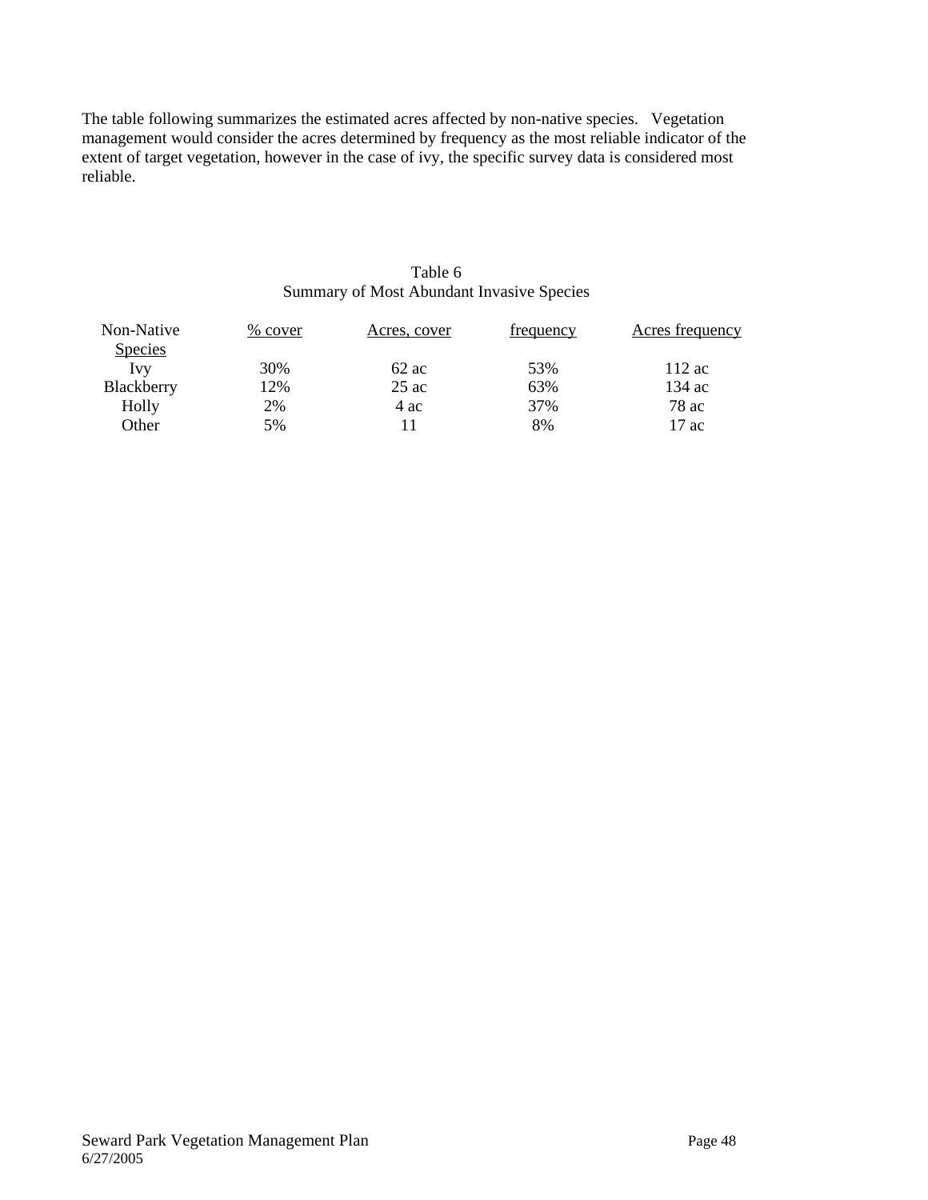The table following summarizes the estimated acres affected by non-native species. Vegetation management would consider the acres determined by frequency as the most reliable indicator of the extent of target vegetation, however in the case of ivy, the specific survey data is considered most reliable.

Table 6
Summary of Most Abundant Invasive Species

| Non-Native Species | % cover | Acres, cover | frequency | Acres frequency |
|---|---|---|---|---|
| Ivy | 30% | 62 ac | 53% | 112 ac |
| Blackberry | 12% | 25 ac | 63% | 134 ac |
| Holly | 2% | 4 ac | 37% | 78 ac |
| Other | 5% | 11 | 8% | 17 ac |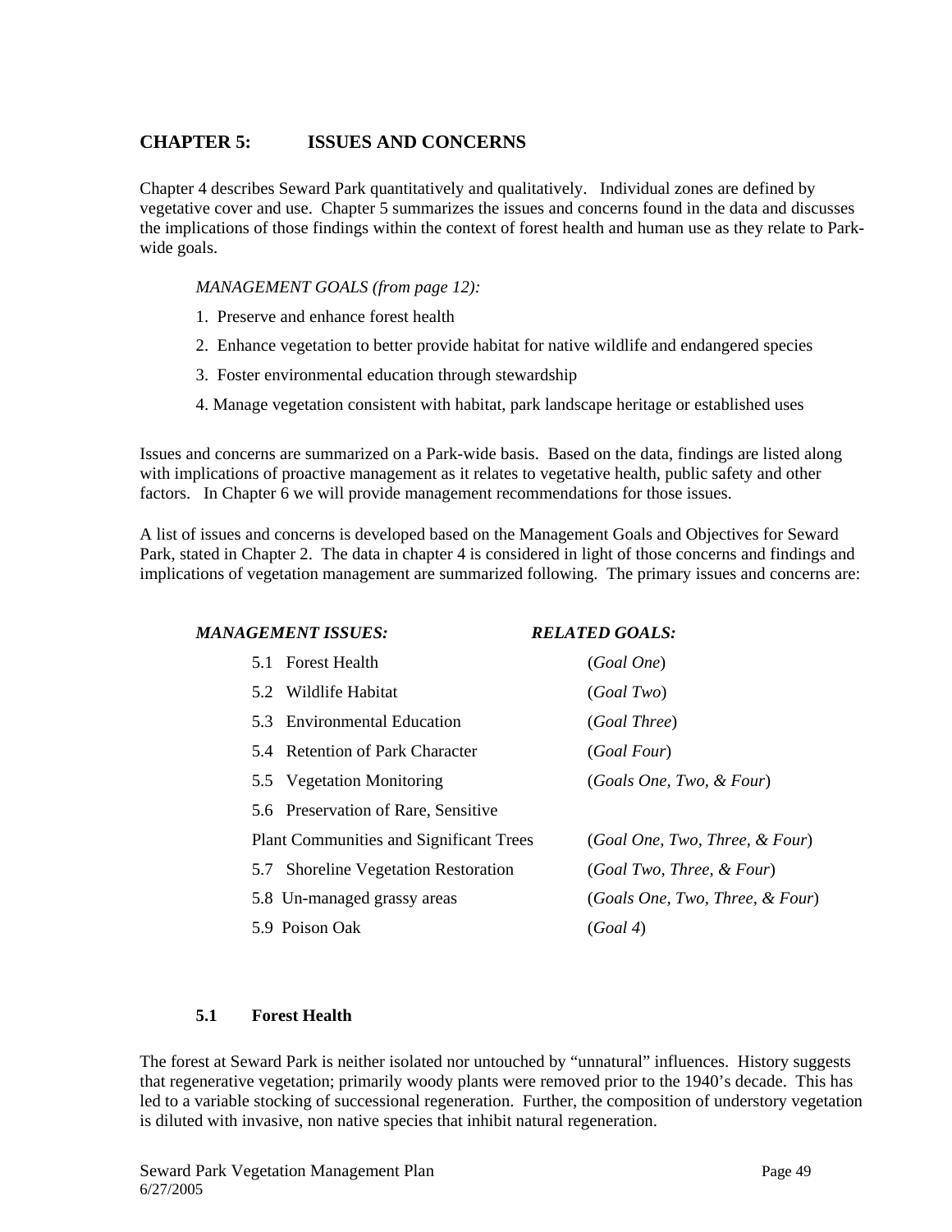# CHAPTER 5: ISSUES AND CONCERNS

Chapter 4 describes Seward Park quantitatively and qualitatively. Individual zones are defined by vegetative cover and use. Chapter 5 summarizes the issues and concerns found in the data and discusses the implications of those findings within the context of forest health and human use as they relate to Park-wide goals.

*MANAGEMENT GOALS (from page 12):*

1. Preserve and enhance forest health
2. Enhance vegetation to better provide habitat for native wildlife and endangered species
3. Foster environmental education through stewardship
4. Manage vegetation consistent with habitat, park landscape heritage or established uses

Issues and concerns are summarized on a Park-wide basis. Based on the data, findings are listed along with implications of proactive management as it relates to vegetative health, public safety and other factors. In Chapter 6 we will provide management recommendations for those issues.

A list of issues and concerns is developed based on the Management Goals and Objectives for Seward Park, stated in Chapter 2. The data in chapter 4 is considered in light of those concerns and findings and implications of vegetation management are summarized following. The primary issues and concerns are:

| ***MANAGEMENT ISSUES:*** | ***RELATED GOALS:*** |
|---|---|
| 5.1 Forest Health | (*Goal One*) |
| 5.2 Wildlife Habitat | (*Goal Two*) |
| 5.3 Environmental Education | (*Goal Three*) |
| 5.4 Retention of Park Character | (*Goal Four*) |
| 5.5 Vegetation Monitoring | (*Goals One, Two, & Four*) |
| 5.6 Preservation of Rare, Sensitive Plant Communities and Significant Trees | (*Goal One, Two, Three, & Four*) |
| 5.7 Shoreline Vegetation Restoration | (*Goal Two, Three, & Four*) |
| 5.8 Un-managed grassy areas | (*Goals One, Two, Three, & Four*) |
| 5.9 Poison Oak | (*Goal 4*) |

## 5.1 Forest Health

The forest at Seward Park is neither isolated nor untouched by "unnatural" influences. History suggests that regenerative vegetation; primarily woody plants were removed prior to the 1940's decade. This has led to a variable stocking of successional regeneration. Further, the composition of understory vegetation is diluted with invasive, non native species that inhibit natural regeneration.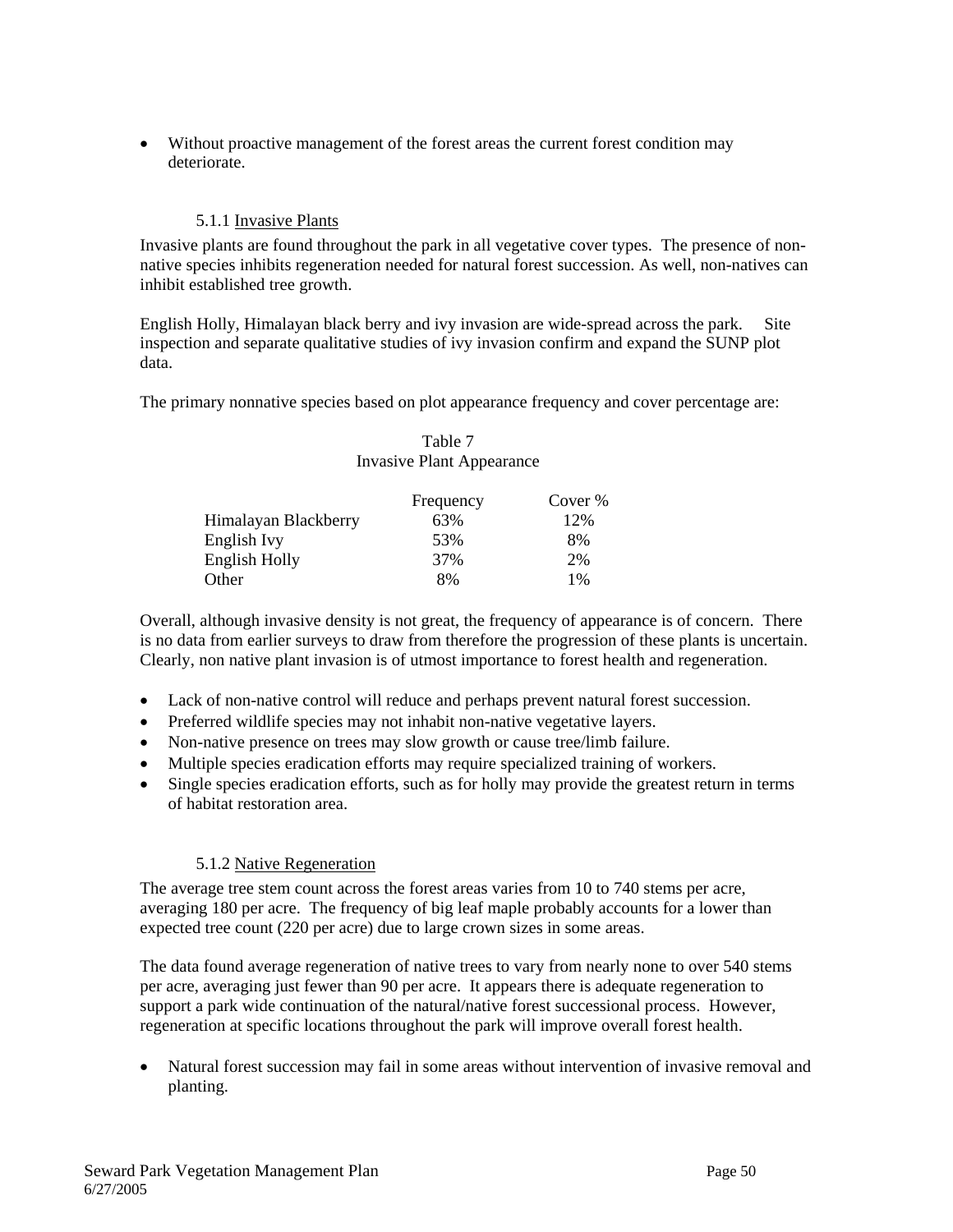- Without proactive management of the forest areas the current forest condition may deteriorate.

#### 5.1.1 Invasive Plants

Invasive plants are found throughout the park in all vegetative cover types. The presence of non-native species inhibits regeneration needed for natural forest succession. As well, non-natives can inhibit established tree growth.

English Holly, Himalayan black berry and ivy invasion are wide-spread across the park. Site inspection and separate qualitative studies of ivy invasion confirm and expand the SUNP plot data.

The primary nonnative species based on plot appearance frequency and cover percentage are:

Table 7
Invasive Plant Appearance

| | Frequency | Cover % |
|---|---|---|
| Himalayan Blackberry | 63% | 12% |
| English Ivy | 53% | 8% |
| English Holly | 37% | 2% |
| Other | 8% | 1% |

Overall, although invasive density is not great, the frequency of appearance is of concern. There is no data from earlier surveys to draw from therefore the progression of these plants is uncertain. Clearly, non native plant invasion is of utmost importance to forest health and regeneration.

- Lack of non-native control will reduce and perhaps prevent natural forest succession.
- Preferred wildlife species may not inhabit non-native vegetative layers.
- Non-native presence on trees may slow growth or cause tree/limb failure.
- Multiple species eradication efforts may require specialized training of workers.
- Single species eradication efforts, such as for holly may provide the greatest return in terms of habitat restoration area.

#### 5.1.2 Native Regeneration

The average tree stem count across the forest areas varies from 10 to 740 stems per acre, averaging 180 per acre. The frequency of big leaf maple probably accounts for a lower than expected tree count (220 per acre) due to large crown sizes in some areas.

The data found average regeneration of native trees to vary from nearly none to over 540 stems per acre, averaging just fewer than 90 per acre. It appears there is adequate regeneration to support a park wide continuation of the natural/native forest successional process. However, regeneration at specific locations throughout the park will improve overall forest health.

- Natural forest succession may fail in some areas without intervention of invasive removal and planting.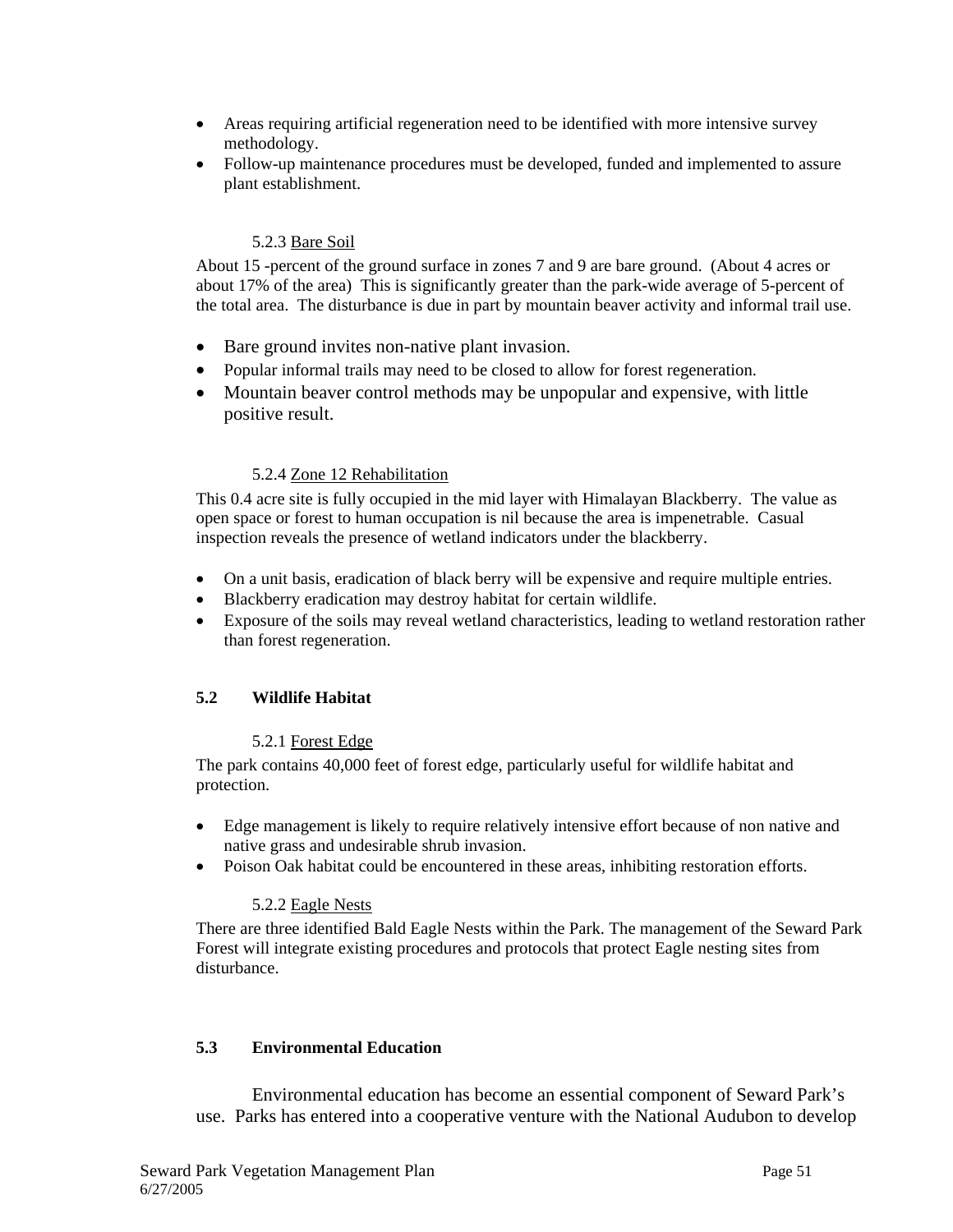- Areas requiring artificial regeneration need to be identified with more intensive survey methodology.
- Follow-up maintenance procedures must be developed, funded and implemented to assure plant establishment.

#### 5.2.3 Bare Soil

About 15 -percent of the ground surface in zones 7 and 9 are bare ground. (About 4 acres or about 17% of the area) This is significantly greater than the park-wide average of 5-percent of the total area. The disturbance is due in part by mountain beaver activity and informal trail use.

- Bare ground invites non-native plant invasion.
- Popular informal trails may need to be closed to allow for forest regeneration.
- Mountain beaver control methods may be unpopular and expensive, with little positive result.

#### 5.2.4 Zone 12 Rehabilitation

This 0.4 acre site is fully occupied in the mid layer with Himalayan Blackberry. The value as open space or forest to human occupation is nil because the area is impenetrable. Casual inspection reveals the presence of wetland indicators under the blackberry.

- On a unit basis, eradication of black berry will be expensive and require multiple entries.
- Blackberry eradication may destroy habitat for certain wildlife.
- Exposure of the soils may reveal wetland characteristics, leading to wetland restoration rather than forest regeneration.

### 5.2 Wildlife Habitat

#### 5.2.1 Forest Edge

The park contains 40,000 feet of forest edge, particularly useful for wildlife habitat and protection.

- Edge management is likely to require relatively intensive effort because of non native and native grass and undesirable shrub invasion.
- Poison Oak habitat could be encountered in these areas, inhibiting restoration efforts.

#### 5.2.2 Eagle Nests

There are three identified Bald Eagle Nests within the Park. The management of the Seward Park Forest will integrate existing procedures and protocols that protect Eagle nesting sites from disturbance.

### 5.3 Environmental Education

Environmental education has become an essential component of Seward Park's use. Parks has entered into a cooperative venture with the National Audubon to develop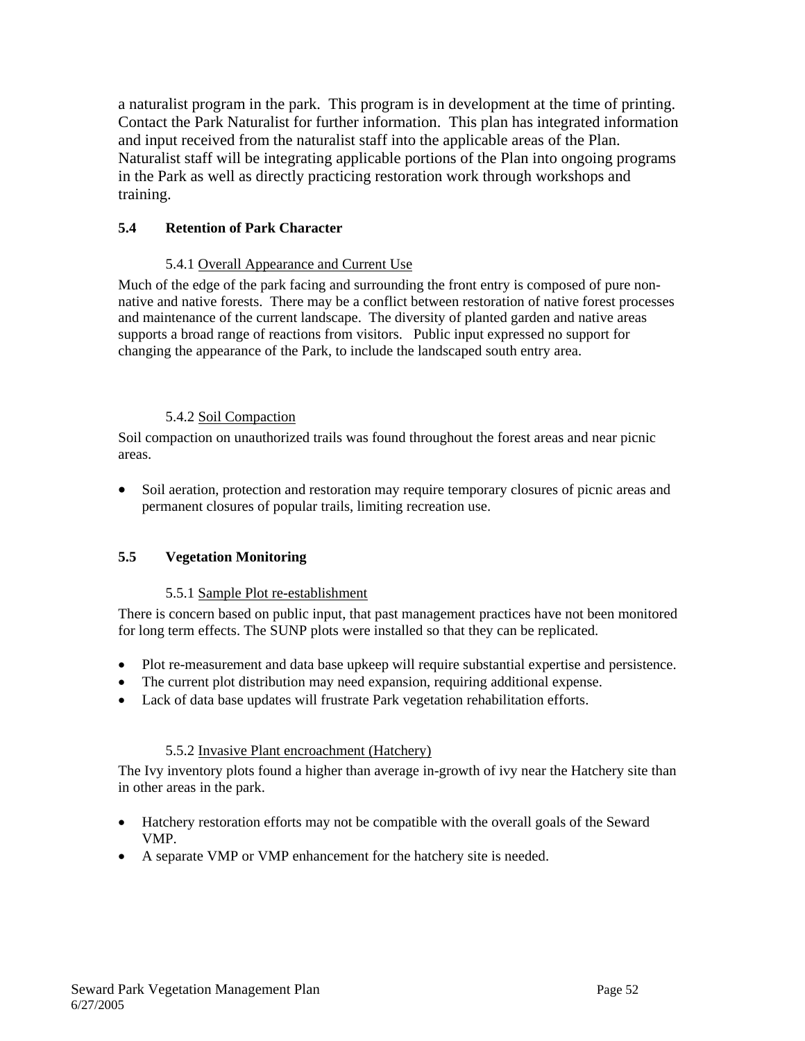a naturalist program in the park. This program is in development at the time of printing. Contact the Park Naturalist for further information. This plan has integrated information and input received from the naturalist staff into the applicable areas of the Plan. Naturalist staff will be integrating applicable portions of the Plan into ongoing programs in the Park as well as directly practicing restoration work through workshops and training.

## 5.4 Retention of Park Character

### 5.4.1 Overall Appearance and Current Use

Much of the edge of the park facing and surrounding the front entry is composed of pure non-native and native forests. There may be a conflict between restoration of native forest processes and maintenance of the current landscape. The diversity of planted garden and native areas supports a broad range of reactions from visitors. Public input expressed no support for changing the appearance of the Park, to include the landscaped south entry area.

### 5.4.2 Soil Compaction

Soil compaction on unauthorized trails was found throughout the forest areas and near picnic areas.

- Soil aeration, protection and restoration may require temporary closures of picnic areas and permanent closures of popular trails, limiting recreation use.

## 5.5 Vegetation Monitoring

### 5.5.1 Sample Plot re-establishment

There is concern based on public input, that past management practices have not been monitored for long term effects. The SUNP plots were installed so that they can be replicated.

- Plot re-measurement and data base upkeep will require substantial expertise and persistence.
- The current plot distribution may need expansion, requiring additional expense.
- Lack of data base updates will frustrate Park vegetation rehabilitation efforts.

### 5.5.2 Invasive Plant encroachment (Hatchery)

The Ivy inventory plots found a higher than average in-growth of ivy near the Hatchery site than in other areas in the park.

- Hatchery restoration efforts may not be compatible with the overall goals of the Seward VMP.
- A separate VMP or VMP enhancement for the hatchery site is needed.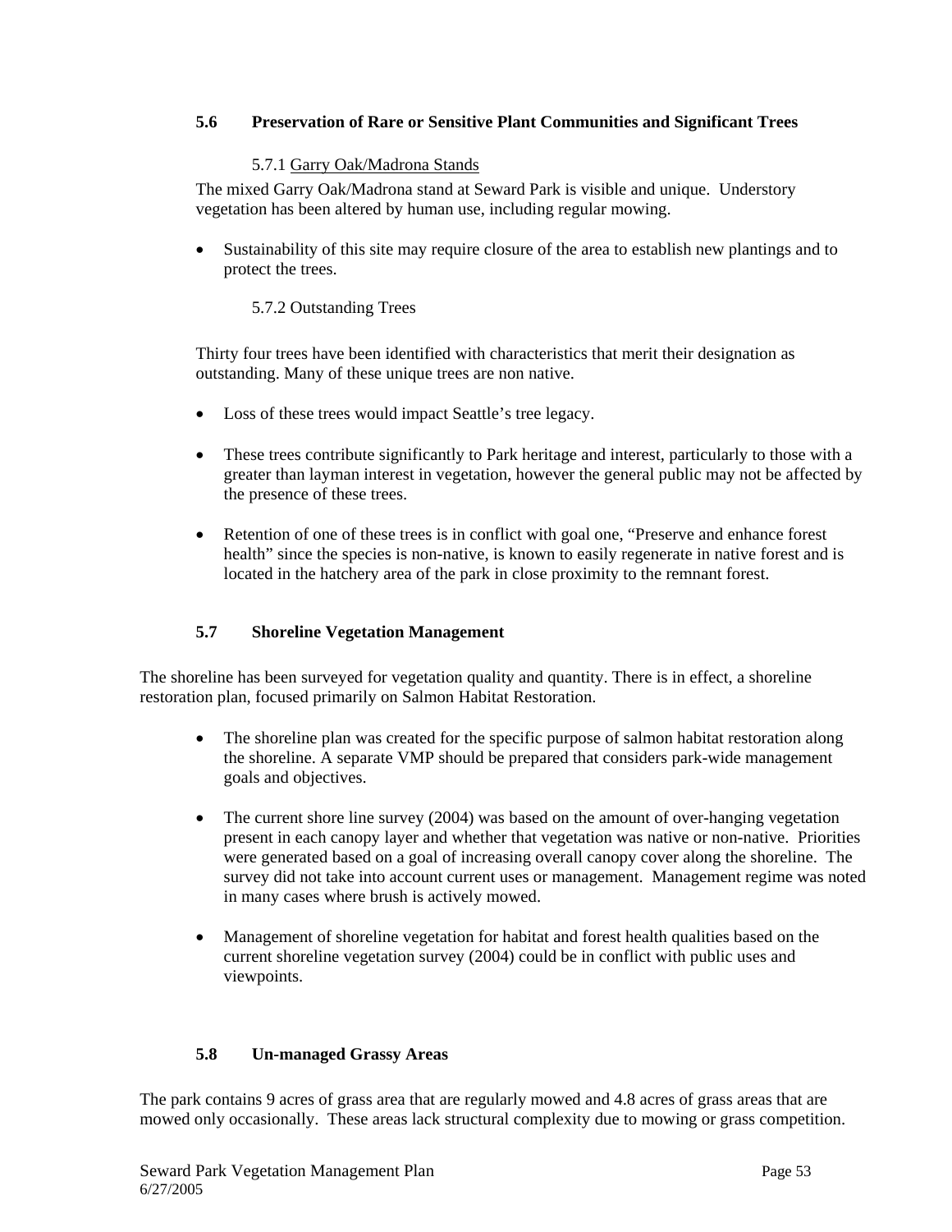### 5.6 Preservation of Rare or Sensitive Plant Communities and Significant Trees

#### 5.7.1 Garry Oak/Madrona Stands

The mixed Garry Oak/Madrona stand at Seward Park is visible and unique. Understory vegetation has been altered by human use, including regular mowing.

- Sustainability of this site may require closure of the area to establish new plantings and to protect the trees.

#### 5.7.2 Outstanding Trees

Thirty four trees have been identified with characteristics that merit their designation as outstanding. Many of these unique trees are non native.

- Loss of these trees would impact Seattle's tree legacy.
- These trees contribute significantly to Park heritage and interest, particularly to those with a greater than layman interest in vegetation, however the general public may not be affected by the presence of these trees.
- Retention of one of these trees is in conflict with goal one, "Preserve and enhance forest health" since the species is non-native, is known to easily regenerate in native forest and is located in the hatchery area of the park in close proximity to the remnant forest.

### 5.7 Shoreline Vegetation Management

The shoreline has been surveyed for vegetation quality and quantity. There is in effect, a shoreline restoration plan, focused primarily on Salmon Habitat Restoration.

- The shoreline plan was created for the specific purpose of salmon habitat restoration along the shoreline. A separate VMP should be prepared that considers park-wide management goals and objectives.
- The current shore line survey (2004) was based on the amount of over-hanging vegetation present in each canopy layer and whether that vegetation was native or non-native. Priorities were generated based on a goal of increasing overall canopy cover along the shoreline. The survey did not take into account current uses or management. Management regime was noted in many cases where brush is actively mowed.
- Management of shoreline vegetation for habitat and forest health qualities based on the current shoreline vegetation survey (2004) could be in conflict with public uses and viewpoints.

### 5.8 Un-managed Grassy Areas

The park contains 9 acres of grass area that are regularly mowed and 4.8 acres of grass areas that are mowed only occasionally. These areas lack structural complexity due to mowing or grass competition.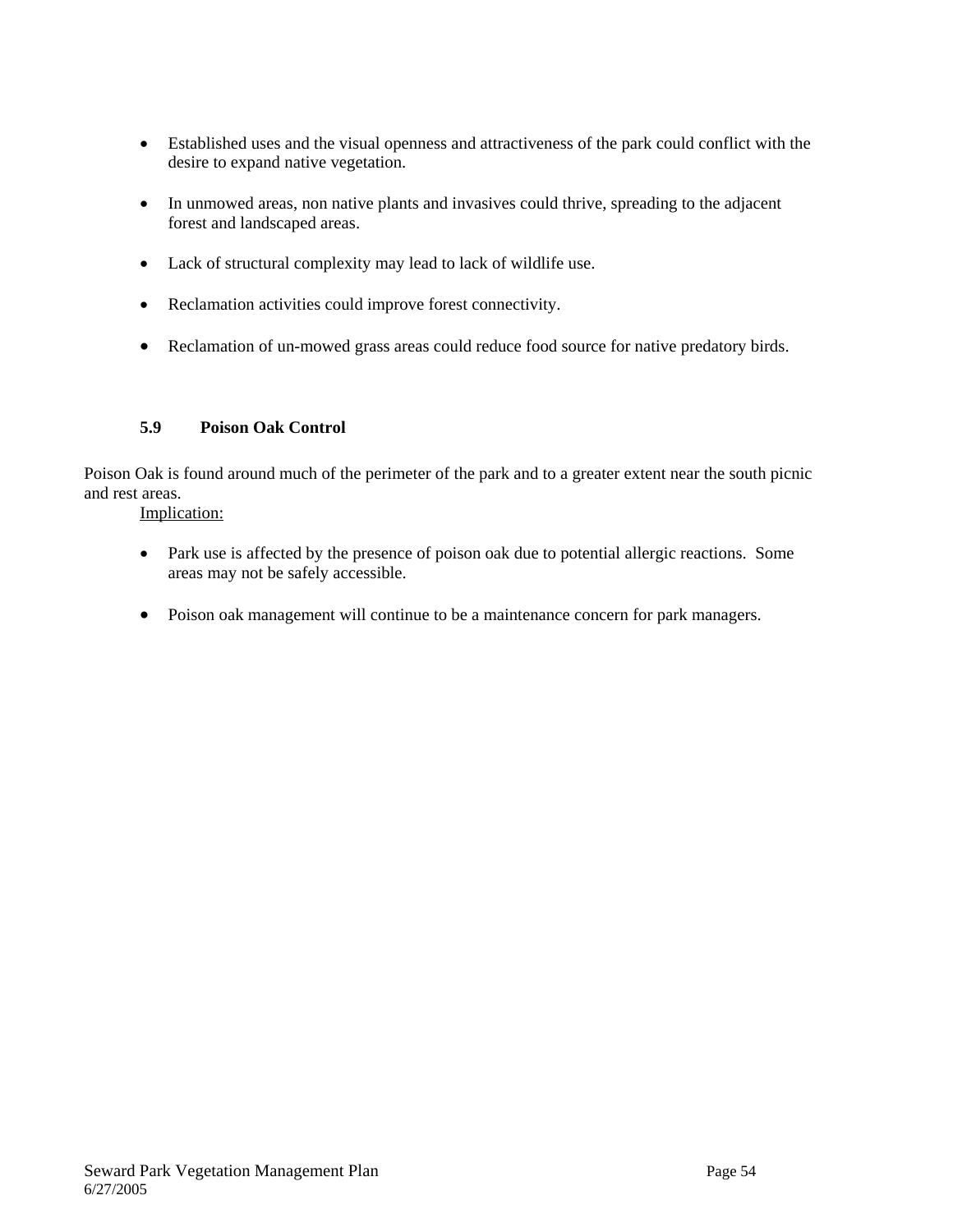- Established uses and the visual openness and attractiveness of the park could conflict with the desire to expand native vegetation.

- In unmowed areas, non native plants and invasives could thrive, spreading to the adjacent forest and landscaped areas.

- Lack of structural complexity may lead to lack of wildlife use.

- Reclamation activities could improve forest connectivity.

- Reclamation of un-mowed grass areas could reduce food source for native predatory birds.

### 5.9 Poison Oak Control

Poison Oak is found around much of the perimeter of the park and to a greater extent near the south picnic and rest areas.

Implication:

- Park use is affected by the presence of poison oak due to potential allergic reactions. Some areas may not be safely accessible.

- Poison oak management will continue to be a maintenance concern for park managers.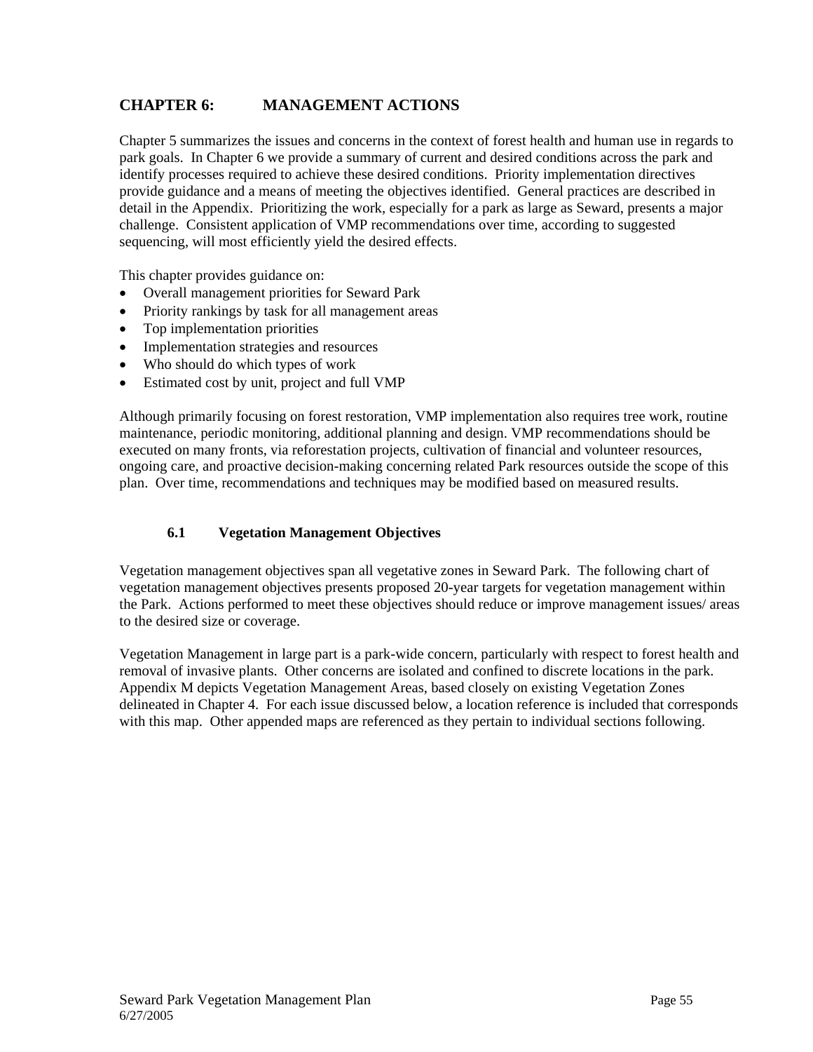# CHAPTER 6: MANAGEMENT ACTIONS

Chapter 5 summarizes the issues and concerns in the context of forest health and human use in regards to park goals. In Chapter 6 we provide a summary of current and desired conditions across the park and identify processes required to achieve these desired conditions. Priority implementation directives provide guidance and a means of meeting the objectives identified. General practices are described in detail in the Appendix. Prioritizing the work, especially for a park as large as Seward, presents a major challenge. Consistent application of VMP recommendations over time, according to suggested sequencing, will most efficiently yield the desired effects.

This chapter provides guidance on:

- Overall management priorities for Seward Park
- Priority rankings by task for all management areas
- Top implementation priorities
- Implementation strategies and resources
- Who should do which types of work
- Estimated cost by unit, project and full VMP

Although primarily focusing on forest restoration, VMP implementation also requires tree work, routine maintenance, periodic monitoring, additional planning and design. VMP recommendations should be executed on many fronts, via reforestation projects, cultivation of financial and volunteer resources, ongoing care, and proactive decision-making concerning related Park resources outside the scope of this plan. Over time, recommendations and techniques may be modified based on measured results.

## 6.1 Vegetation Management Objectives

Vegetation management objectives span all vegetative zones in Seward Park. The following chart of vegetation management objectives presents proposed 20-year targets for vegetation management within the Park. Actions performed to meet these objectives should reduce or improve management issues/ areas to the desired size or coverage.

Vegetation Management in large part is a park-wide concern, particularly with respect to forest health and removal of invasive plants. Other concerns are isolated and confined to discrete locations in the park. Appendix M depicts Vegetation Management Areas, based closely on existing Vegetation Zones delineated in Chapter 4. For each issue discussed below, a location reference is included that corresponds with this map. Other appended maps are referenced as they pertain to individual sections following.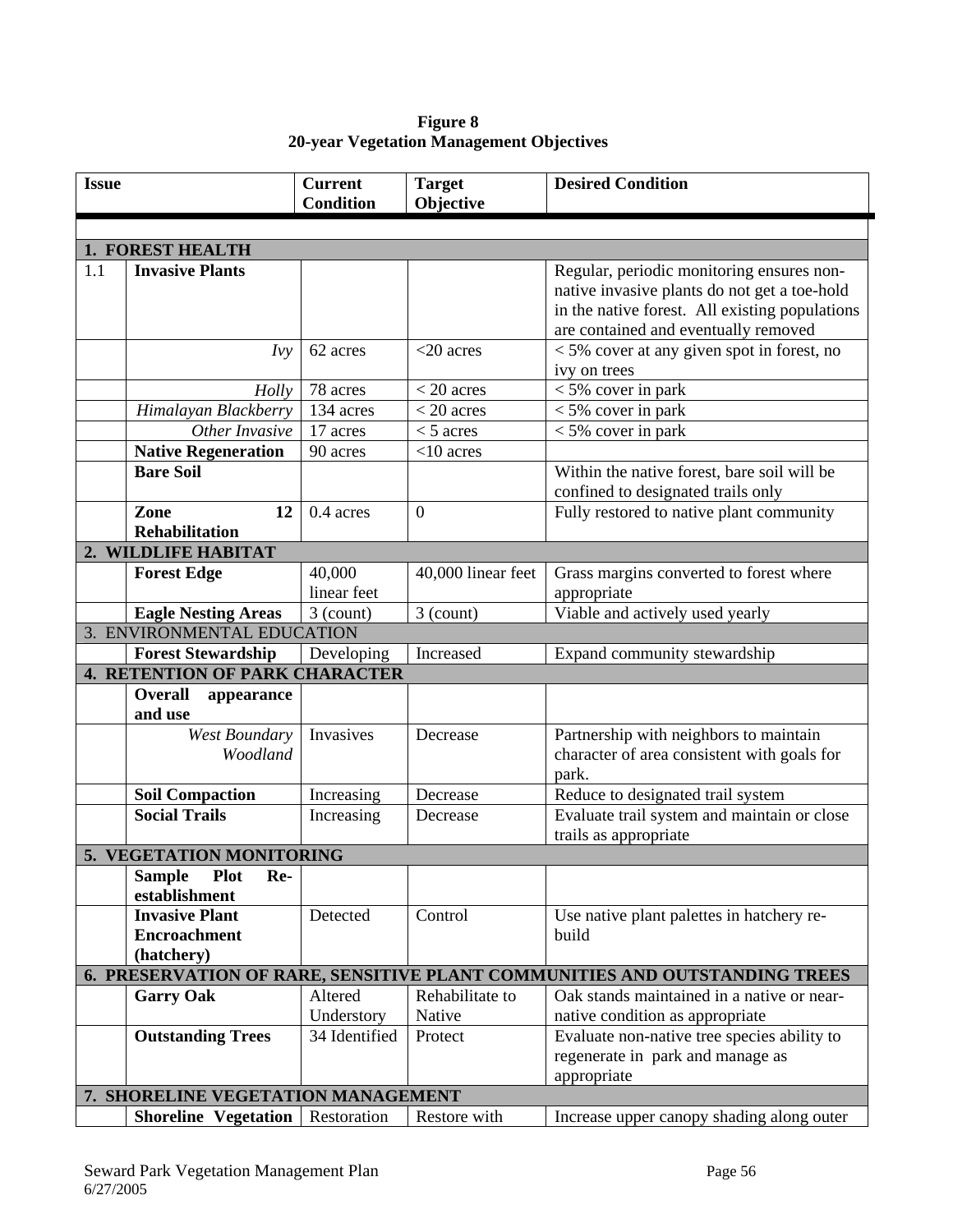**Figure 8**
**20-year Vegetation Management Objectives**

| Issue | | Current Condition | Target Objective | Desired Condition |
|---|---|---|---|---|
| **1. FOREST HEALTH** | | | | |
| 1.1 | **Invasive Plants** | | | Regular, periodic monitoring ensures non-native invasive plants do not get a toe-hold in the native forest. All existing populations are contained and eventually removed |
| | *Ivy* | 62 acres | <20 acres | < 5% cover at any given spot in forest, no ivy on trees |
| | *Holly* | 78 acres | < 20 acres | < 5% cover in park |
| | *Himalayan Blackberry* | 134 acres | < 20 acres | < 5% cover in park |
| | *Other Invasive* | 17 acres | < 5 acres | < 5% cover in park |
| | **Native Regeneration** | 90 acres | <10 acres | |
| | **Bare Soil** | | | Within the native forest, bare soil will be confined to designated trails only |
| | **Zone 12 Rehabilitation** | 0.4 acres | 0 | Fully restored to native plant community |
| **2. WILDLIFE HABITAT** | | | | |
| | **Forest Edge** | 40,000 linear feet | 40,000 linear feet | Grass margins converted to forest where appropriate |
| | **Eagle Nesting Areas** | 3 (count) | 3 (count) | Viable and actively used yearly |
| 3. ENVIRONMENTAL EDUCATION | | | | |
| | **Forest Stewardship** | Developing | Increased | Expand community stewardship |
| **4. RETENTION OF PARK CHARACTER** | | | | |
| | **Overall appearance and use** | | | |
| | *West Boundary Woodland* | Invasives | Decrease | Partnership with neighbors to maintain character of area consistent with goals for park. |
| | **Soil Compaction** | Increasing | Decrease | Reduce to designated trail system |
| | **Social Trails** | Increasing | Decrease | Evaluate trail system and maintain or close trails as appropriate |
| **5. VEGETATION MONITORING** | | | | |
| | **Sample Plot Re-establishment** | | | |
| | **Invasive Plant Encroachment (hatchery)** | Detected | Control | Use native plant palettes in hatchery re-build |
| **6. PRESERVATION OF RARE, SENSITIVE PLANT COMMUNITIES AND OUTSTANDING TREES** | | | | |
| | **Garry Oak** | Altered Understory | Rehabilitate to Native | Oak stands maintained in a native or near-native condition as appropriate |
| | **Outstanding Trees** | 34 Identified | Protect | Evaluate non-native tree species ability to regenerate in park and manage as appropriate |
| **7. SHORELINE VEGETATION MANAGEMENT** | | | | |
| | **Shoreline Vegetation** | Restoration | Restore with | Increase upper canopy shading along outer |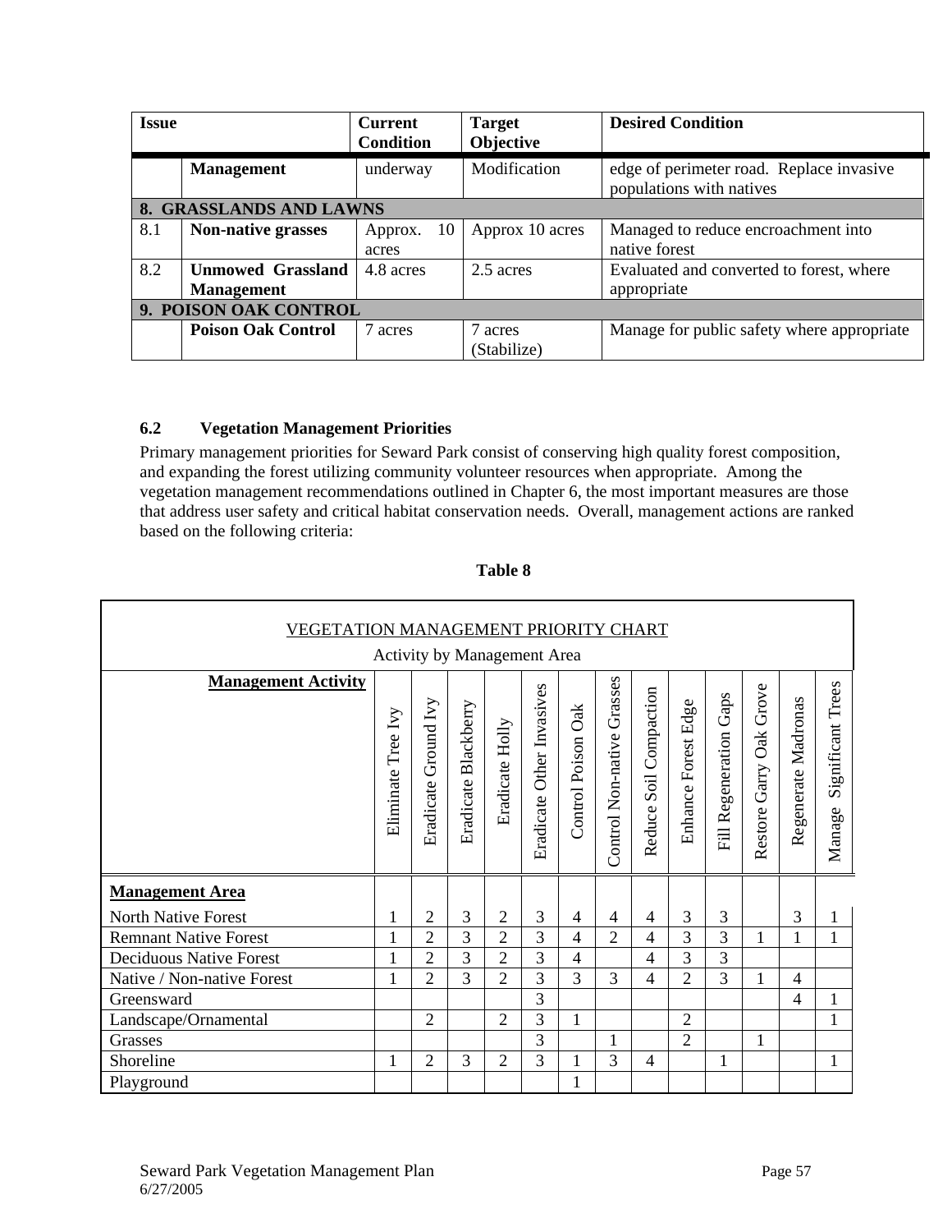| Issue | | Current Condition | Target Objective | Desired Condition |
|---|---|---|---|---|
| | **Management** | underway | Modification | edge of perimeter road. Replace invasive populations with natives |
| **8. GRASSLANDS AND LAWNS** | | | | |
| 8.1 | **Non-native grasses** | Approx. 10 acres | Approx 10 acres | Managed to reduce encroachment into native forest |
| 8.2 | **Unmowed Grassland Management** | 4.8 acres | 2.5 acres | Evaluated and converted to forest, where appropriate |
| **9. POISON OAK CONTROL** | | | | |
| | **Poison Oak Control** | 7 acres | 7 acres (Stabilize) | Manage for public safety where appropriate |

### 6.2 Vegetation Management Priorities

Primary management priorities for Seward Park consist of conserving high quality forest composition, and expanding the forest utilizing community volunteer resources when appropriate. Among the vegetation management recommendations outlined in Chapter 6, the most important measures are those that address user safety and critical habitat conservation needs. Overall, management actions are ranked based on the following criteria:

**Table 8**

VEGETATION MANAGEMENT PRIORITY CHART

Activity by Management Area

| **Management Activity** | Eliminate Tree Ivy | Eradicate Ground Ivy | Eradicate Blackberry | Eradicate Holly | Eradicate Other Invasives | Control Poison Oak | Control Non-native Grasses | Reduce Soil Compaction | Enhance Forest Edge | Fill Regeneration Gaps | Restore Garry Oak Grove | Regenerate Madronas | Manage Significant Trees |
|---|---|---|---|---|---|---|---|---|---|---|---|---|---|
| **Management Area** | | | | | | | | | | | | | |
| North Native Forest | 1 | 2 | 3 | 2 | 3 | 4 | 4 | 4 | 3 | 3 | | 3 | 1 |
| Remnant Native Forest | 1 | 2 | 3 | 2 | 3 | 4 | 2 | 4 | 3 | 3 | 1 | 1 | 1 |
| Deciduous Native Forest | 1 | 2 | 3 | 2 | 3 | 4 | | 4 | 3 | 3 | | | |
| Native / Non-native Forest | 1 | 2 | 3 | 2 | 3 | 3 | 3 | 4 | 2 | 3 | 1 | 4 | |
| Greensward | | | | | 3 | | | | | | | 4 | 1 |
| Landscape/Ornamental | | 2 | | 2 | 3 | 1 | | | 2 | | | | 1 |
| Grasses | | | | | 3 | | 1 | | 2 | | 1 | | |
| Shoreline | 1 | 2 | 3 | 2 | 3 | 1 | 3 | 4 | | 1 | | | 1 |
| Playground | | | | | | 1 | | | | | | | |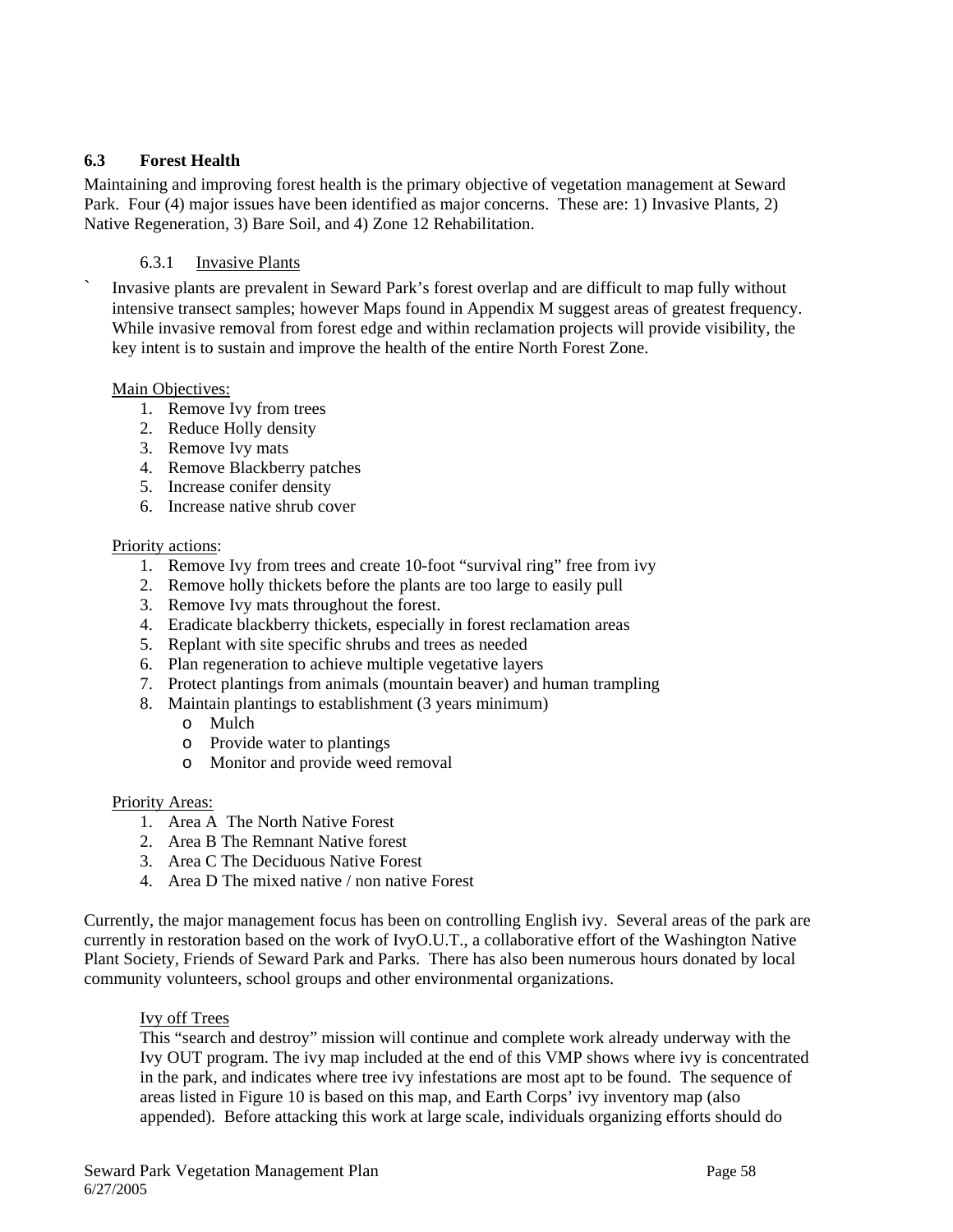### 6.3 Forest Health

Maintaining and improving forest health is the primary objective of vegetation management at Seward Park. Four (4) major issues have been identified as major concerns. These are: 1) Invasive Plants, 2) Native Regeneration, 3) Bare Soil, and 4) Zone 12 Rehabilitation.

#### 6.3.1 Invasive Plants

` Invasive plants are prevalent in Seward Park's forest overlap and are difficult to map fully without intensive transect samples; however Maps found in Appendix M suggest areas of greatest frequency. While invasive removal from forest edge and within reclamation projects will provide visibility, the key intent is to sustain and improve the health of the entire North Forest Zone.

Main Objectives:

1. Remove Ivy from trees
2. Reduce Holly density
3. Remove Ivy mats
4. Remove Blackberry patches
5. Increase conifer density
6. Increase native shrub cover

Priority actions:

1. Remove Ivy from trees and create 10-foot "survival ring" free from ivy
2. Remove holly thickets before the plants are too large to easily pull
3. Remove Ivy mats throughout the forest.
4. Eradicate blackberry thickets, especially in forest reclamation areas
5. Replant with site specific shrubs and trees as needed
6. Plan regeneration to achieve multiple vegetative layers
7. Protect plantings from animals (mountain beaver) and human trampling
8. Maintain plantings to establishment (3 years minimum)
   - Mulch
   - Provide water to plantings
   - Monitor and provide weed removal

Priority Areas:

1. Area A The North Native Forest
2. Area B The Remnant Native forest
3. Area C The Deciduous Native Forest
4. Area D The mixed native / non native Forest

Currently, the major management focus has been on controlling English ivy. Several areas of the park are currently in restoration based on the work of IvyO.U.T., a collaborative effort of the Washington Native Plant Society, Friends of Seward Park and Parks. There has also been numerous hours donated by local community volunteers, school groups and other environmental organizations.

Ivy off Trees

This "search and destroy" mission will continue and complete work already underway with the Ivy OUT program. The ivy map included at the end of this VMP shows where ivy is concentrated in the park, and indicates where tree ivy infestations are most apt to be found. The sequence of areas listed in Figure 10 is based on this map, and Earth Corps' ivy inventory map (also appended). Before attacking this work at large scale, individuals organizing efforts should do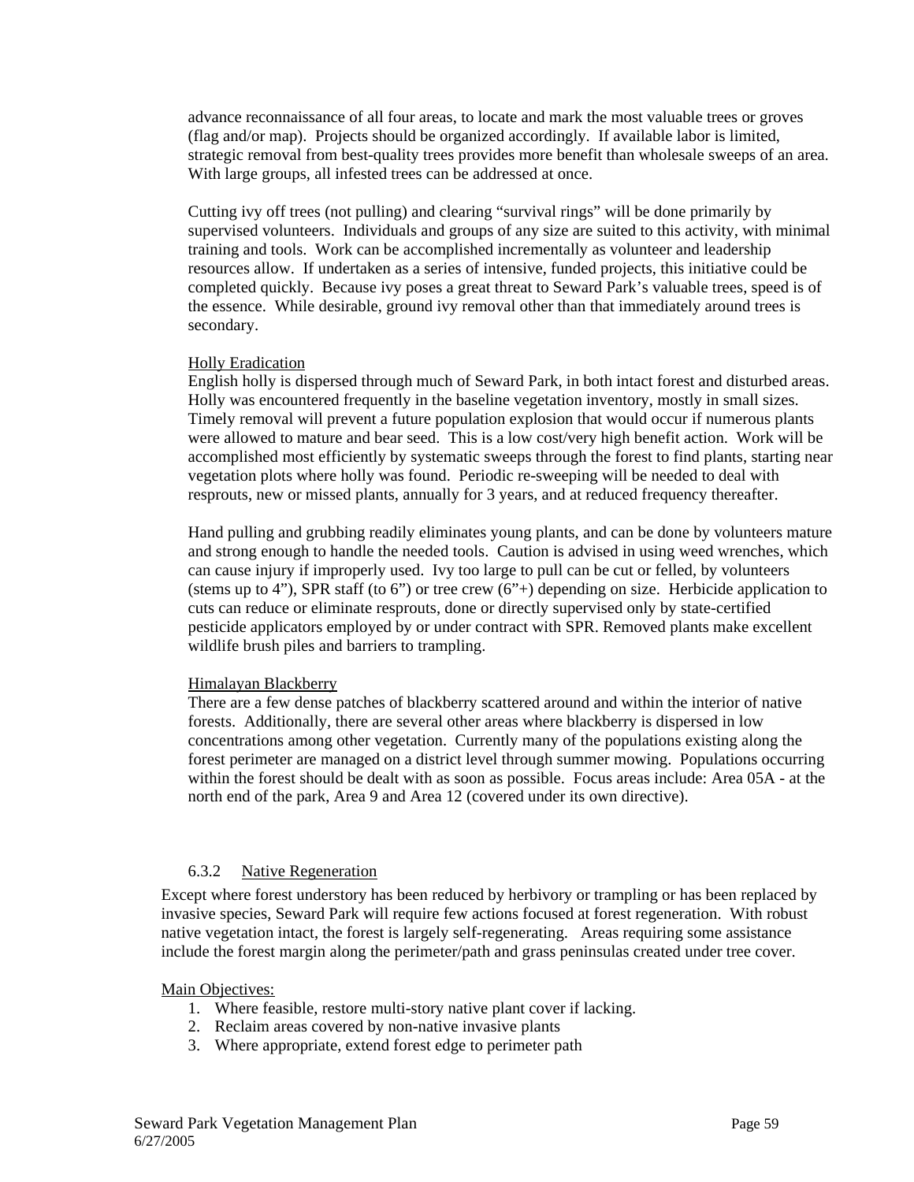advance reconnaissance of all four areas, to locate and mark the most valuable trees or groves (flag and/or map). Projects should be organized accordingly. If available labor is limited, strategic removal from best-quality trees provides more benefit than wholesale sweeps of an area. With large groups, all infested trees can be addressed at once.

Cutting ivy off trees (not pulling) and clearing "survival rings" will be done primarily by supervised volunteers. Individuals and groups of any size are suited to this activity, with minimal training and tools. Work can be accomplished incrementally as volunteer and leadership resources allow. If undertaken as a series of intensive, funded projects, this initiative could be completed quickly. Because ivy poses a great threat to Seward Park's valuable trees, speed is of the essence. While desirable, ground ivy removal other than that immediately around trees is secondary.

<u>Holly Eradication</u>
English holly is dispersed through much of Seward Park, in both intact forest and disturbed areas. Holly was encountered frequently in the baseline vegetation inventory, mostly in small sizes. Timely removal will prevent a future population explosion that would occur if numerous plants were allowed to mature and bear seed. This is a low cost/very high benefit action. Work will be accomplished most efficiently by systematic sweeps through the forest to find plants, starting near vegetation plots where holly was found. Periodic re-sweeping will be needed to deal with resprouts, new or missed plants, annually for 3 years, and at reduced frequency thereafter.

Hand pulling and grubbing readily eliminates young plants, and can be done by volunteers mature and strong enough to handle the needed tools. Caution is advised in using weed wrenches, which can cause injury if improperly used. Ivy too large to pull can be cut or felled, by volunteers (stems up to 4"), SPR staff (to 6") or tree crew (6"+) depending on size. Herbicide application to cuts can reduce or eliminate resprouts, done or directly supervised only by state-certified pesticide applicators employed by or under contract with SPR. Removed plants make excellent wildlife brush piles and barriers to trampling.

<u>Himalayan Blackberry</u>
There are a few dense patches of blackberry scattered around and within the interior of native forests. Additionally, there are several other areas where blackberry is dispersed in low concentrations among other vegetation. Currently many of the populations existing along the forest perimeter are managed on a district level through summer mowing. Populations occurring within the forest should be dealt with as soon as possible. Focus areas include: Area 05A - at the north end of the park, Area 9 and Area 12 (covered under its own directive).

### 6.3.2 Native Regeneration

Except where forest understory has been reduced by herbivory or trampling or has been replaced by invasive species, Seward Park will require few actions focused at forest regeneration. With robust native vegetation intact, the forest is largely self-regenerating. Areas requiring some assistance include the forest margin along the perimeter/path and grass peninsulas created under tree cover.

<u>Main Objectives:</u>
1. Where feasible, restore multi-story native plant cover if lacking.
2. Reclaim areas covered by non-native invasive plants
3. Where appropriate, extend forest edge to perimeter path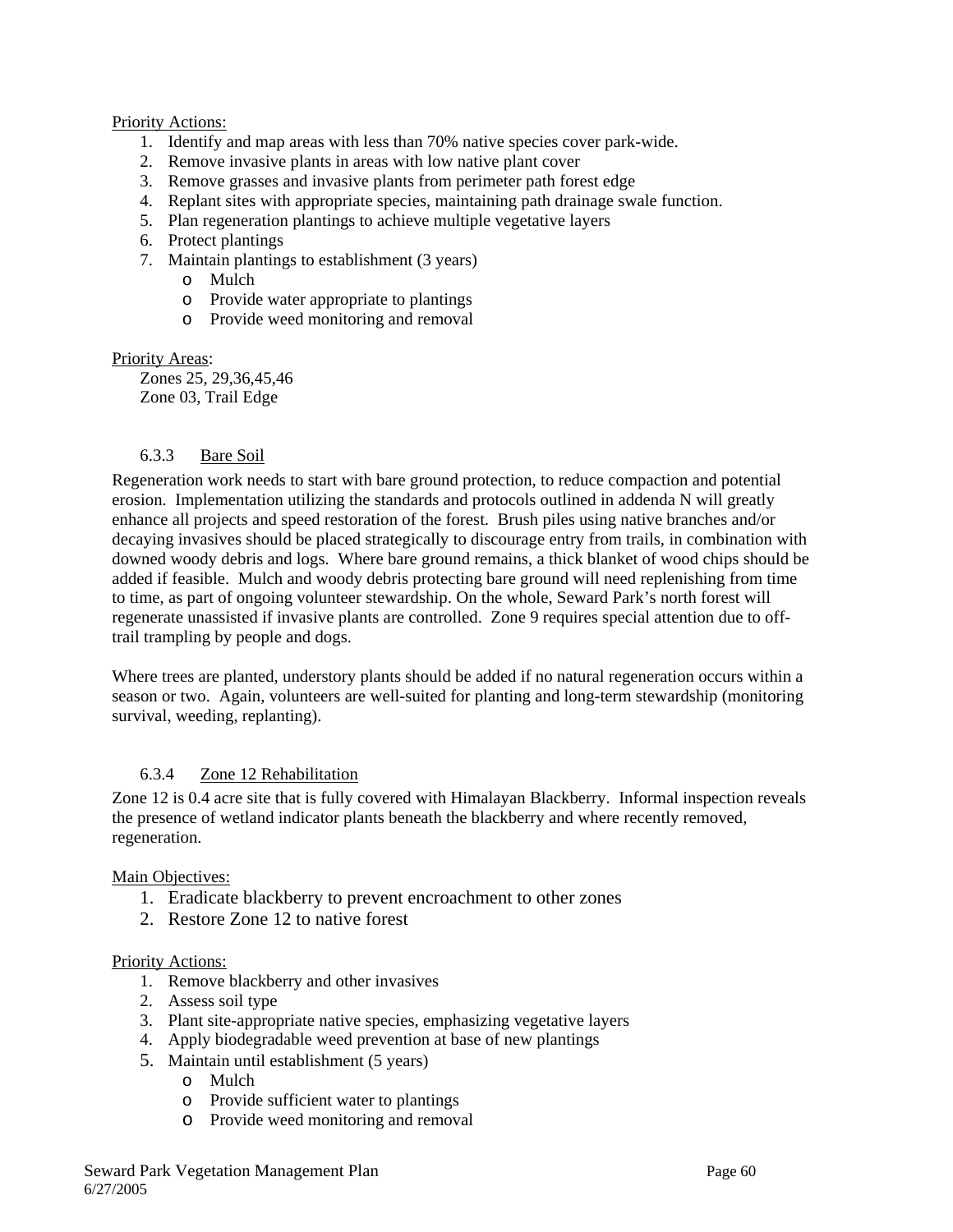Priority Actions:

1. Identify and map areas with less than 70% native species cover park-wide.
2. Remove invasive plants in areas with low native plant cover
3. Remove grasses and invasive plants from perimeter path forest edge
4. Replant sites with appropriate species, maintaining path drainage swale function.
5. Plan regeneration plantings to achieve multiple vegetative layers
6. Protect plantings
7. Maintain plantings to establishment (3 years)
    - Mulch
    - Provide water appropriate to plantings
    - Provide weed monitoring and removal

Priority Areas:

Zones 25, 29,36,45,46
Zone 03, Trail Edge

### 6.3.3 Bare Soil

Regeneration work needs to start with bare ground protection, to reduce compaction and potential erosion. Implementation utilizing the standards and protocols outlined in addenda N will greatly enhance all projects and speed restoration of the forest. Brush piles using native branches and/or decaying invasives should be placed strategically to discourage entry from trails, in combination with downed woody debris and logs. Where bare ground remains, a thick blanket of wood chips should be added if feasible. Mulch and woody debris protecting bare ground will need replenishing from time to time, as part of ongoing volunteer stewardship. On the whole, Seward Park's north forest will regenerate unassisted if invasive plants are controlled. Zone 9 requires special attention due to off-trail trampling by people and dogs.

Where trees are planted, understory plants should be added if no natural regeneration occurs within a season or two. Again, volunteers are well-suited for planting and long-term stewardship (monitoring survival, weeding, replanting).

### 6.3.4 Zone 12 Rehabilitation

Zone 12 is 0.4 acre site that is fully covered with Himalayan Blackberry. Informal inspection reveals the presence of wetland indicator plants beneath the blackberry and where recently removed, regeneration.

Main Objectives:

1. Eradicate blackberry to prevent encroachment to other zones
2. Restore Zone 12 to native forest

Priority Actions:

1. Remove blackberry and other invasives
2. Assess soil type
3. Plant site-appropriate native species, emphasizing vegetative layers
4. Apply biodegradable weed prevention at base of new plantings
5. Maintain until establishment (5 years)
    - Mulch
    - Provide sufficient water to plantings
    - Provide weed monitoring and removal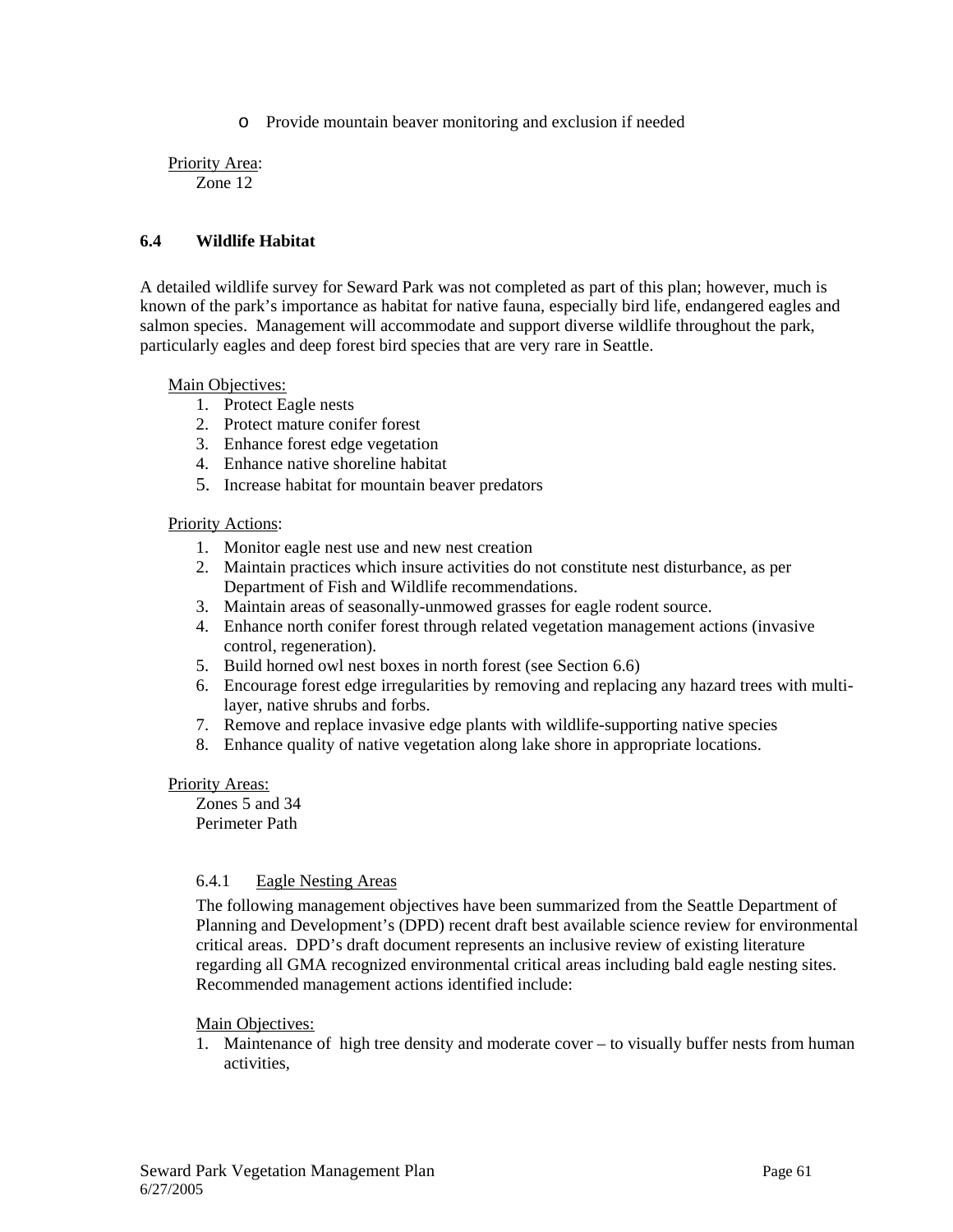- Provide mountain beaver monitoring and exclusion if needed

Priority Area:
Zone 12

## 6.4 Wildlife Habitat

A detailed wildlife survey for Seward Park was not completed as part of this plan; however, much is known of the park's importance as habitat for native fauna, especially bird life, endangered eagles and salmon species. Management will accommodate and support diverse wildlife throughout the park, particularly eagles and deep forest bird species that are very rare in Seattle.

Main Objectives:

1. Protect Eagle nests
2. Protect mature conifer forest
3. Enhance forest edge vegetation
4. Enhance native shoreline habitat
5. Increase habitat for mountain beaver predators

Priority Actions:

1. Monitor eagle nest use and new nest creation
2. Maintain practices which insure activities do not constitute nest disturbance, as per Department of Fish and Wildlife recommendations.
3. Maintain areas of seasonally-unmowed grasses for eagle rodent source.
4. Enhance north conifer forest through related vegetation management actions (invasive control, regeneration).
5. Build horned owl nest boxes in north forest (see Section 6.6)
6. Encourage forest edge irregularities by removing and replacing any hazard trees with multi-layer, native shrubs and forbs.
7. Remove and replace invasive edge plants with wildlife-supporting native species
8. Enhance quality of native vegetation along lake shore in appropriate locations.

Priority Areas:
Zones 5 and 34
Perimeter Path

### 6.4.1 Eagle Nesting Areas

The following management objectives have been summarized from the Seattle Department of Planning and Development's (DPD) recent draft best available science review for environmental critical areas. DPD's draft document represents an inclusive review of existing literature regarding all GMA recognized environmental critical areas including bald eagle nesting sites. Recommended management actions identified include:

Main Objectives:

1. Maintenance of high tree density and moderate cover – to visually buffer nests from human activities,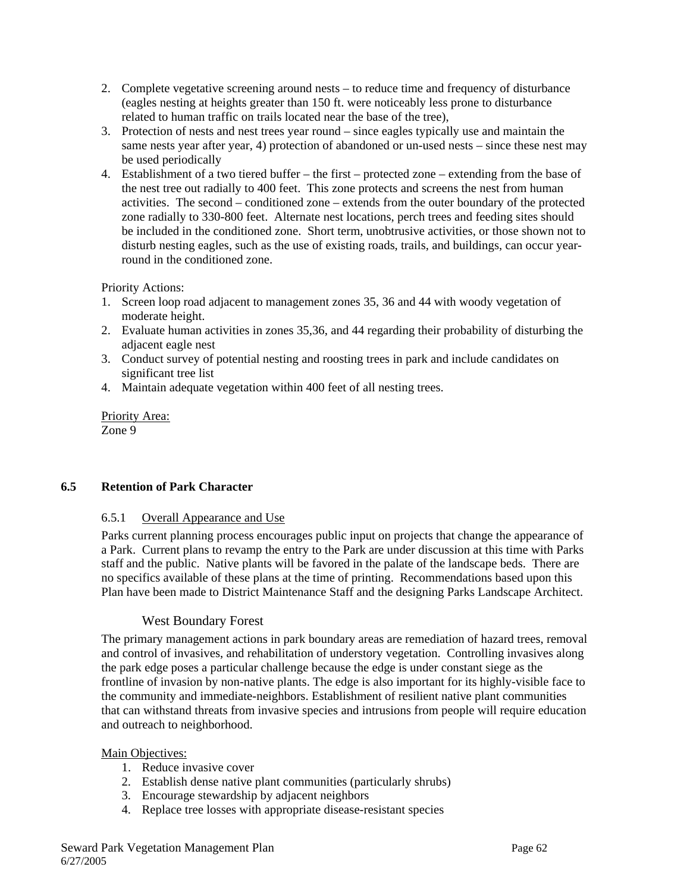2. Complete vegetative screening around nests – to reduce time and frequency of disturbance (eagles nesting at heights greater than 150 ft. were noticeably less prone to disturbance related to human traffic on trails located near the base of the tree),
3. Protection of nests and nest trees year round – since eagles typically use and maintain the same nests year after year, 4) protection of abandoned or un-used nests – since these nest may be used periodically
4. Establishment of a two tiered buffer – the first – protected zone – extending from the base of the nest tree out radially to 400 feet. This zone protects and screens the nest from human activities. The second – conditioned zone – extends from the outer boundary of the protected zone radially to 330-800 feet. Alternate nest locations, perch trees and feeding sites should be included in the conditioned zone. Short term, unobtrusive activities, or those shown not to disturb nesting eagles, such as the use of existing roads, trails, and buildings, can occur year-round in the conditioned zone.

Priority Actions:

1. Screen loop road adjacent to management zones 35, 36 and 44 with woody vegetation of moderate height.
2. Evaluate human activities in zones 35,36, and 44 regarding their probability of disturbing the adjacent eagle nest
3. Conduct survey of potential nesting and roosting trees in park and include candidates on significant tree list
4. Maintain adequate vegetation within 400 feet of all nesting trees.

<u>Priority Area:</u>
Zone 9

## 6.5 Retention of Park Character

### 6.5.1 <u>Overall Appearance and Use</u>

Parks current planning process encourages public input on projects that change the appearance of a Park. Current plans to revamp the entry to the Park are under discussion at this time with Parks staff and the public. Native plants will be favored in the palate of the landscape beds. There are no specifics available of these plans at the time of printing. Recommendations based upon this Plan have been made to District Maintenance Staff and the designing Parks Landscape Architect.

#### West Boundary Forest

The primary management actions in park boundary areas are remediation of hazard trees, removal and control of invasives, and rehabilitation of understory vegetation. Controlling invasives along the park edge poses a particular challenge because the edge is under constant siege as the frontline of invasion by non-native plants. The edge is also important for its highly-visible face to the community and immediate-neighbors. Establishment of resilient native plant communities that can withstand threats from invasive species and intrusions from people will require education and outreach to neighborhood.

<u>Main Objectives:</u>

1. Reduce invasive cover
2. Establish dense native plant communities (particularly shrubs)
3. Encourage stewardship by adjacent neighbors
4. Replace tree losses with appropriate disease-resistant species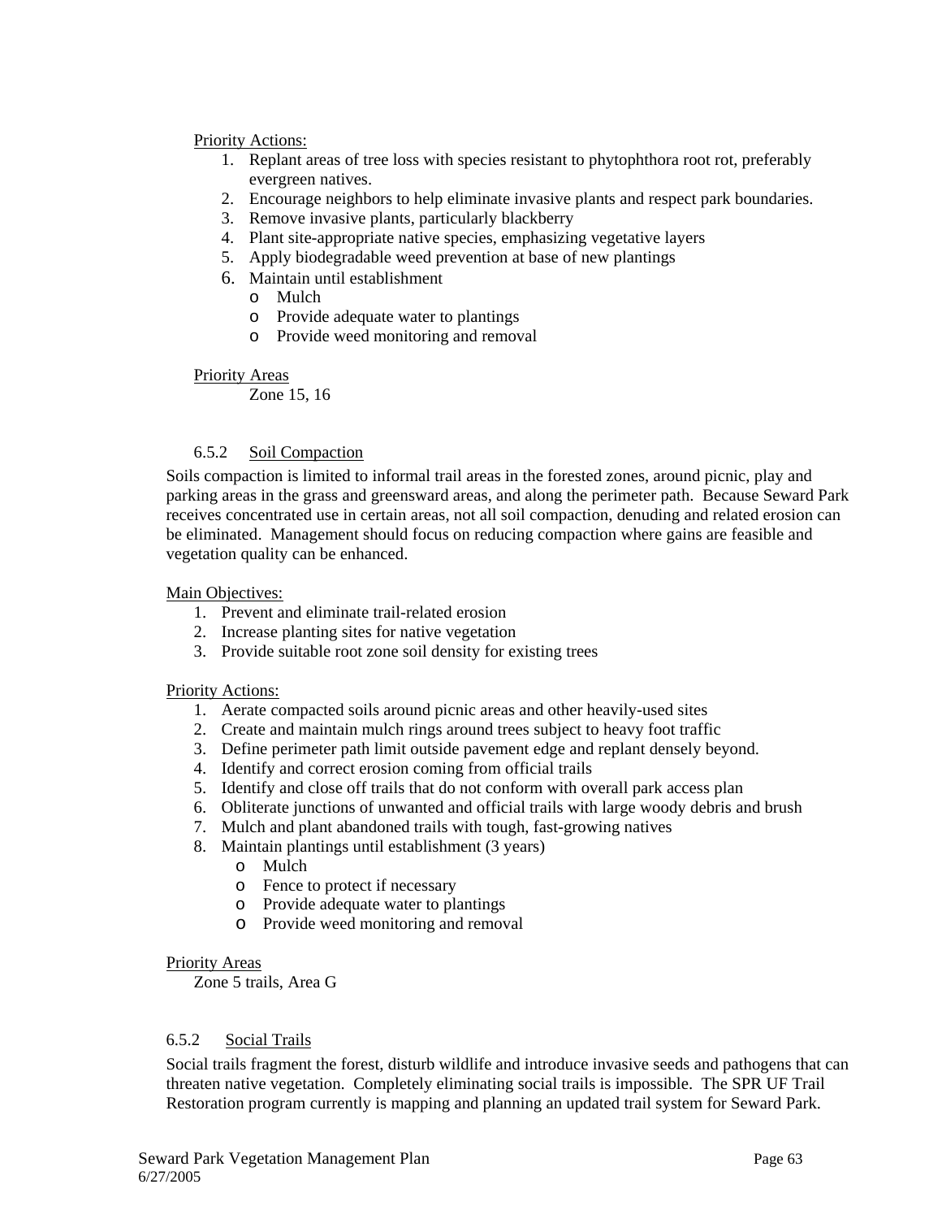Priority Actions:

1. Replant areas of tree loss with species resistant to phytophthora root rot, preferably evergreen natives.
2. Encourage neighbors to help eliminate invasive plants and respect park boundaries.
3. Remove invasive plants, particularly blackberry
4. Plant site-appropriate native species, emphasizing vegetative layers
5. Apply biodegradable weed prevention at base of new plantings
6. Maintain until establishment
   - Mulch
   - Provide adequate water to plantings
   - Provide weed monitoring and removal

Priority Areas

Zone 15, 16

### 6.5.2 Soil Compaction

Soils compaction is limited to informal trail areas in the forested zones, around picnic, play and parking areas in the grass and greensward areas, and along the perimeter path. Because Seward Park receives concentrated use in certain areas, not all soil compaction, denuding and related erosion can be eliminated. Management should focus on reducing compaction where gains are feasible and vegetation quality can be enhanced.

Main Objectives:

1. Prevent and eliminate trail-related erosion
2. Increase planting sites for native vegetation
3. Provide suitable root zone soil density for existing trees

Priority Actions:

1. Aerate compacted soils around picnic areas and other heavily-used sites
2. Create and maintain mulch rings around trees subject to heavy foot traffic
3. Define perimeter path limit outside pavement edge and replant densely beyond.
4. Identify and correct erosion coming from official trails
5. Identify and close off trails that do not conform with overall park access plan
6. Obliterate junctions of unwanted and official trails with large woody debris and brush
7. Mulch and plant abandoned trails with tough, fast-growing natives
8. Maintain plantings until establishment (3 years)
   - Mulch
   - Fence to protect if necessary
   - Provide adequate water to plantings
   - Provide weed monitoring and removal

Priority Areas

Zone 5 trails, Area G

### 6.5.2 Social Trails

Social trails fragment the forest, disturb wildlife and introduce invasive seeds and pathogens that can threaten native vegetation. Completely eliminating social trails is impossible. The SPR UF Trail Restoration program currently is mapping and planning an updated trail system for Seward Park.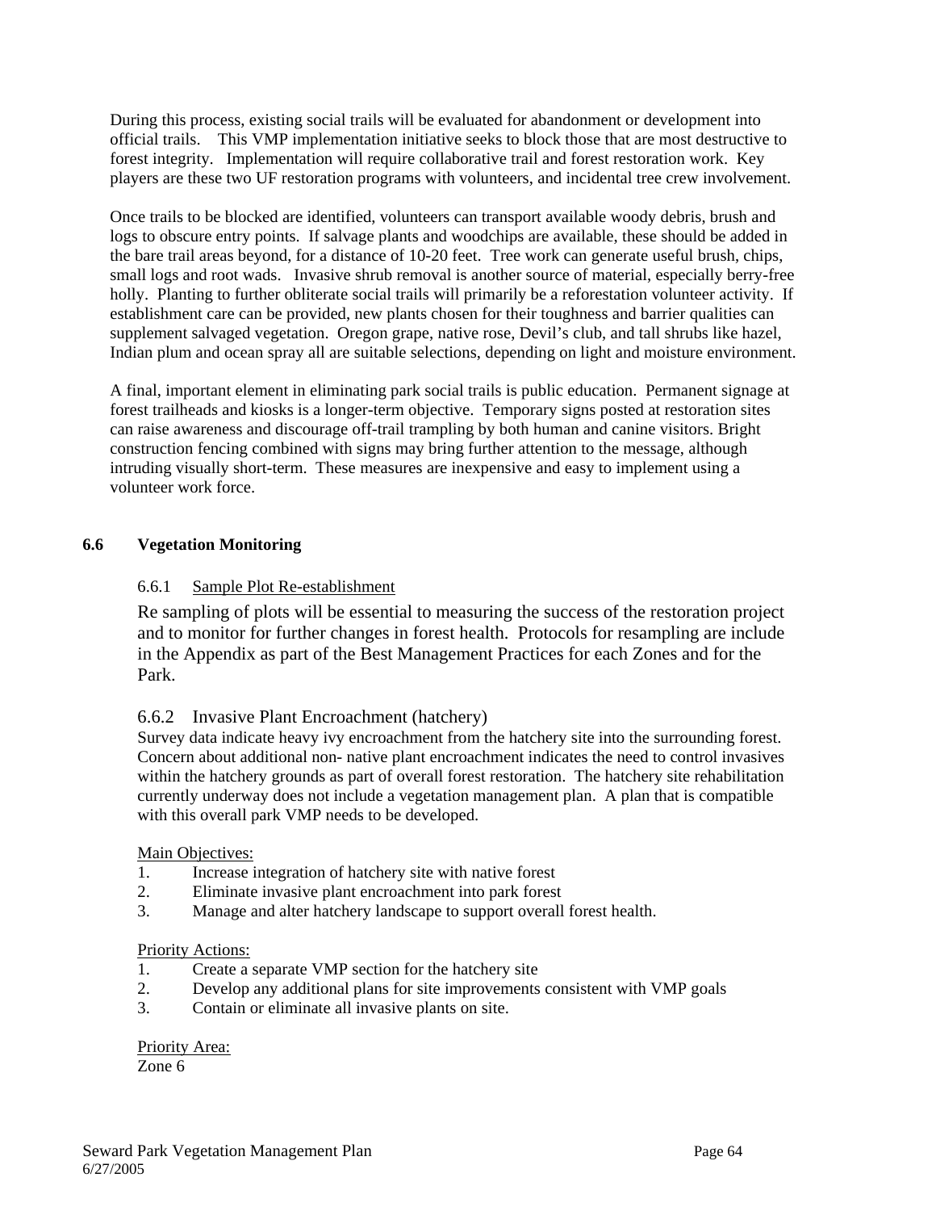During this process, existing social trails will be evaluated for abandonment or development into official trails. This VMP implementation initiative seeks to block those that are most destructive to forest integrity. Implementation will require collaborative trail and forest restoration work. Key players are these two UF restoration programs with volunteers, and incidental tree crew involvement.

Once trails to be blocked are identified, volunteers can transport available woody debris, brush and logs to obscure entry points. If salvage plants and woodchips are available, these should be added in the bare trail areas beyond, for a distance of 10-20 feet. Tree work can generate useful brush, chips, small logs and root wads. Invasive shrub removal is another source of material, especially berry-free holly. Planting to further obliterate social trails will primarily be a reforestation volunteer activity. If establishment care can be provided, new plants chosen for their toughness and barrier qualities can supplement salvaged vegetation. Oregon grape, native rose, Devil's club, and tall shrubs like hazel, Indian plum and ocean spray all are suitable selections, depending on light and moisture environment.

A final, important element in eliminating park social trails is public education. Permanent signage at forest trailheads and kiosks is a longer-term objective. Temporary signs posted at restoration sites can raise awareness and discourage off-trail trampling by both human and canine visitors. Bright construction fencing combined with signs may bring further attention to the message, although intruding visually short-term. These measures are inexpensive and easy to implement using a volunteer work force.

## 6.6 Vegetation Monitoring

### 6.6.1 Sample Plot Re-establishment

Re sampling of plots will be essential to measuring the success of the restoration project and to monitor for further changes in forest health. Protocols for resampling are include in the Appendix as part of the Best Management Practices for each Zones and for the Park.

### 6.6.2 Invasive Plant Encroachment (hatchery)

Survey data indicate heavy ivy encroachment from the hatchery site into the surrounding forest. Concern about additional non- native plant encroachment indicates the need to control invasives within the hatchery grounds as part of overall forest restoration. The hatchery site rehabilitation currently underway does not include a vegetation management plan. A plan that is compatible with this overall park VMP needs to be developed.

Main Objectives:

1. Increase integration of hatchery site with native forest
2. Eliminate invasive plant encroachment into park forest
3. Manage and alter hatchery landscape to support overall forest health.

Priority Actions:

1. Create a separate VMP section for the hatchery site
2. Develop any additional plans for site improvements consistent with VMP goals
3. Contain or eliminate all invasive plants on site.

Priority Area:
Zone 6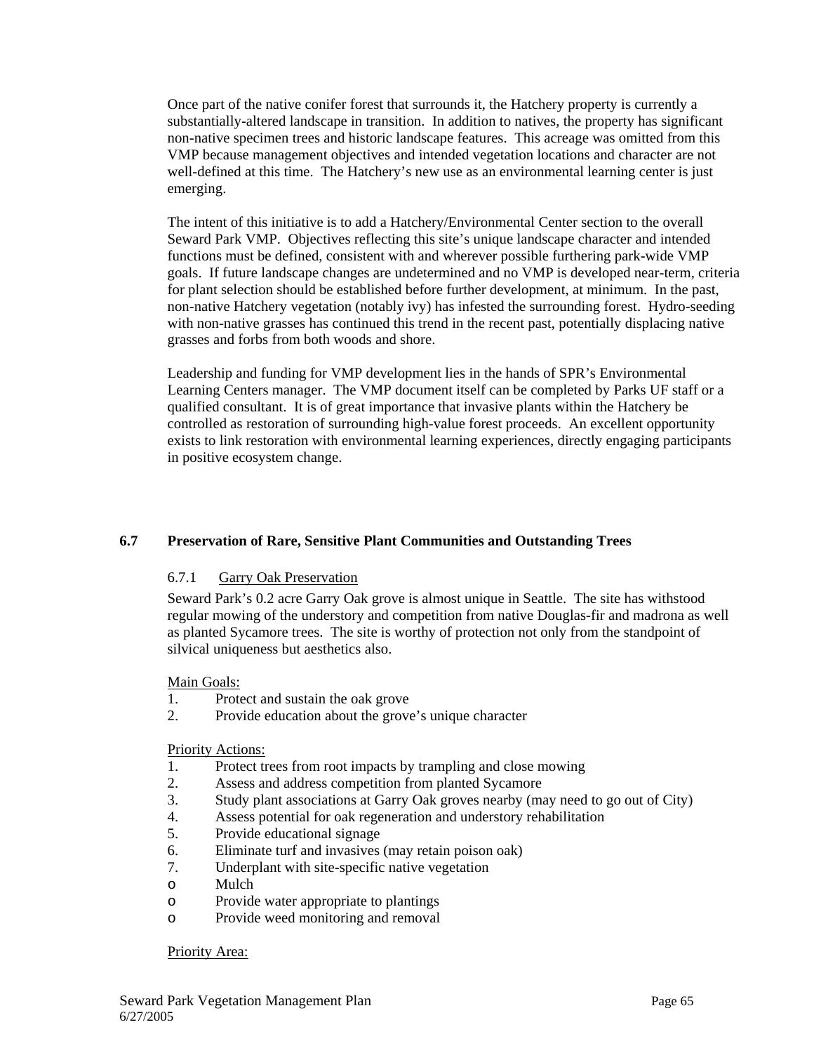Once part of the native conifer forest that surrounds it, the Hatchery property is currently a substantially-altered landscape in transition. In addition to natives, the property has significant non-native specimen trees and historic landscape features. This acreage was omitted from this VMP because management objectives and intended vegetation locations and character are not well-defined at this time. The Hatchery's new use as an environmental learning center is just emerging.

The intent of this initiative is to add a Hatchery/Environmental Center section to the overall Seward Park VMP. Objectives reflecting this site's unique landscape character and intended functions must be defined, consistent with and wherever possible furthering park-wide VMP goals. If future landscape changes are undetermined and no VMP is developed near-term, criteria for plant selection should be established before further development, at minimum. In the past, non-native Hatchery vegetation (notably ivy) has infested the surrounding forest. Hydro-seeding with non-native grasses has continued this trend in the recent past, potentially displacing native grasses and forbs from both woods and shore.

Leadership and funding for VMP development lies in the hands of SPR's Environmental Learning Centers manager. The VMP document itself can be completed by Parks UF staff or a qualified consultant. It is of great importance that invasive plants within the Hatchery be controlled as restoration of surrounding high-value forest proceeds. An excellent opportunity exists to link restoration with environmental learning experiences, directly engaging participants in positive ecosystem change.

## 6.7 Preservation of Rare, Sensitive Plant Communities and Outstanding Trees

### 6.7.1 Garry Oak Preservation

Seward Park's 0.2 acre Garry Oak grove is almost unique in Seattle. The site has withstood regular mowing of the understory and competition from native Douglas-fir and madrona as well as planted Sycamore trees. The site is worthy of protection not only from the standpoint of silvical uniqueness but aesthetics also.

Main Goals:

1. Protect and sustain the oak grove
2. Provide education about the grove's unique character

Priority Actions:

1. Protect trees from root impacts by trampling and close mowing
2. Assess and address competition from planted Sycamore
3. Study plant associations at Garry Oak groves nearby (may need to go out of City)
4. Assess potential for oak regeneration and understory rehabilitation
5. Provide educational signage
6. Eliminate turf and invasives (may retain poison oak)
7. Underplant with site-specific native vegetation
   - Mulch
   - Provide water appropriate to plantings
   - Provide weed monitoring and removal

Priority Area: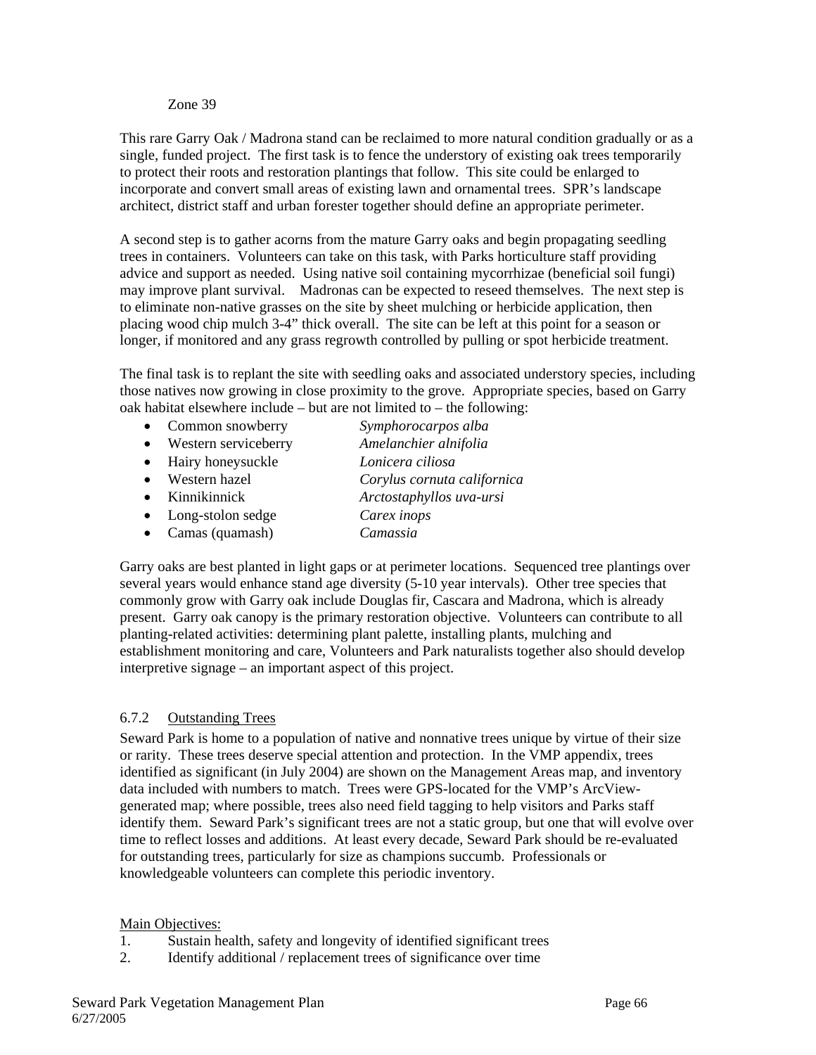Zone 39

This rare Garry Oak / Madrona stand can be reclaimed to more natural condition gradually or as a single, funded project. The first task is to fence the understory of existing oak trees temporarily to protect their roots and restoration plantings that follow. This site could be enlarged to incorporate and convert small areas of existing lawn and ornamental trees. SPR's landscape architect, district staff and urban forester together should define an appropriate perimeter.

A second step is to gather acorns from the mature Garry oaks and begin propagating seedling trees in containers. Volunteers can take on this task, with Parks horticulture staff providing advice and support as needed. Using native soil containing mycorrhizae (beneficial soil fungi) may improve plant survival. Madronas can be expected to reseed themselves. The next step is to eliminate non-native grasses on the site by sheet mulching or herbicide application, then placing wood chip mulch 3-4" thick overall. The site can be left at this point for a season or longer, if monitored and any grass regrowth controlled by pulling or spot herbicide treatment.

The final task is to replant the site with seedling oaks and associated understory species, including those natives now growing in close proximity to the grove. Appropriate species, based on Garry oak habitat elsewhere include – but are not limited to – the following:

- Common snowberry *Symphorocarpos alba*
- Western serviceberry *Amelanchier alnifolia*
- Hairy honeysuckle *Lonicera ciliosa*
- Western hazel *Corylus cornuta californica*
- Kinnikinnick *Arctostaphyllos uva-ursi*
- Long-stolon sedge *Carex inops*
- Camas (quamash) *Camassia*

Garry oaks are best planted in light gaps or at perimeter locations. Sequenced tree plantings over several years would enhance stand age diversity (5-10 year intervals). Other tree species that commonly grow with Garry oak include Douglas fir, Cascara and Madrona, which is already present. Garry oak canopy is the primary restoration objective. Volunteers can contribute to all planting-related activities: determining plant palette, installing plants, mulching and establishment monitoring and care, Volunteers and Park naturalists together also should develop interpretive signage – an important aspect of this project.

### 6.7.2 Outstanding Trees

Seward Park is home to a population of native and nonnative trees unique by virtue of their size or rarity. These trees deserve special attention and protection. In the VMP appendix, trees identified as significant (in July 2004) are shown on the Management Areas map, and inventory data included with numbers to match. Trees were GPS-located for the VMP's ArcView-generated map; where possible, trees also need field tagging to help visitors and Parks staff identify them. Seward Park's significant trees are not a static group, but one that will evolve over time to reflect losses and additions. At least every decade, Seward Park should be re-evaluated for outstanding trees, particularly for size as champions succumb. Professionals or knowledgeable volunteers can complete this periodic inventory.

Main Objectives:

1. Sustain health, safety and longevity of identified significant trees
2. Identify additional / replacement trees of significance over time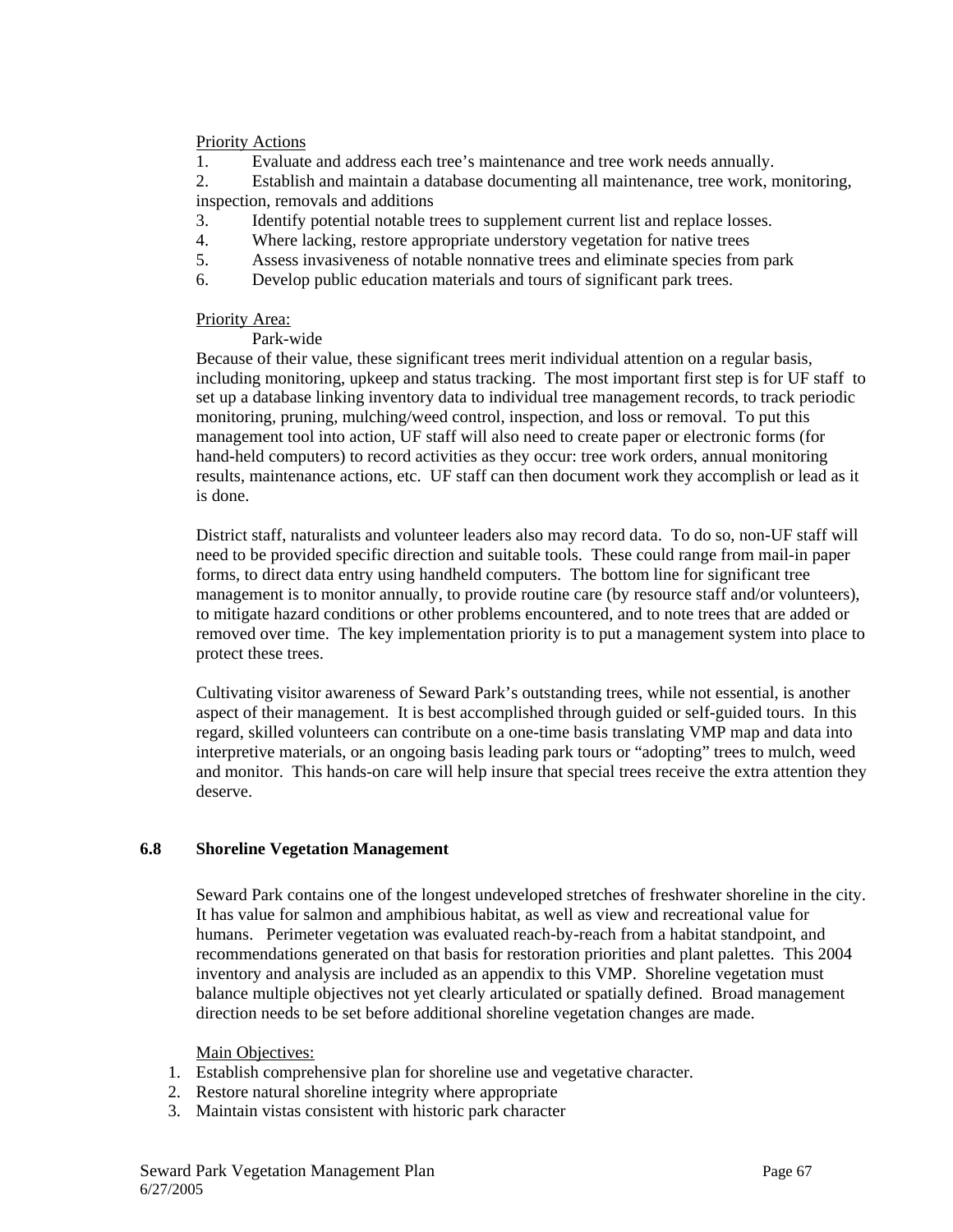Priority Actions

1. Evaluate and address each tree's maintenance and tree work needs annually.
2. Establish and maintain a database documenting all maintenance, tree work, monitoring, inspection, removals and additions
3. Identify potential notable trees to supplement current list and replace losses.
4. Where lacking, restore appropriate understory vegetation for native trees
5. Assess invasiveness of notable nonnative trees and eliminate species from park
6. Develop public education materials and tours of significant park trees.

Priority Area:

Park-wide

Because of their value, these significant trees merit individual attention on a regular basis, including monitoring, upkeep and status tracking. The most important first step is for UF staff to set up a database linking inventory data to individual tree management records, to track periodic monitoring, pruning, mulching/weed control, inspection, and loss or removal. To put this management tool into action, UF staff will also need to create paper or electronic forms (for hand-held computers) to record activities as they occur: tree work orders, annual monitoring results, maintenance actions, etc. UF staff can then document work they accomplish or lead as it is done.

District staff, naturalists and volunteer leaders also may record data. To do so, non-UF staff will need to be provided specific direction and suitable tools. These could range from mail-in paper forms, to direct data entry using handheld computers. The bottom line for significant tree management is to monitor annually, to provide routine care (by resource staff and/or volunteers), to mitigate hazard conditions or other problems encountered, and to note trees that are added or removed over time. The key implementation priority is to put a management system into place to protect these trees.

Cultivating visitor awareness of Seward Park's outstanding trees, while not essential, is another aspect of their management. It is best accomplished through guided or self-guided tours. In this regard, skilled volunteers can contribute on a one-time basis translating VMP map and data into interpretive materials, or an ongoing basis leading park tours or "adopting" trees to mulch, weed and monitor. This hands-on care will help insure that special trees receive the extra attention they deserve.

### 6.8 Shoreline Vegetation Management

Seward Park contains one of the longest undeveloped stretches of freshwater shoreline in the city. It has value for salmon and amphibious habitat, as well as view and recreational value for humans. Perimeter vegetation was evaluated reach-by-reach from a habitat standpoint, and recommendations generated on that basis for restoration priorities and plant palettes. This 2004 inventory and analysis are included as an appendix to this VMP. Shoreline vegetation must balance multiple objectives not yet clearly articulated or spatially defined. Broad management direction needs to be set before additional shoreline vegetation changes are made.

Main Objectives:

1. Establish comprehensive plan for shoreline use and vegetative character.
2. Restore natural shoreline integrity where appropriate
3. Maintain vistas consistent with historic park character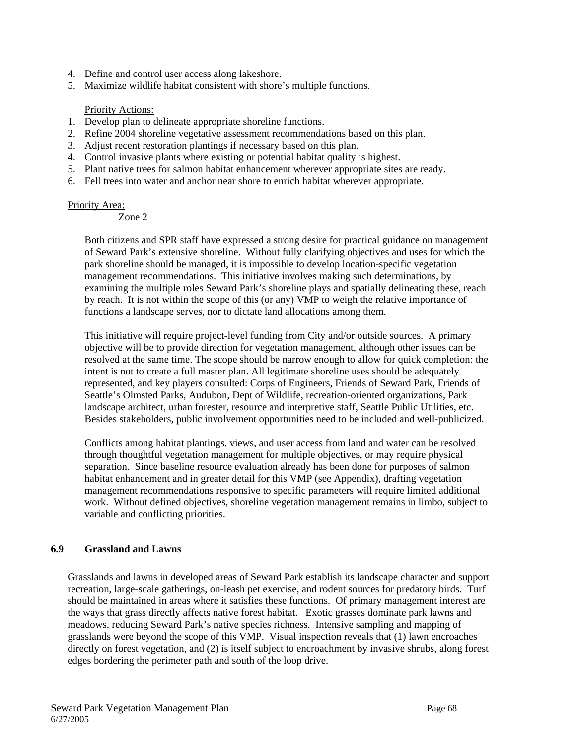4. Define and control user access along lakeshore.
5. Maximize wildlife habitat consistent with shore's multiple functions.

Priority Actions:

1. Develop plan to delineate appropriate shoreline functions.
2. Refine 2004 shoreline vegetative assessment recommendations based on this plan.
3. Adjust recent restoration plantings if necessary based on this plan.
4. Control invasive plants where existing or potential habitat quality is highest.
5. Plant native trees for salmon habitat enhancement wherever appropriate sites are ready.
6. Fell trees into water and anchor near shore to enrich habitat wherever appropriate.

Priority Area:

Zone 2

Both citizens and SPR staff have expressed a strong desire for practical guidance on management of Seward Park's extensive shoreline. Without fully clarifying objectives and uses for which the park shoreline should be managed, it is impossible to develop location-specific vegetation management recommendations. This initiative involves making such determinations, by examining the multiple roles Seward Park's shoreline plays and spatially delineating these, reach by reach. It is not within the scope of this (or any) VMP to weigh the relative importance of functions a landscape serves, nor to dictate land allocations among them.

This initiative will require project-level funding from City and/or outside sources. A primary objective will be to provide direction for vegetation management, although other issues can be resolved at the same time. The scope should be narrow enough to allow for quick completion: the intent is not to create a full master plan. All legitimate shoreline uses should be adequately represented, and key players consulted: Corps of Engineers, Friends of Seward Park, Friends of Seattle's Olmsted Parks, Audubon, Dept of Wildlife, recreation-oriented organizations, Park landscape architect, urban forester, resource and interpretive staff, Seattle Public Utilities, etc. Besides stakeholders, public involvement opportunities need to be included and well-publicized.

Conflicts among habitat plantings, views, and user access from land and water can be resolved through thoughtful vegetation management for multiple objectives, or may require physical separation. Since baseline resource evaluation already has been done for purposes of salmon habitat enhancement and in greater detail for this VMP (see Appendix), drafting vegetation management recommendations responsive to specific parameters will require limited additional work. Without defined objectives, shoreline vegetation management remains in limbo, subject to variable and conflicting priorities.

## 6.9 Grassland and Lawns

Grasslands and lawns in developed areas of Seward Park establish its landscape character and support recreation, large-scale gatherings, on-leash pet exercise, and rodent sources for predatory birds. Turf should be maintained in areas where it satisfies these functions. Of primary management interest are the ways that grass directly affects native forest habitat. Exotic grasses dominate park lawns and meadows, reducing Seward Park's native species richness. Intensive sampling and mapping of grasslands were beyond the scope of this VMP. Visual inspection reveals that (1) lawn encroaches directly on forest vegetation, and (2) is itself subject to encroachment by invasive shrubs, along forest edges bordering the perimeter path and south of the loop drive.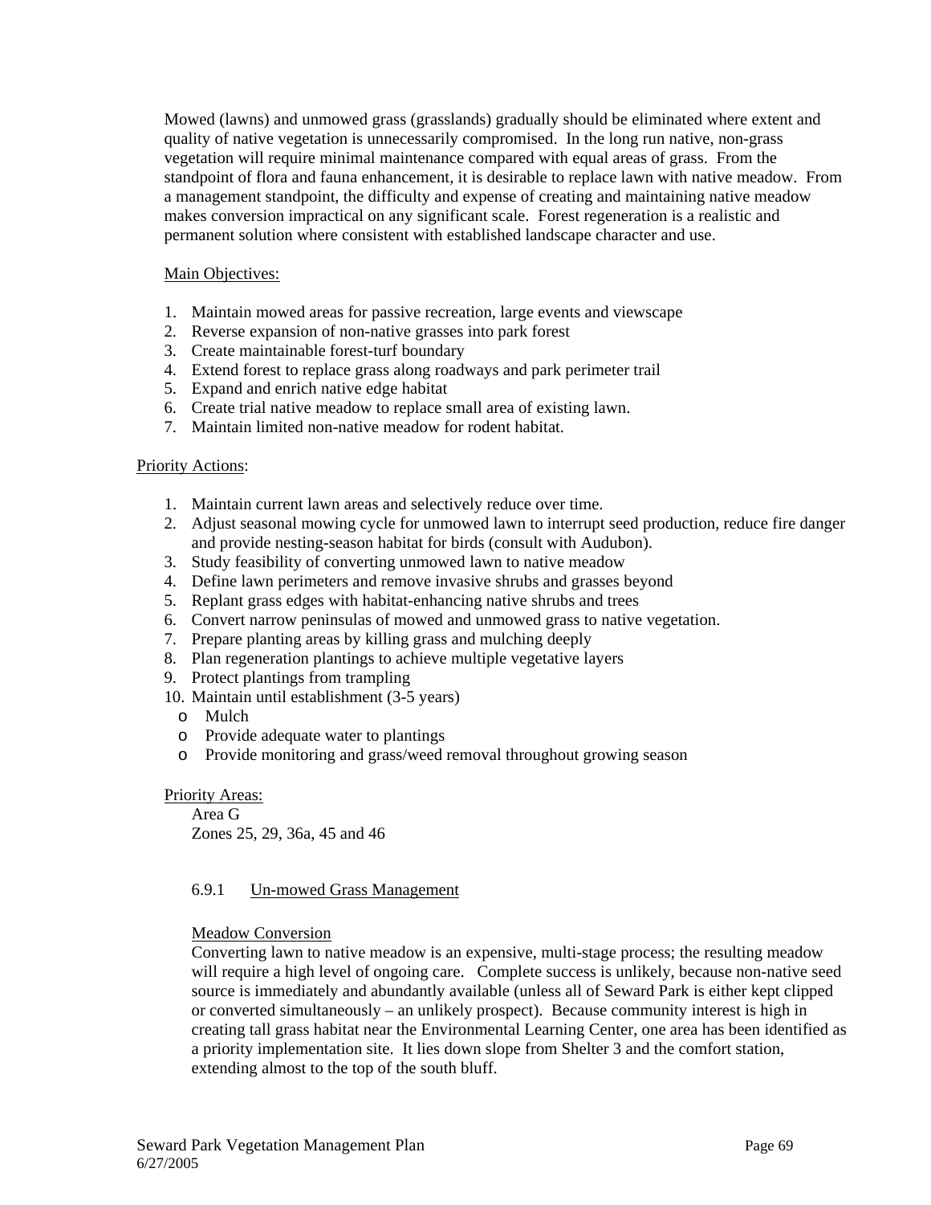Mowed (lawns) and unmowed grass (grasslands) gradually should be eliminated where extent and quality of native vegetation is unnecessarily compromised. In the long run native, non-grass vegetation will require minimal maintenance compared with equal areas of grass. From the standpoint of flora and fauna enhancement, it is desirable to replace lawn with native meadow. From a management standpoint, the difficulty and expense of creating and maintaining native meadow makes conversion impractical on any significant scale. Forest regeneration is a realistic and permanent solution where consistent with established landscape character and use.

Main Objectives:

1. Maintain mowed areas for passive recreation, large events and viewscape
2. Reverse expansion of non-native grasses into park forest
3. Create maintainable forest-turf boundary
4. Extend forest to replace grass along roadways and park perimeter trail
5. Expand and enrich native edge habitat
6. Create trial native meadow to replace small area of existing lawn.
7. Maintain limited non-native meadow for rodent habitat.

Priority Actions:

1. Maintain current lawn areas and selectively reduce over time.
2. Adjust seasonal mowing cycle for unmowed lawn to interrupt seed production, reduce fire danger and provide nesting-season habitat for birds (consult with Audubon).
3. Study feasibility of converting unmowed lawn to native meadow
4. Define lawn perimeters and remove invasive shrubs and grasses beyond
5. Replant grass edges with habitat-enhancing native shrubs and trees
6. Convert narrow peninsulas of mowed and unmowed grass to native vegetation.
7. Prepare planting areas by killing grass and mulching deeply
8. Plan regeneration plantings to achieve multiple vegetative layers
9. Protect plantings from trampling
10. Maintain until establishment (3-5 years)
    - Mulch
    - Provide adequate water to plantings
    - Provide monitoring and grass/weed removal throughout growing season

Priority Areas:

Area G
Zones 25, 29, 36a, 45 and 46

### 6.9.1 Un-mowed Grass Management

Meadow Conversion

Converting lawn to native meadow is an expensive, multi-stage process; the resulting meadow will require a high level of ongoing care. Complete success is unlikely, because non-native seed source is immediately and abundantly available (unless all of Seward Park is either kept clipped or converted simultaneously – an unlikely prospect). Because community interest is high in creating tall grass habitat near the Environmental Learning Center, one area has been identified as a priority implementation site. It lies down slope from Shelter 3 and the comfort station, extending almost to the top of the south bluff.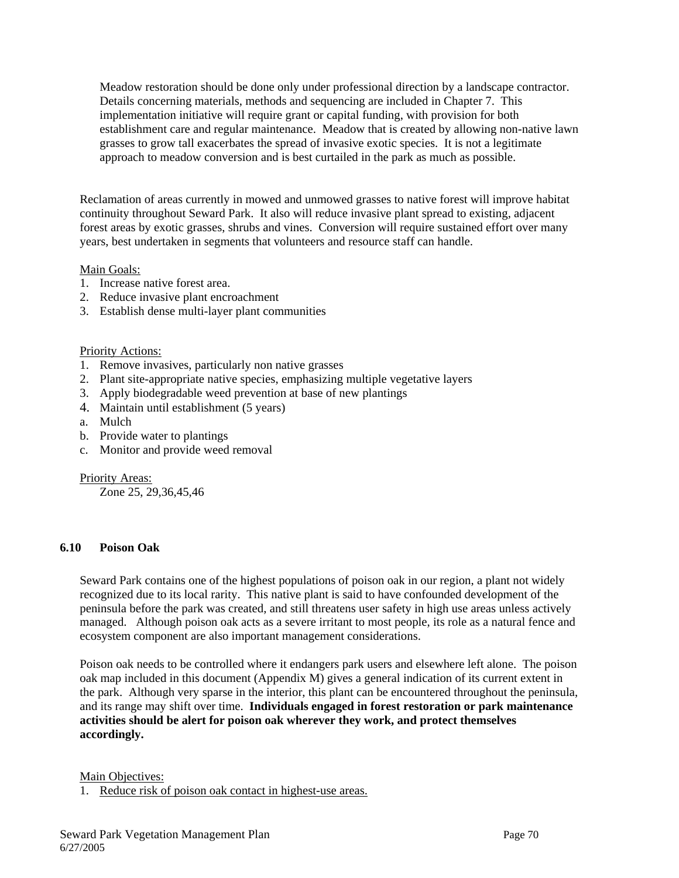Meadow restoration should be done only under professional direction by a landscape contractor. Details concerning materials, methods and sequencing are included in Chapter 7. This implementation initiative will require grant or capital funding, with provision for both establishment care and regular maintenance. Meadow that is created by allowing non-native lawn grasses to grow tall exacerbates the spread of invasive exotic species. It is not a legitimate approach to meadow conversion and is best curtailed in the park as much as possible.

Reclamation of areas currently in mowed and unmowed grasses to native forest will improve habitat continuity throughout Seward Park. It also will reduce invasive plant spread to existing, adjacent forest areas by exotic grasses, shrubs and vines. Conversion will require sustained effort over many years, best undertaken in segments that volunteers and resource staff can handle.

Main Goals:

1. Increase native forest area.
2. Reduce invasive plant encroachment
3. Establish dense multi-layer plant communities

Priority Actions:

1. Remove invasives, particularly non native grasses
2. Plant site-appropriate native species, emphasizing multiple vegetative layers
3. Apply biodegradable weed prevention at base of new plantings
4. Maintain until establishment (5 years)
   a. Mulch
   b. Provide water to plantings
   c. Monitor and provide weed removal

Priority Areas:

Zone 25, 29,36,45,46

### 6.10 Poison Oak

Seward Park contains one of the highest populations of poison oak in our region, a plant not widely recognized due to its local rarity. This native plant is said to have confounded development of the peninsula before the park was created, and still threatens user safety in high use areas unless actively managed. Although poison oak acts as a severe irritant to most people, its role as a natural fence and ecosystem component are also important management considerations.

Poison oak needs to be controlled where it endangers park users and elsewhere left alone. The poison oak map included in this document (Appendix M) gives a general indication of its current extent in the park. Although very sparse in the interior, this plant can be encountered throughout the peninsula, and its range may shift over time. **Individuals engaged in forest restoration or park maintenance activities should be alert for poison oak wherever they work, and protect themselves accordingly.**

Main Objectives:

1. Reduce risk of poison oak contact in highest-use areas.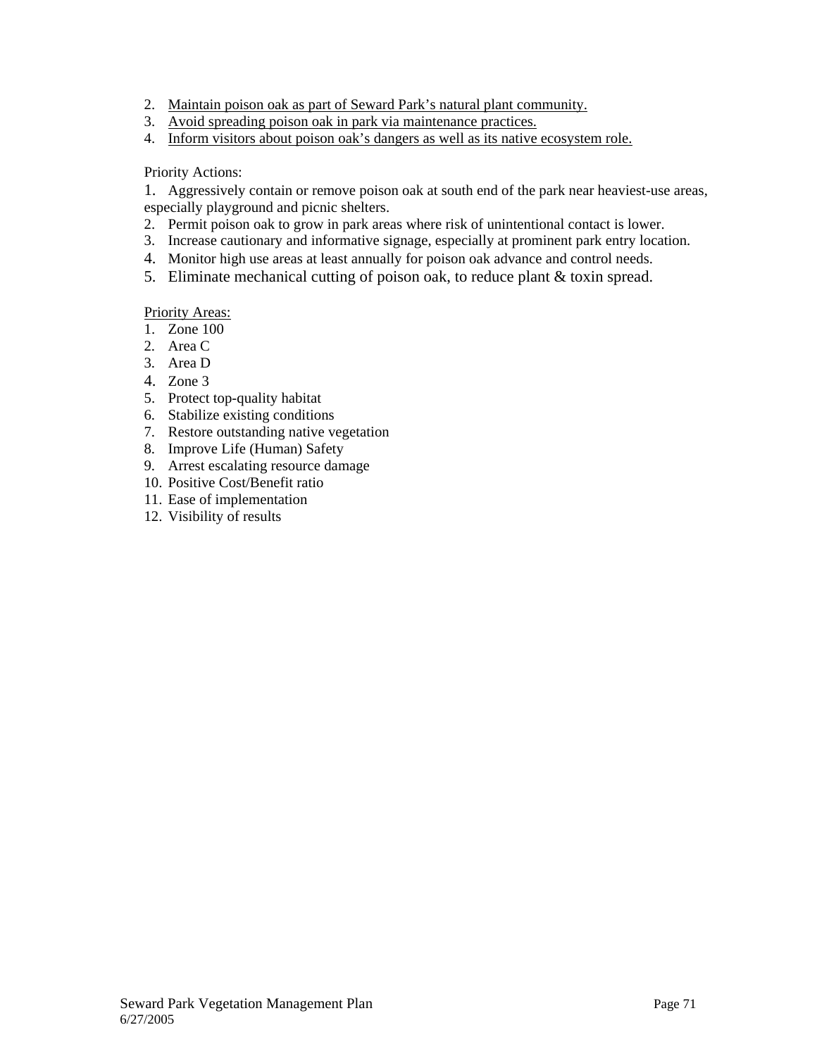2. <u>Maintain poison oak as part of Seward Park's natural plant community.</u>
3. <u>Avoid spreading poison oak in park via maintenance practices.</u>
4. <u>Inform visitors about poison oak's dangers as well as its native ecosystem role.</u>

Priority Actions:

1. Aggressively contain or remove poison oak at south end of the park near heaviest-use areas, especially playground and picnic shelters.
2. Permit poison oak to grow in park areas where risk of unintentional contact is lower.
3. Increase cautionary and informative signage, especially at prominent park entry location.
4. Monitor high use areas at least annually for poison oak advance and control needs.
5. Eliminate mechanical cutting of poison oak, to reduce plant & toxin spread.

<u>Priority Areas:</u>

1. Zone 100
2. Area C
3. Area D
4. Zone 3
5. Protect top-quality habitat
6. Stabilize existing conditions
7. Restore outstanding native vegetation
8. Improve Life (Human) Safety
9. Arrest escalating resource damage
10. Positive Cost/Benefit ratio
11. Ease of implementation
12. Visibility of results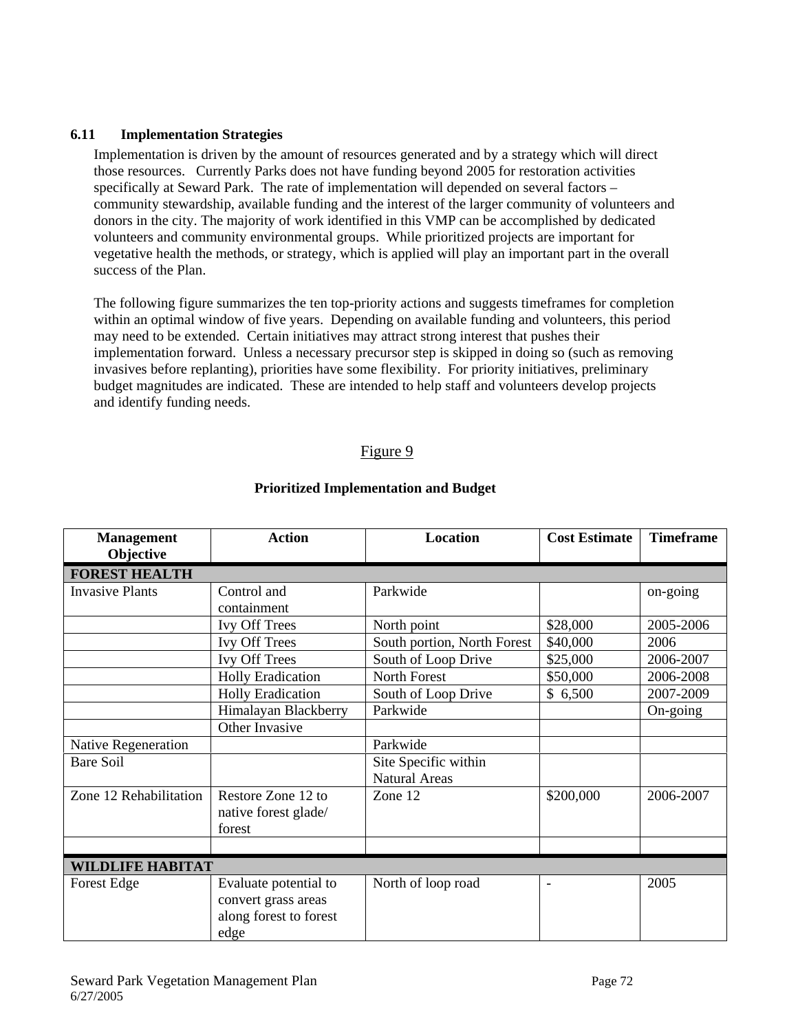### 6.11 Implementation Strategies

Implementation is driven by the amount of resources generated and by a strategy which will direct those resources. Currently Parks does not have funding beyond 2005 for restoration activities specifically at Seward Park. The rate of implementation will depended on several factors – community stewardship, available funding and the interest of the larger community of volunteers and donors in the city. The majority of work identified in this VMP can be accomplished by dedicated volunteers and community environmental groups. While prioritized projects are important for vegetative health the methods, or strategy, which is applied will play an important part in the overall success of the Plan.

The following figure summarizes the ten top-priority actions and suggests timeframes for completion within an optimal window of five years. Depending on available funding and volunteers, this period may need to be extended. Certain initiatives may attract strong interest that pushes their implementation forward. Unless a necessary precursor step is skipped in doing so (such as removing invasives before replanting), priorities have some flexibility. For priority initiatives, preliminary budget magnitudes are indicated. These are intended to help staff and volunteers develop projects and identify funding needs.

Figure 9

**Prioritized Implementation and Budget**

| Management Objective | Action | Location | Cost Estimate | Timeframe |
|---|---|---|---|---|
| **FOREST HEALTH** | | | | |
| Invasive Plants | Control and containment | Parkwide | | on-going |
| | Ivy Off Trees | North point | $28,000 | 2005-2006 |
| | Ivy Off Trees | South portion, North Forest | $40,000 | 2006 |
| | Ivy Off Trees | South of Loop Drive | $25,000 | 2006-2007 |
| | Holly Eradication | North Forest | $50,000 | 2006-2008 |
| | Holly Eradication | South of Loop Drive | $ 6,500 | 2007-2009 |
| | Himalayan Blackberry | Parkwide | | On-going |
| | Other Invasive | | | |
| Native Regeneration | | Parkwide | | |
| Bare Soil | | Site Specific within Natural Areas | | |
| Zone 12 Rehabilitation | Restore Zone 12 to native forest glade/ forest | Zone 12 | $200,000 | 2006-2007 |
| | | | | |
| **WILDLIFE HABITAT** | | | | |
| Forest Edge | Evaluate potential to convert grass areas along forest to forest edge | North of loop road | - | 2005 |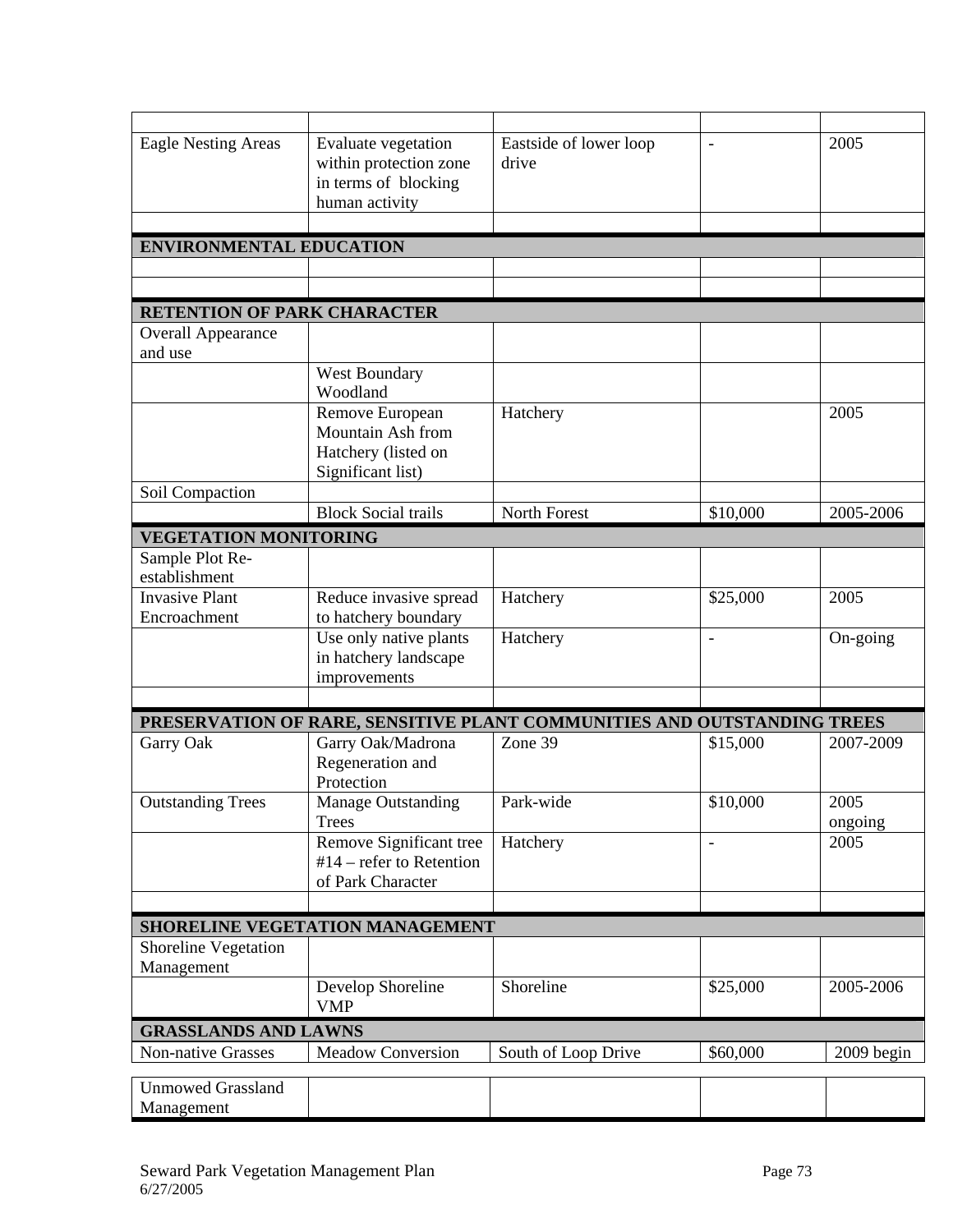| | | | | |
|---|---|---|---|---|
| Eagle Nesting Areas | Evaluate vegetation within protection zone in terms of blocking human activity | Eastside of lower loop drive | - | 2005 |
| | | | | |
| **ENVIRONMENTAL EDUCATION** | | | | |
| | | | | |
| | | | | |
| **RETENTION OF PARK CHARACTER** | | | | |
| Overall Appearance and use | | | | |
| | West Boundary Woodland | | | |
| | Remove European Mountain Ash from Hatchery (listed on Significant list) | Hatchery | | 2005 |
| Soil Compaction | | | | |
| | Block Social trails | North Forest | $10,000 | 2005-2006 |
| **VEGETATION MONITORING** | | | | |
| Sample Plot Re-establishment | | | | |
| Invasive Plant Encroachment | Reduce invasive spread to hatchery boundary | Hatchery | $25,000 | 2005 |
| | Use only native plants in hatchery landscape improvements | Hatchery | - | On-going |
| | | | | |
| **PRESERVATION OF RARE, SENSITIVE PLANT COMMUNITIES AND OUTSTANDING TREES** | | | | |
| Garry Oak | Garry Oak/Madrona Regeneration and Protection | Zone 39 | $15,000 | 2007-2009 |
| Outstanding Trees | Manage Outstanding Trees | Park-wide | $10,000 | 2005 ongoing |
| | Remove Significant tree #14 – refer to Retention of Park Character | Hatchery | - | 2005 |
| | | | | |
| **SHORELINE VEGETATION MANAGEMENT** | | | | |
| Shoreline Vegetation Management | | | | |
| | Develop Shoreline VMP | Shoreline | $25,000 | 2005-2006 |
| **GRASSLANDS AND LAWNS** | | | | |
| Non-native Grasses | Meadow Conversion | South of Loop Drive | $60,000 | 2009 begin |
| Unmowed Grassland Management | | | | |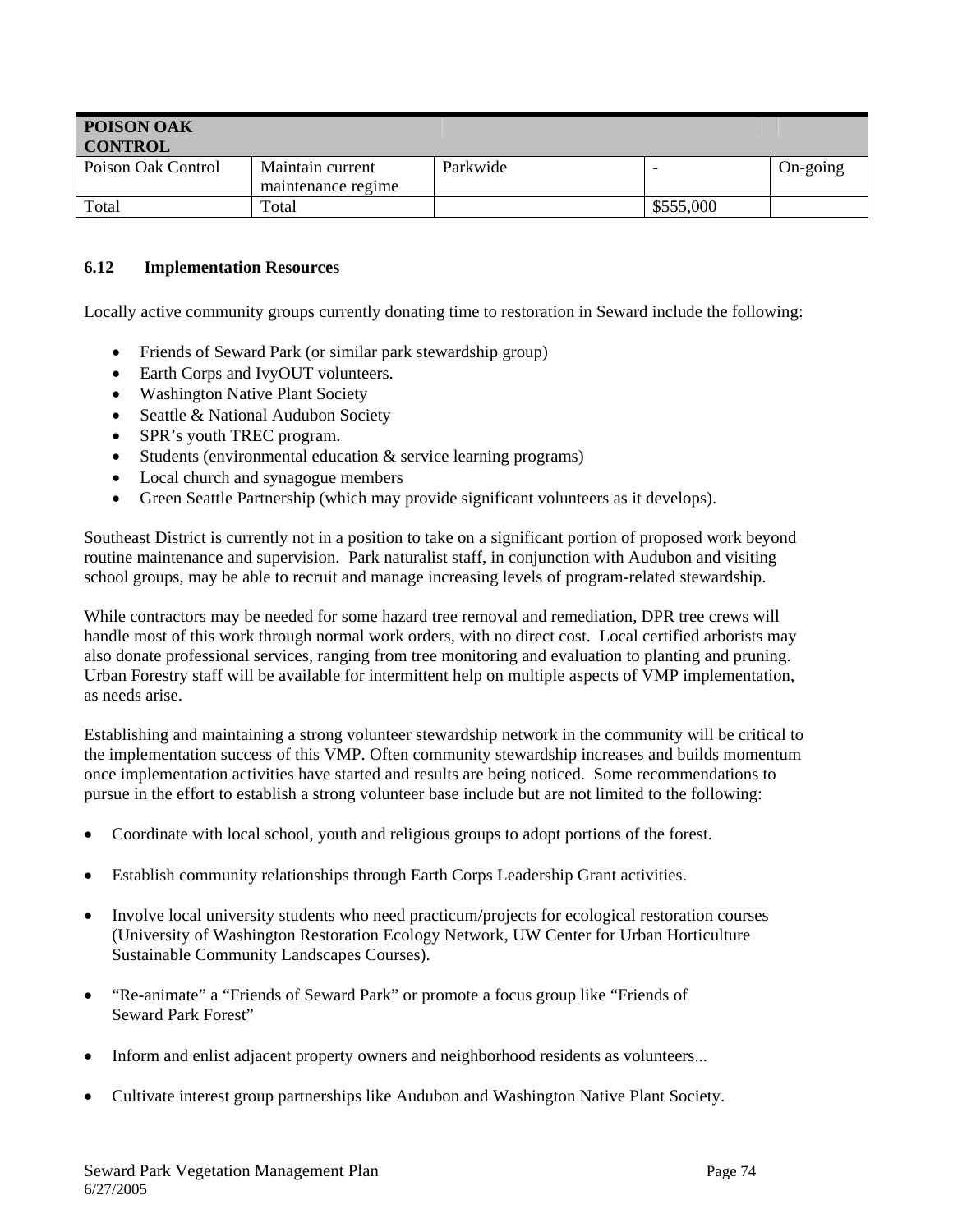| POISON OAK CONTROL | | | | |
|---|---|---|---|---|
| Poison Oak Control | Maintain current maintenance regime | Parkwide | - | On-going |
| Total | Total | | $555,000 | |

### 6.12 Implementation Resources

Locally active community groups currently donating time to restoration in Seward include the following:

- Friends of Seward Park (or similar park stewardship group)
- Earth Corps and IvyOUT volunteers.
- Washington Native Plant Society
- Seattle & National Audubon Society
- SPR's youth TREC program.
- Students (environmental education & service learning programs)
- Local church and synagogue members
- Green Seattle Partnership (which may provide significant volunteers as it develops).

Southeast District is currently not in a position to take on a significant portion of proposed work beyond routine maintenance and supervision. Park naturalist staff, in conjunction with Audubon and visiting school groups, may be able to recruit and manage increasing levels of program-related stewardship.

While contractors may be needed for some hazard tree removal and remediation, DPR tree crews will handle most of this work through normal work orders, with no direct cost. Local certified arborists may also donate professional services, ranging from tree monitoring and evaluation to planting and pruning. Urban Forestry staff will be available for intermittent help on multiple aspects of VMP implementation, as needs arise.

Establishing and maintaining a strong volunteer stewardship network in the community will be critical to the implementation success of this VMP. Often community stewardship increases and builds momentum once implementation activities have started and results are being noticed. Some recommendations to pursue in the effort to establish a strong volunteer base include but are not limited to the following:

- Coordinate with local school, youth and religious groups to adopt portions of the forest.
- Establish community relationships through Earth Corps Leadership Grant activities.
- Involve local university students who need practicum/projects for ecological restoration courses (University of Washington Restoration Ecology Network, UW Center for Urban Horticulture Sustainable Community Landscapes Courses).
- "Re-animate" a "Friends of Seward Park" or promote a focus group like "Friends of Seward Park Forest"
- Inform and enlist adjacent property owners and neighborhood residents as volunteers...
- Cultivate interest group partnerships like Audubon and Washington Native Plant Society.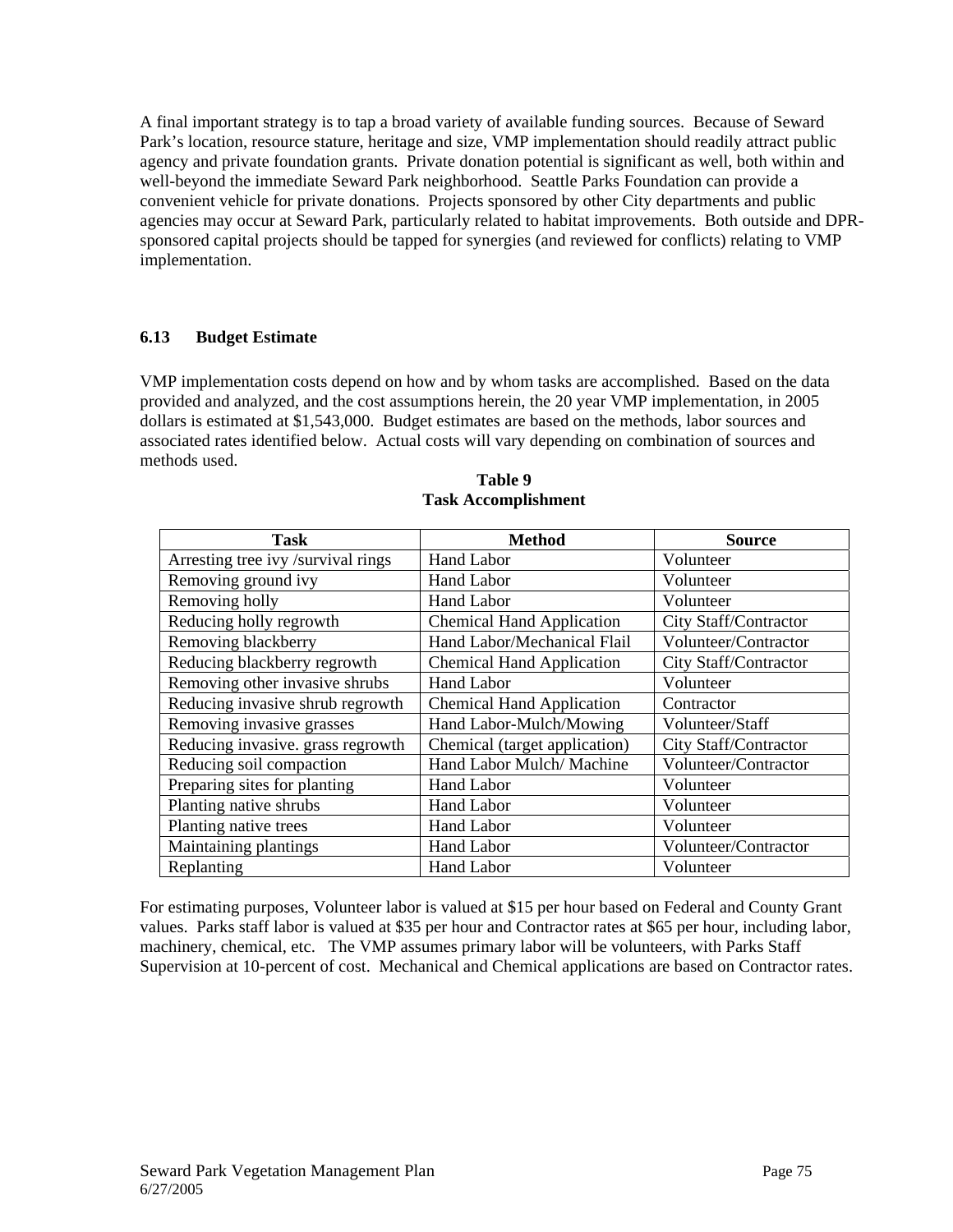A final important strategy is to tap a broad variety of available funding sources. Because of Seward Park's location, resource stature, heritage and size, VMP implementation should readily attract public agency and private foundation grants. Private donation potential is significant as well, both within and well-beyond the immediate Seward Park neighborhood. Seattle Parks Foundation can provide a convenient vehicle for private donations. Projects sponsored by other City departments and public agencies may occur at Seward Park, particularly related to habitat improvements. Both outside and DPR-sponsored capital projects should be tapped for synergies (and reviewed for conflicts) relating to VMP implementation.

### 6.13 Budget Estimate

VMP implementation costs depend on how and by whom tasks are accomplished. Based on the data provided and analyzed, and the cost assumptions herein, the 20 year VMP implementation, in 2005 dollars is estimated at $1,543,000. Budget estimates are based on the methods, labor sources and associated rates identified below. Actual costs will vary depending on combination of sources and methods used.

**Table 9**
**Task Accomplishment**

| Task | Method | Source |
|---|---|---|
| Arresting tree ivy /survival rings | Hand Labor | Volunteer |
| Removing ground ivy | Hand Labor | Volunteer |
| Removing holly | Hand Labor | Volunteer |
| Reducing holly regrowth | Chemical Hand Application | City Staff/Contractor |
| Removing blackberry | Hand Labor/Mechanical Flail | Volunteer/Contractor |
| Reducing blackberry regrowth | Chemical Hand Application | City Staff/Contractor |
| Removing other invasive shrubs | Hand Labor | Volunteer |
| Reducing invasive shrub regrowth | Chemical Hand Application | Contractor |
| Removing invasive grasses | Hand Labor-Mulch/Mowing | Volunteer/Staff |
| Reducing invasive. grass regrowth | Chemical (target application) | City Staff/Contractor |
| Reducing soil compaction | Hand Labor Mulch/ Machine | Volunteer/Contractor |
| Preparing sites for planting | Hand Labor | Volunteer |
| Planting native shrubs | Hand Labor | Volunteer |
| Planting native trees | Hand Labor | Volunteer |
| Maintaining plantings | Hand Labor | Volunteer/Contractor |
| Replanting | Hand Labor | Volunteer |

For estimating purposes, Volunteer labor is valued at $15 per hour based on Federal and County Grant values. Parks staff labor is valued at $35 per hour and Contractor rates at $65 per hour, including labor, machinery, chemical, etc. The VMP assumes primary labor will be volunteers, with Parks Staff Supervision at 10-percent of cost. Mechanical and Chemical applications are based on Contractor rates.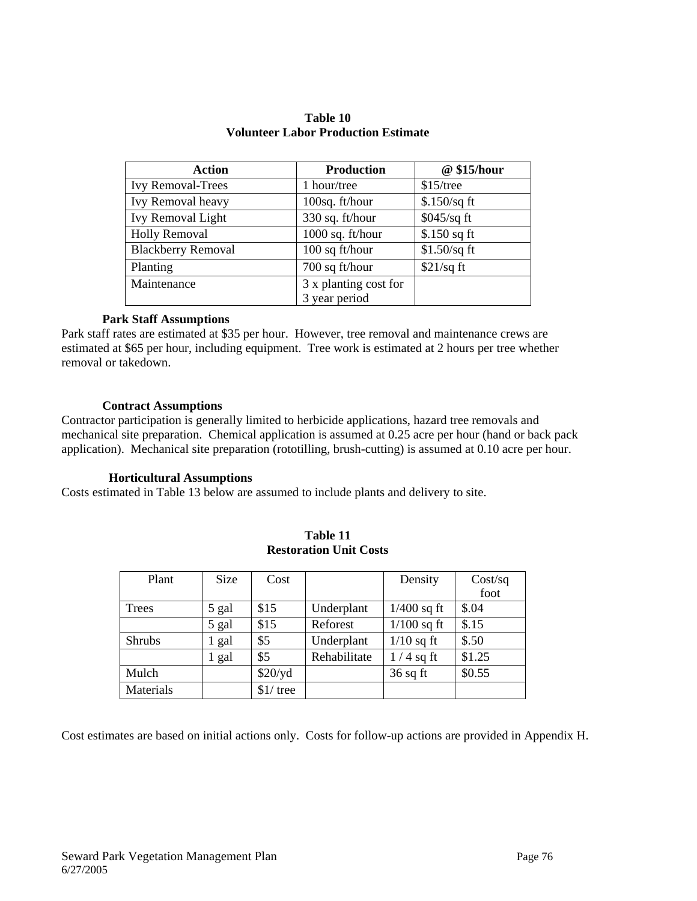**Table 10**
**Volunteer Labor Production Estimate**

| Action | Production | @ $15/hour |
|---|---|---|
| Ivy Removal-Trees | 1 hour/tree | $15/tree |
| Ivy Removal heavy | 100sq. ft/hour | $.150/sq ft |
| Ivy Removal Light | 330 sq. ft/hour | $045/sq ft |
| Holly Removal | 1000 sq. ft/hour | $.150 sq ft |
| Blackberry Removal | 100 sq ft/hour | $1.50/sq ft |
| Planting | 700 sq ft/hour | $21/sq ft |
| Maintenance | 3 x planting cost for 3 year period | |

**Park Staff Assumptions**

Park staff rates are estimated at $35 per hour. However, tree removal and maintenance crews are estimated at $65 per hour, including equipment. Tree work is estimated at 2 hours per tree whether removal or takedown.

**Contract Assumptions**

Contractor participation is generally limited to herbicide applications, hazard tree removals and mechanical site preparation. Chemical application is assumed at 0.25 acre per hour (hand or back pack application). Mechanical site preparation (rototilling, brush-cutting) is assumed at 0.10 acre per hour.

**Horticultural Assumptions**

Costs estimated in Table 13 below are assumed to include plants and delivery to site.

**Table 11**
**Restoration Unit Costs**

| Plant | Size | Cost | | Density | Cost/sq foot |
|---|---|---|---|---|---|
| Trees | 5 gal | $15 | Underplant | 1/400 sq ft | $.04 |
| | 5 gal | $15 | Reforest | 1/100 sq ft | $.15 |
| Shrubs | 1 gal | $5 | Underplant | 1/10 sq ft | $.50 |
| | 1 gal | $5 | Rehabilitate | 1 / 4 sq ft | $1.25 |
| Mulch | | $20/yd | | 36 sq ft | $0.55 |
| Materials | | $1/ tree | | | |

Cost estimates are based on initial actions only. Costs for follow-up actions are provided in Appendix H.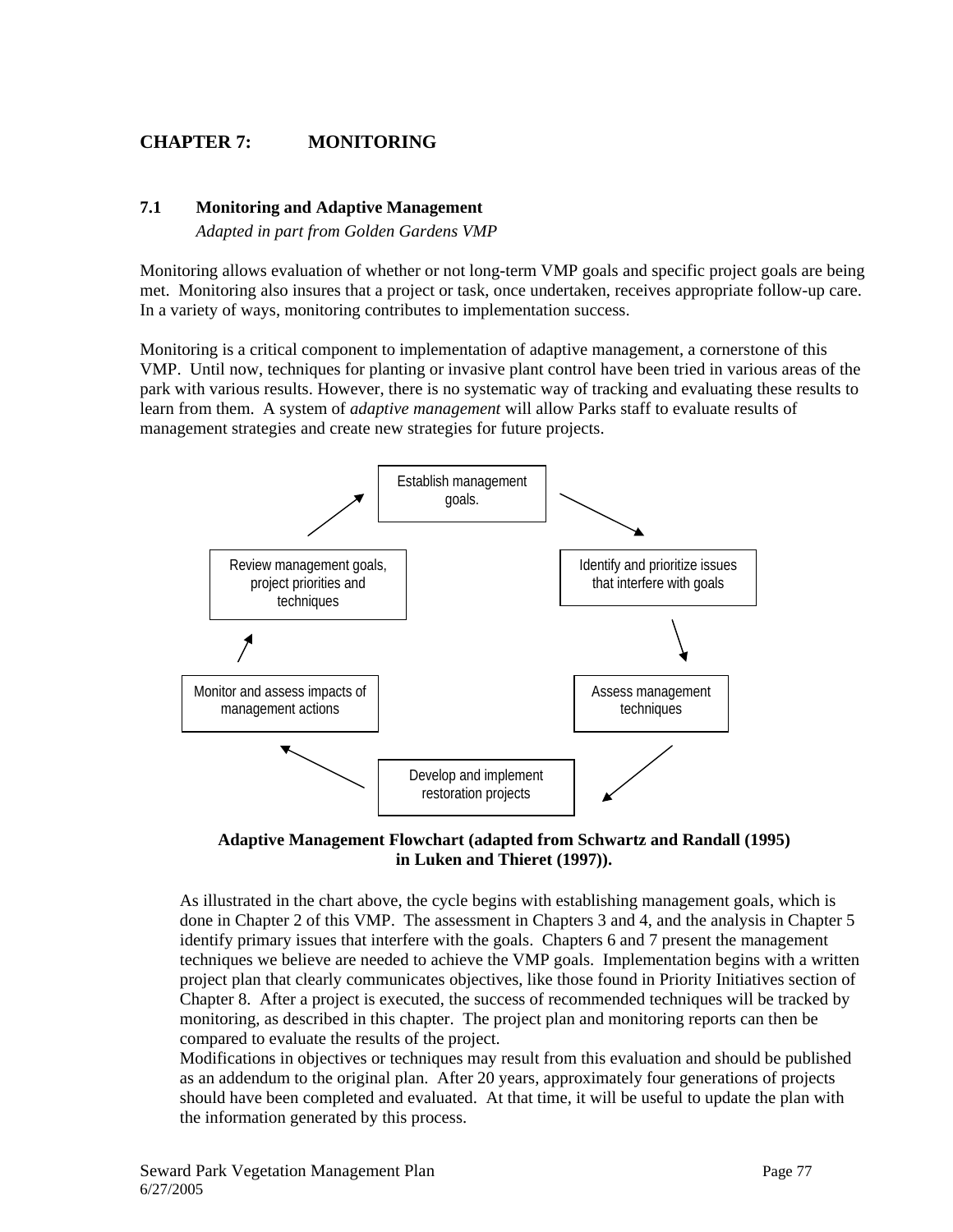# CHAPTER 7: MONITORING

## 7.1 Monitoring and Adaptive Management

*Adapted in part from Golden Gardens VMP*

Monitoring allows evaluation of whether or not long-term VMP goals and specific project goals are being met. Monitoring also insures that a project or task, once undertaken, receives appropriate follow-up care. In a variety of ways, monitoring contributes to implementation success.

Monitoring is a critical component to implementation of adaptive management, a cornerstone of this VMP. Until now, techniques for planting or invasive plant control have been tried in various areas of the park with various results. However, there is no systematic way of tracking and evaluating these results to learn from them. A system of *adaptive management* will allow Parks staff to evaluate results of management strategies and create new strategies for future projects.

Establish management goals. → Identify and prioritize issues that interfere with goals → Assess management techniques → Develop and implement restoration projects → Monitor and assess impacts of management actions → Review management goals, project priorities and techniques → Establish management goals.

**Adaptive Management Flowchart (adapted from Schwartz and Randall (1995) in Luken and Thieret (1997)).**

As illustrated in the chart above, the cycle begins with establishing management goals, which is done in Chapter 2 of this VMP. The assessment in Chapters 3 and 4, and the analysis in Chapter 5 identify primary issues that interfere with the goals. Chapters 6 and 7 present the management techniques we believe are needed to achieve the VMP goals. Implementation begins with a written project plan that clearly communicates objectives, like those found in Priority Initiatives section of Chapter 8. After a project is executed, the success of recommended techniques will be tracked by monitoring, as described in this chapter. The project plan and monitoring reports can then be compared to evaluate the results of the project.

Modifications in objectives or techniques may result from this evaluation and should be published as an addendum to the original plan. After 20 years, approximately four generations of projects should have been completed and evaluated. At that time, it will be useful to update the plan with the information generated by this process.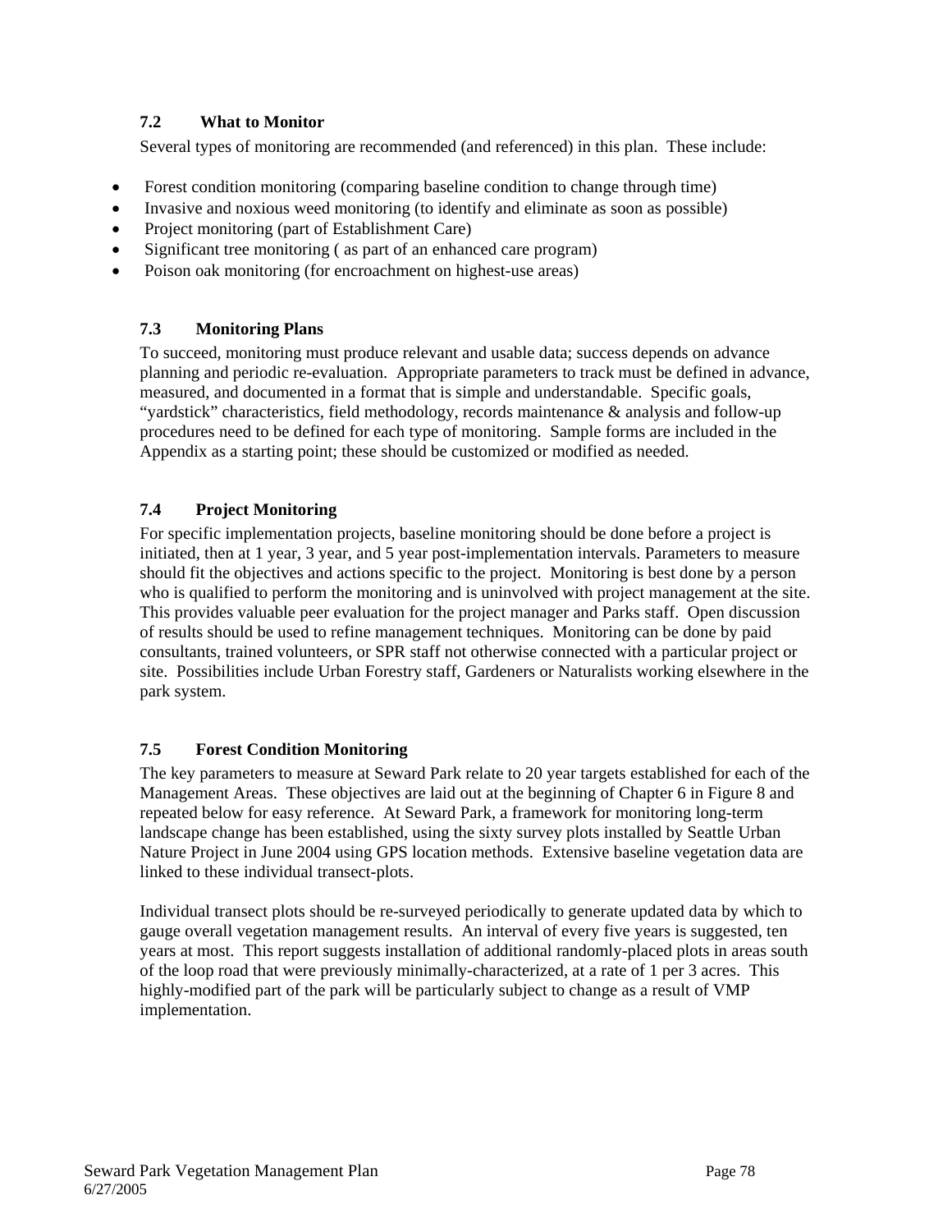### 7.2 What to Monitor

Several types of monitoring are recommended (and referenced) in this plan. These include:

- Forest condition monitoring (comparing baseline condition to change through time)
- Invasive and noxious weed monitoring (to identify and eliminate as soon as possible)
- Project monitoring (part of Establishment Care)
- Significant tree monitoring ( as part of an enhanced care program)
- Poison oak monitoring (for encroachment on highest-use areas)

### 7.3 Monitoring Plans

To succeed, monitoring must produce relevant and usable data; success depends on advance planning and periodic re-evaluation. Appropriate parameters to track must be defined in advance, measured, and documented in a format that is simple and understandable. Specific goals, "yardstick" characteristics, field methodology, records maintenance & analysis and follow-up procedures need to be defined for each type of monitoring. Sample forms are included in the Appendix as a starting point; these should be customized or modified as needed.

### 7.4 Project Monitoring

For specific implementation projects, baseline monitoring should be done before a project is initiated, then at 1 year, 3 year, and 5 year post-implementation intervals. Parameters to measure should fit the objectives and actions specific to the project. Monitoring is best done by a person who is qualified to perform the monitoring and is uninvolved with project management at the site. This provides valuable peer evaluation for the project manager and Parks staff. Open discussion of results should be used to refine management techniques. Monitoring can be done by paid consultants, trained volunteers, or SPR staff not otherwise connected with a particular project or site. Possibilities include Urban Forestry staff, Gardeners or Naturalists working elsewhere in the park system.

### 7.5 Forest Condition Monitoring

The key parameters to measure at Seward Park relate to 20 year targets established for each of the Management Areas. These objectives are laid out at the beginning of Chapter 6 in Figure 8 and repeated below for easy reference. At Seward Park, a framework for monitoring long-term landscape change has been established, using the sixty survey plots installed by Seattle Urban Nature Project in June 2004 using GPS location methods. Extensive baseline vegetation data are linked to these individual transect-plots.

Individual transect plots should be re-surveyed periodically to generate updated data by which to gauge overall vegetation management results. An interval of every five years is suggested, ten years at most. This report suggests installation of additional randomly-placed plots in areas south of the loop road that were previously minimally-characterized, at a rate of 1 per 3 acres. This highly-modified part of the park will be particularly subject to change as a result of VMP implementation.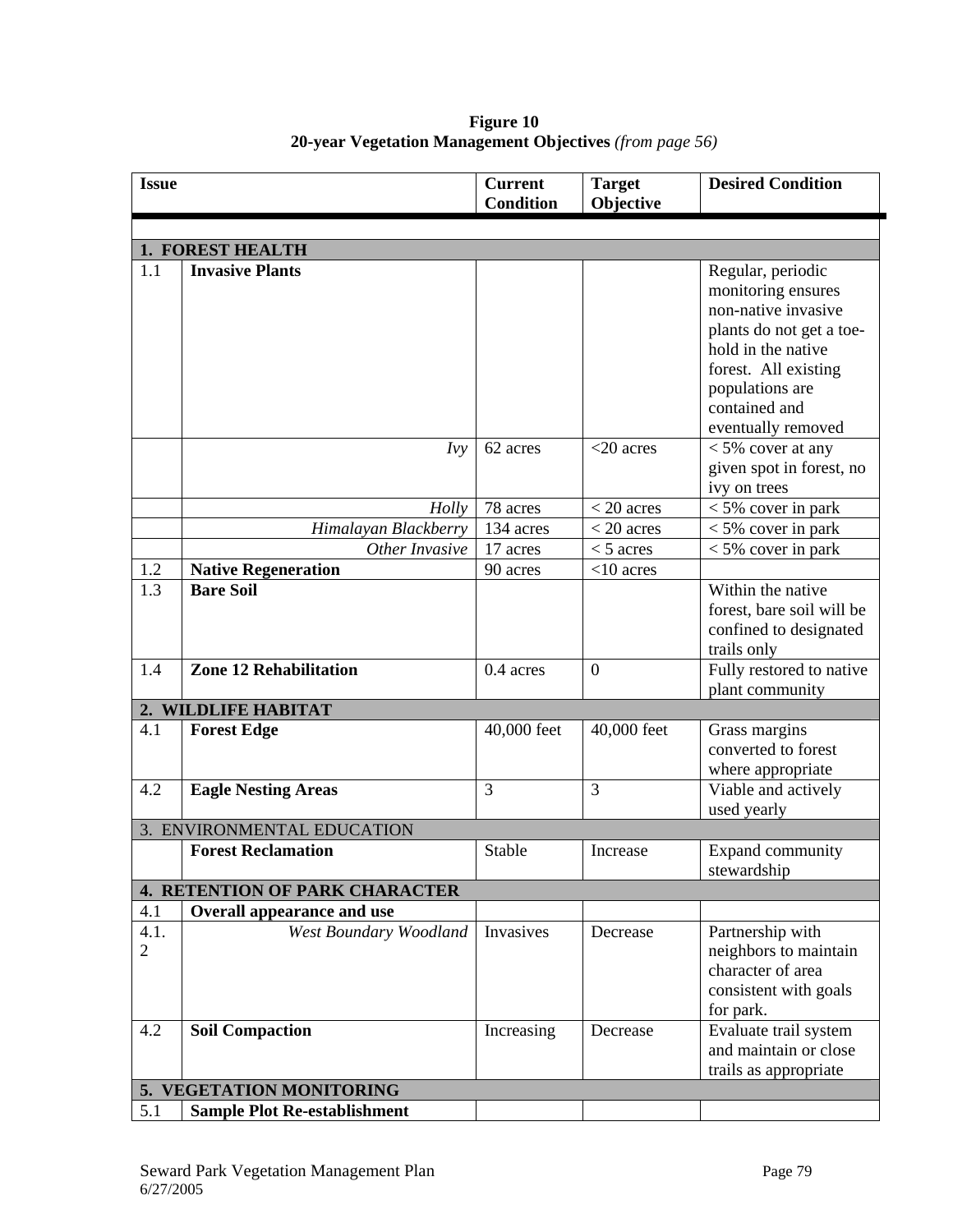**Figure 10**
**20-year Vegetation Management Objectives** *(from page 56)*

| Issue | | Current Condition | Target Objective | Desired Condition |
|---|---|---|---|---|
| **1. FOREST HEALTH** | | | | |
| 1.1 | **Invasive Plants** | | | Regular, periodic monitoring ensures non-native invasive plants do not get a toe-hold in the native forest. All existing populations are contained and eventually removed |
| | *Ivy* | 62 acres | <20 acres | < 5% cover at any given spot in forest, no ivy on trees |
| | *Holly* | 78 acres | < 20 acres | < 5% cover in park |
| | *Himalayan Blackberry* | 134 acres | < 20 acres | < 5% cover in park |
| | *Other Invasive* | 17 acres | < 5 acres | < 5% cover in park |
| 1.2 | **Native Regeneration** | 90 acres | <10 acres | |
| 1.3 | **Bare Soil** | | | Within the native forest, bare soil will be confined to designated trails only |
| 1.4 | **Zone 12 Rehabilitation** | 0.4 acres | 0 | Fully restored to native plant community |
| **2. WILDLIFE HABITAT** | | | | |
| 4.1 | **Forest Edge** | 40,000 feet | 40,000 feet | Grass margins converted to forest where appropriate |
| 4.2 | **Eagle Nesting Areas** | 3 | 3 | Viable and actively used yearly |
| 3. ENVIRONMENTAL EDUCATION | | | | |
| | **Forest Reclamation** | Stable | Increase | Expand community stewardship |
| **4. RETENTION OF PARK CHARACTER** | | | | |
| 4.1 | **Overall appearance and use** | | | |
| 4.1.2 | *West Boundary Woodland* | Invasives | Decrease | Partnership with neighbors to maintain character of area consistent with goals for park. |
| 4.2 | **Soil Compaction** | Increasing | Decrease | Evaluate trail system and maintain or close trails as appropriate |
| **5. VEGETATION MONITORING** | | | | |
| 5.1 | **Sample Plot Re-establishment** | | | |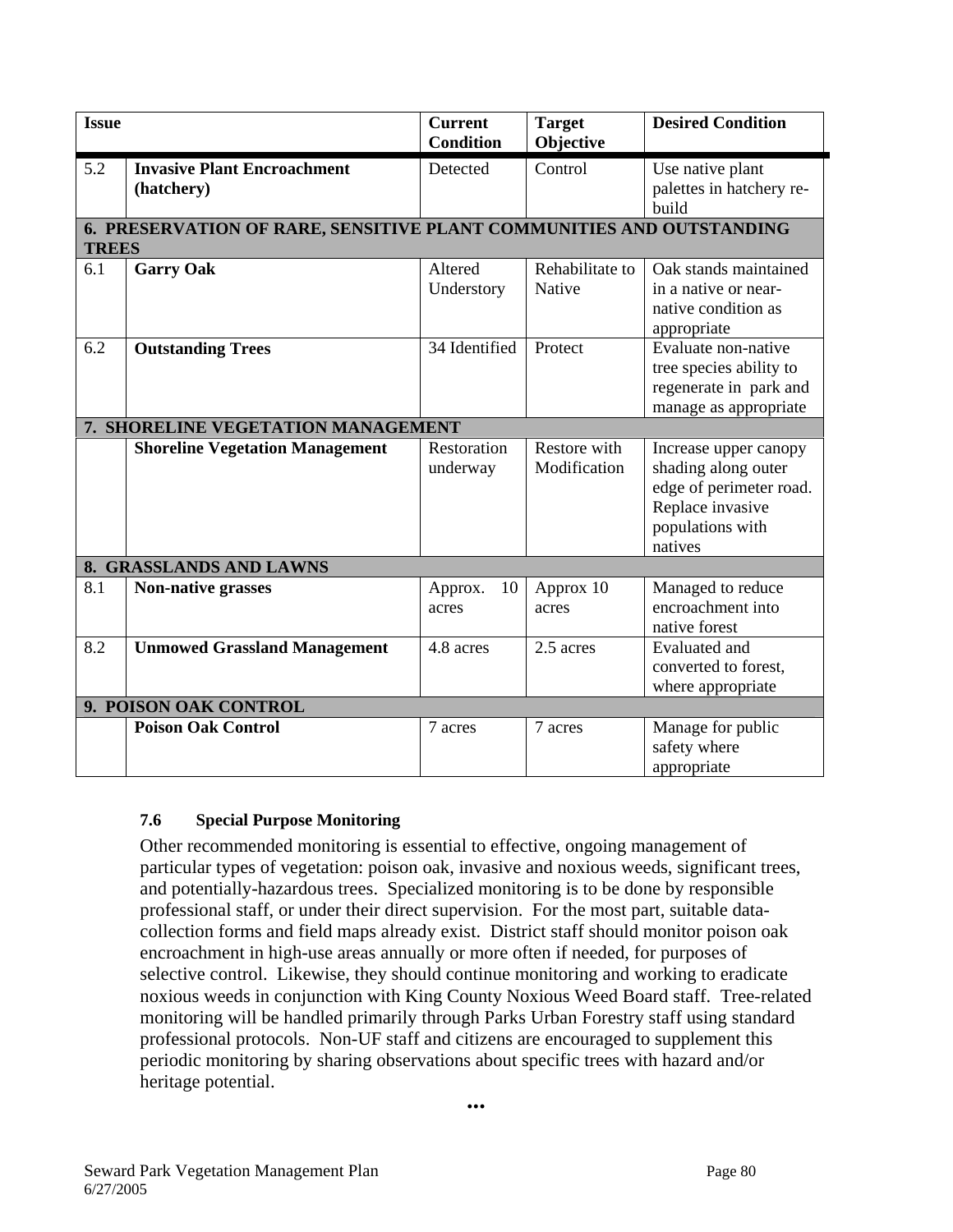| Issue | | Current Condition | Target Objective | Desired Condition |
|---|---|---|---|---|
| 5.2 | **Invasive Plant Encroachment (hatchery)** | Detected | Control | Use native plant palettes in hatchery re-build |
| **6. PRESERVATION OF RARE, SENSITIVE PLANT COMMUNITIES AND OUTSTANDING TREES** | | | | |
| 6.1 | **Garry Oak** | Altered Understory | Rehabilitate to Native | Oak stands maintained in a native or near-native condition as appropriate |
| 6.2 | **Outstanding Trees** | 34 Identified | Protect | Evaluate non-native tree species ability to regenerate in park and manage as appropriate |
| **7. SHORELINE VEGETATION MANAGEMENT** | | | | |
| | **Shoreline Vegetation Management** | Restoration underway | Restore with Modification | Increase upper canopy shading along outer edge of perimeter road. Replace invasive populations with natives |
| **8. GRASSLANDS AND LAWNS** | | | | |
| 8.1 | **Non-native grasses** | Approx. 10 acres | Approx 10 acres | Managed to reduce encroachment into native forest |
| 8.2 | **Unmowed Grassland Management** | 4.8 acres | 2.5 acres | Evaluated and converted to forest, where appropriate |
| **9. POISON OAK CONTROL** | | | | |
| | **Poison Oak Control** | 7 acres | 7 acres | Manage for public safety where appropriate |

### 7.6 Special Purpose Monitoring

Other recommended monitoring is essential to effective, ongoing management of particular types of vegetation: poison oak, invasive and noxious weeds, significant trees, and potentially-hazardous trees. Specialized monitoring is to be done by responsible professional staff, or under their direct supervision. For the most part, suitable data-collection forms and field maps already exist. District staff should monitor poison oak encroachment in high-use areas annually or more often if needed, for purposes of selective control. Likewise, they should continue monitoring and working to eradicate noxious weeds in conjunction with King County Noxious Weed Board staff. Tree-related monitoring will be handled primarily through Parks Urban Forestry staff using standard professional protocols. Non-UF staff and citizens are encouraged to supplement this periodic monitoring by sharing observations about specific trees with hazard and/or heritage potential.

**…**